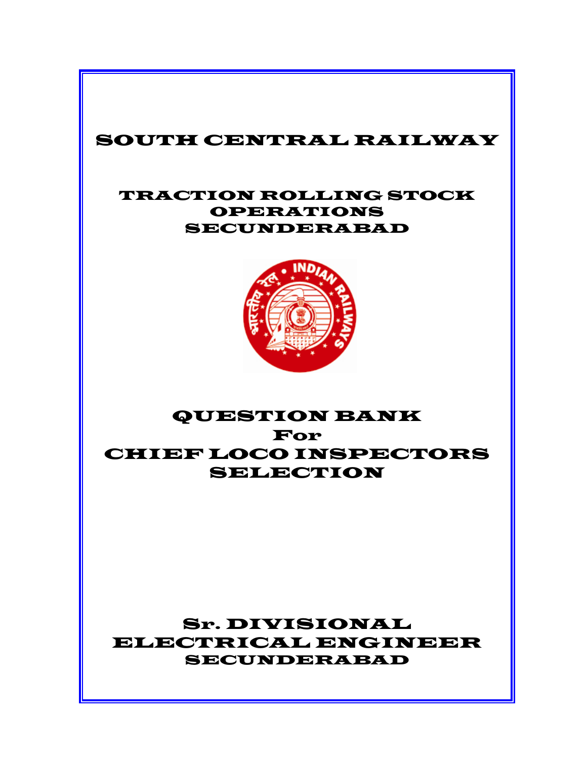# SOUTH CENTRAL RAILWAY

## TRACTION ROLLING STOCK OPERATIONS SECUNDERABAD

# QUESTION BANK For CHIEF LOCO INSPECTORS SELECTION

## Sr. DIVISIONAL ELECTRICAL ENGINEER SECUNDERABAD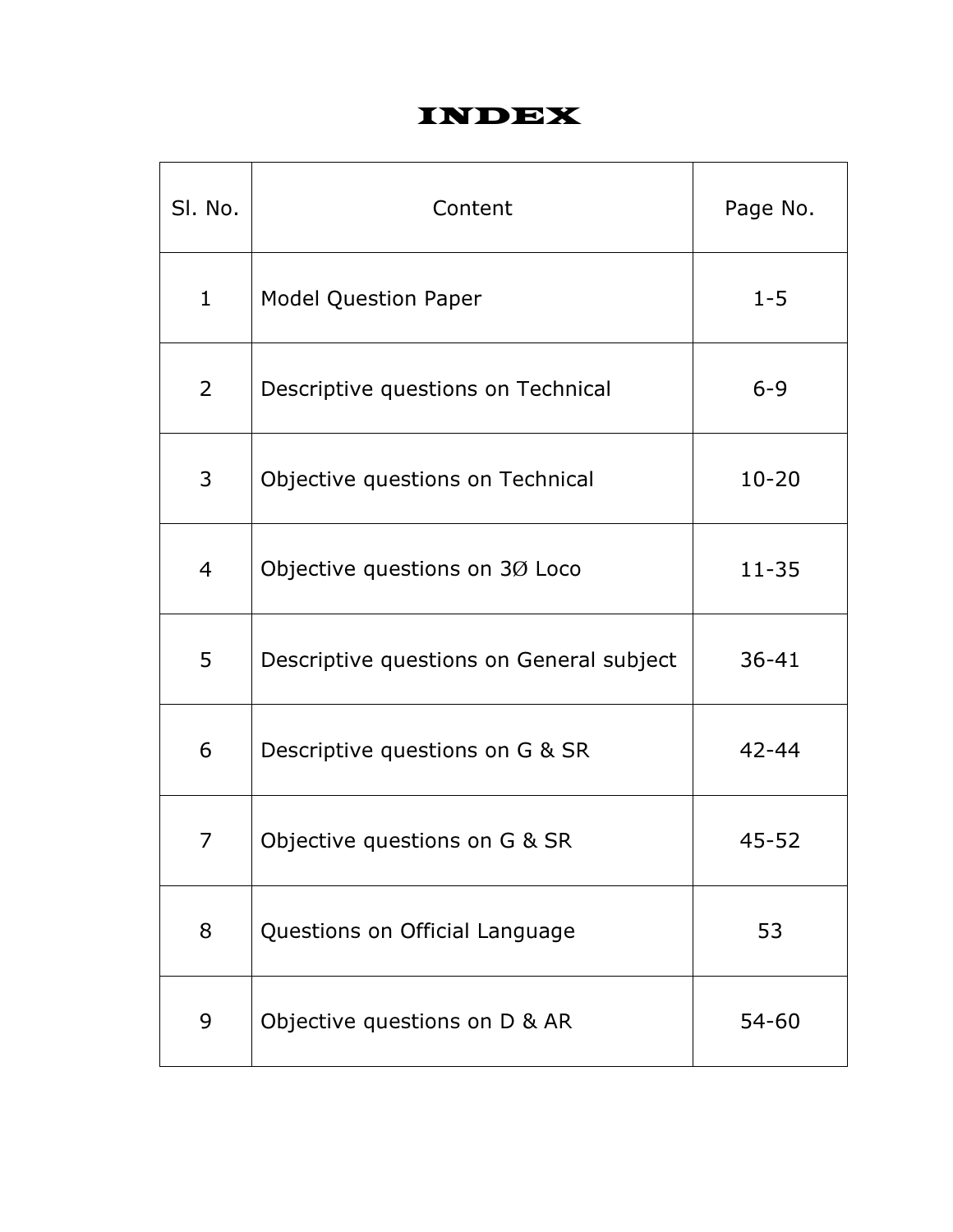# INDEX

| Sl. No. | Content | Page No. |
| --- | --- | --- |
| 1 | Model Question Paper | 1-5 |
| 2 | Descriptive questions on Technical | 6-9 |
| 3 | Objective questions on Technical | 10-20 |
| 4 | Objective questions on 3Ø Loco | 11-35 |
| 5 | Descriptive questions on General subject | 36-41 |
| 6 | Descriptive questions on G & SR | 42-44 |
| 7 | Objective questions on G & SR | 45-52 |
| 8 | Questions on Official Language | 53 |
| 9 | Objective questions on D & AR | 54-60 |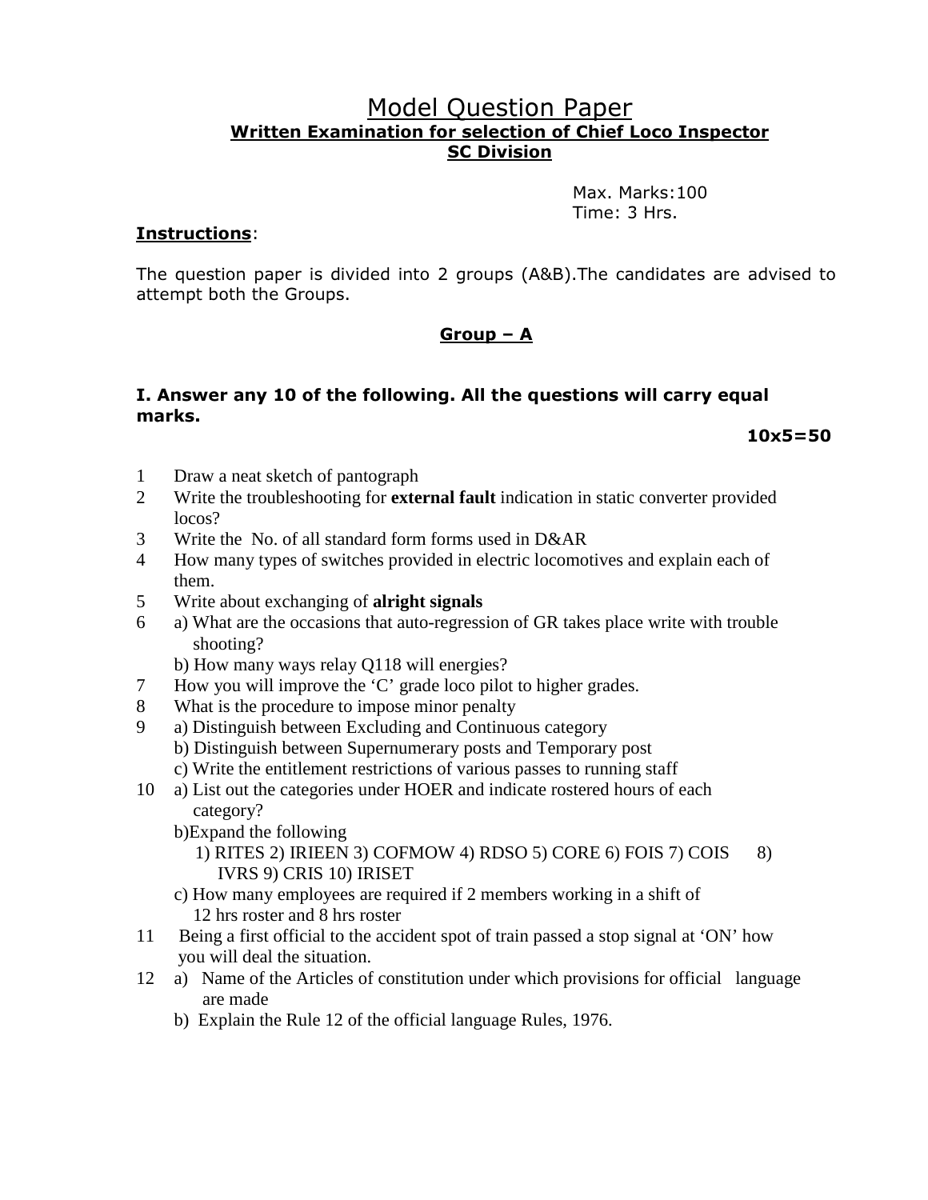# Model Question Paper

## Written Examination for selection of Chief Loco Inspector

## SC Division

Max. Marks:100
Time: 3 Hrs.

**Instructions**:

The question paper is divided into 2 groups (A&B).The candidates are advised to attempt both the Groups.

### Group – A

**I. Answer any 10 of the following. All the questions will carry equal marks.**

**10x5=50**

1. Draw a neat sketch of pantograph
2. Write the troubleshooting for **external fault** indication in static converter provided locos?
3. Write the No. of all standard form forms used in D&AR
4. How many types of switches provided in electric locomotives and explain each of them.
5. Write about exchanging of **alright signals**
6. a) What are the occasions that auto-regression of GR takes place write with trouble shooting?
   b) How many ways relay Q118 will energies?
7. How you will improve the 'C' grade loco pilot to higher grades.
8. What is the procedure to impose minor penalty
9. a) Distinguish between Excluding and Continuous category
   b) Distinguish between Supernumerary posts and Temporary post
   c) Write the entitlement restrictions of various passes to running staff
10. a) List out the categories under HOER and indicate rostered hours of each category?
    b)Expand the following
    1) RITES 2) IRIEEN 3) COFMOW 4) RDSO 5) CORE 6) FOIS 7) COIS 8) IVRS 9) CRIS 10) IRISET
    c) How many employees are required if 2 members working in a shift of 12 hrs roster and 8 hrs roster
11. Being a first official to the accident spot of train passed a stop signal at 'ON' how you will deal the situation.
12. a) Name of the Articles of constitution under which provisions for official language are made
    b) Explain the Rule 12 of the official language Rules, 1976.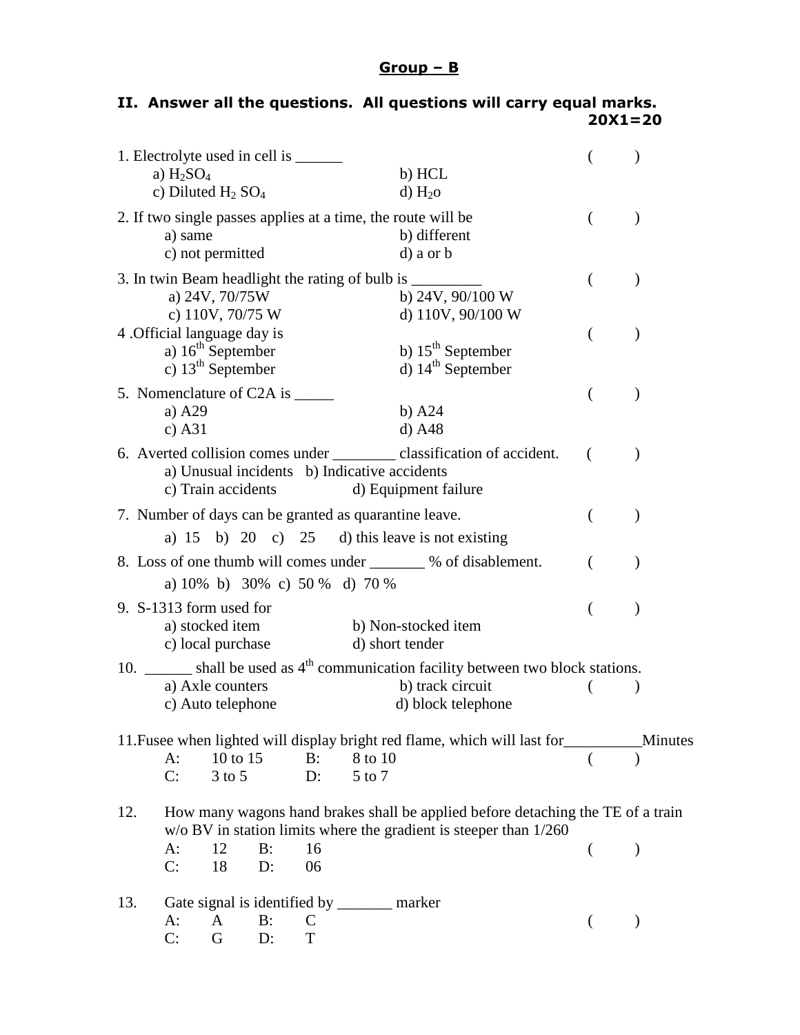## Group – B

**II. Answer all the questions. All questions will carry equal marks.**
**20X1=20**

1. Electrolyte used in cell is ______ ( )
   a) $H_2SO_4$ b) HCL
   c) Diluted $H_2SO_4$ d) $H_2o$

2. If two single passes applies at a time, the route will be ( )
   a) same b) different
   c) not permitted d) a or b

3. In twin Beam headlight the rating of bulb is _________ ( )
   a) 24V, 70/75W b) 24V, 90/100 W
   c) 110V, 70/75 W d) 110V, 90/100 W

4 .Official language day is ( )
   a) 16th September b) 15th September
   c) 13th September d) 14th September

5. Nomenclature of C2A is _____ ( )
   a) A29 b) A24
   c) A31 d) A48

6. Averted collision comes under ________ classification of accident. ( )
   a) Unusual incidents b) Indicative accidents
   c) Train accidents d) Equipment failure

7. Number of days can be granted as quarantine leave. ( )
   a) 15 b) 20 c) 25 d) this leave is not existing

8. Loss of one thumb will comes under _______ % of disablement. ( )
   a) 10% b) 30% c) 50 % d) 70 %

9. S-1313 form used for ( )
   a) stocked item b) Non-stocked item
   c) local purchase d) short tender

10. ______ shall be used as 4th communication facility between two block stations.
   a) Axle counters b) track circuit ( )
   c) Auto telephone d) block telephone

11.Fusee when lighted will display bright red flame, which will last for__________Minutes
   A: 10 to 15 B: 8 to 10 ( )
   C: 3 to 5 D: 5 to 7

12. How many wagons hand brakes shall be applied before detaching the TE of a train w/o BV in station limits where the gradient is steeper than 1/260
   A: 12 B: 16 ( )
   C: 18 D: 06

13. Gate signal is identified by _______ marker
   A: A B: C ( )
   C: G D: T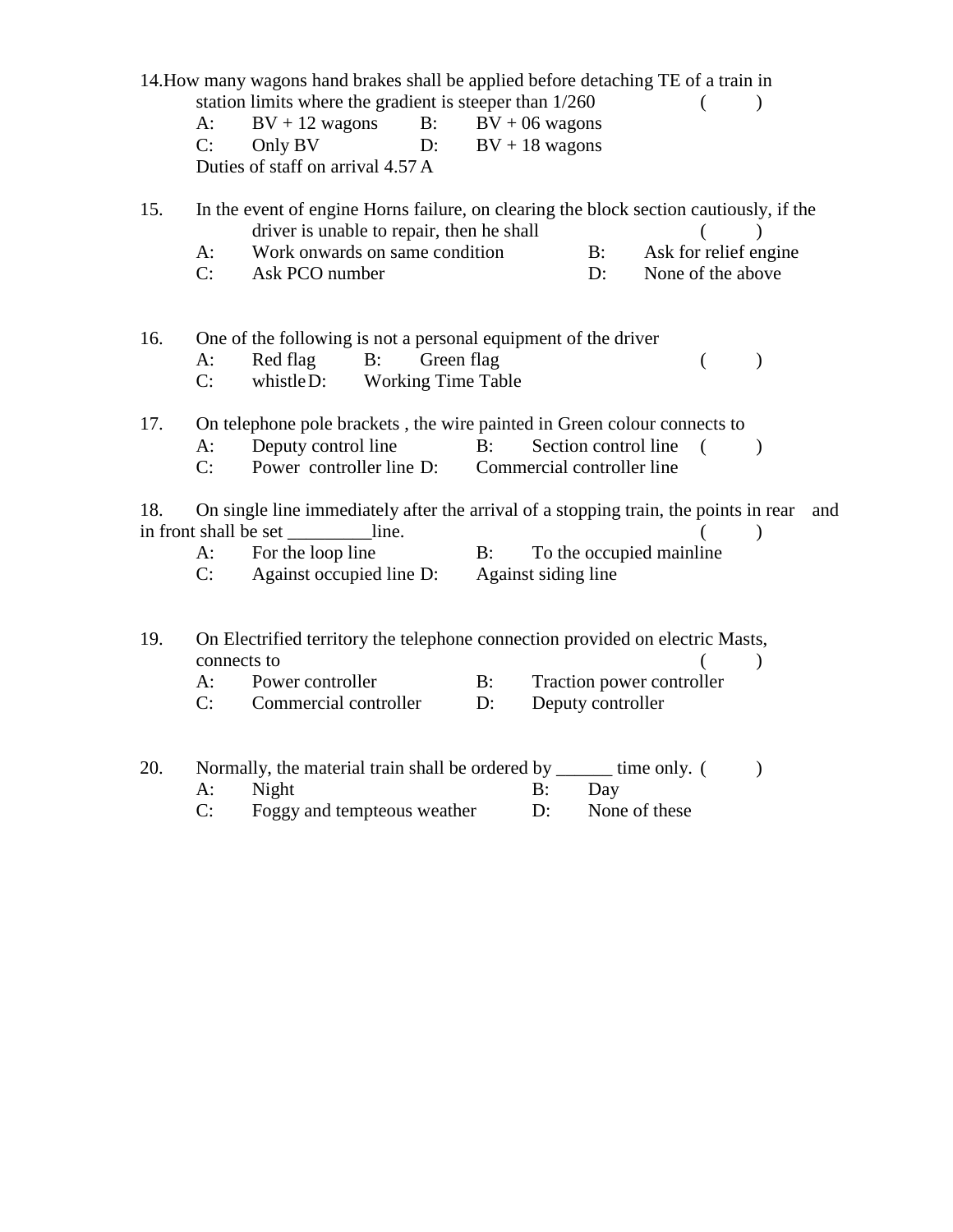14. How many wagons hand brakes shall be applied before detaching TE of a train in station limits where the gradient is steeper than 1/260 ( )

A: BV + 12 wagons B: BV + 06 wagons
C: Only BV D: BV + 18 wagons

Duties of staff on arrival 4.57 A

15. In the event of engine Horns failure, on clearing the block section cautiously, if the driver is unable to repair, then he shall ( )

A: Work onwards on same condition B: Ask for relief engine
C: Ask PCO number D: None of the above

16. One of the following is not a personal equipment of the driver ( )

A: Red flag B: Green flag
C: whistle D: Working Time Table

17. On telephone pole brackets , the wire painted in Green colour connects to ( )

A: Deputy control line B: Section control line
C: Power controller line D: Commercial controller line

18. On single line immediately after the arrival of a stopping train, the points in rear and in front shall be set _________line. ( )

A: For the loop line B: To the occupied mainline
C: Against occupied line D: Against siding line

19. On Electrified territory the telephone connection provided on electric Masts, connects to ( )

A: Power controller B: Traction power controller
C: Commercial controller D: Deputy controller

20. Normally, the material train shall be ordered by ______ time only. ( )

A: Night B: Day
C: Foggy and tempteous weather D: None of these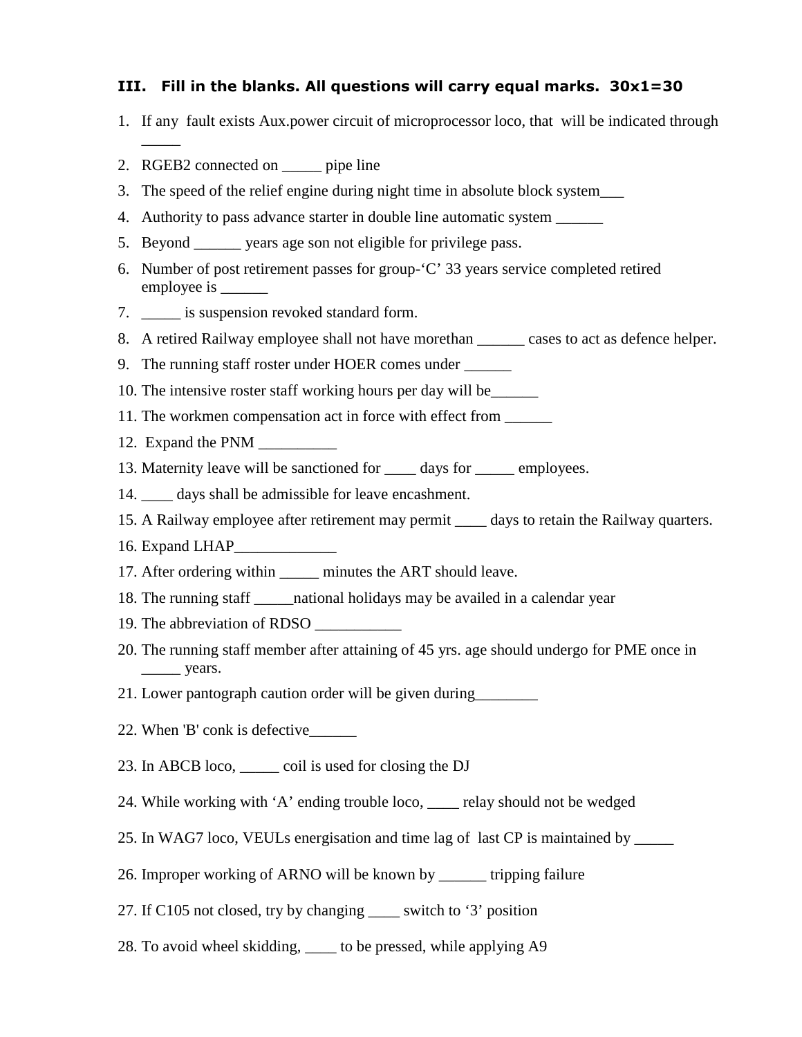### III. Fill in the blanks. All questions will carry equal marks. 30x1=30

1. If any fault exists Aux.power circuit of microprocessor loco, that will be indicated through _____
2. RGEB2 connected on _____ pipe line
3. The speed of the relief engine during night time in absolute block system___
4. Authority to pass advance starter in double line automatic system ______
5. Beyond ______ years age son not eligible for privilege pass.
6. Number of post retirement passes for group-'C' 33 years service completed retired employee is ______
7. _____ is suspension revoked standard form.
8. A retired Railway employee shall not have morethan ______ cases to act as defence helper.
9. The running staff roster under HOER comes under ______
10. The intensive roster staff working hours per day will be______
11. The workmen compensation act in force with effect from ______
12. Expand the PNM __________
13. Maternity leave will be sanctioned for ____ days for _____ employees.
14. ____ days shall be admissible for leave encashment.
15. A Railway employee after retirement may permit ____ days to retain the Railway quarters.
16. Expand LHAP_____________
17. After ordering within _____ minutes the ART should leave.
18. The running staff _____national holidays may be availed in a calendar year
19. The abbreviation of RDSO ___________
20. The running staff member after attaining of 45 yrs. age should undergo for PME once in _____ years.
21. Lower pantograph caution order will be given during________
22. When 'B' conk is defective______
23. In ABCB loco, _____ coil is used for closing the DJ
24. While working with 'A' ending trouble loco, ____ relay should not be wedged
25. In WAG7 loco, VEULs energisation and time lag of last CP is maintained by _____
26. Improper working of ARNO will be known by ______ tripping failure
27. If C105 not closed, try by changing ____ switch to '3' position
28. To avoid wheel skidding, ____ to be pressed, while applying A9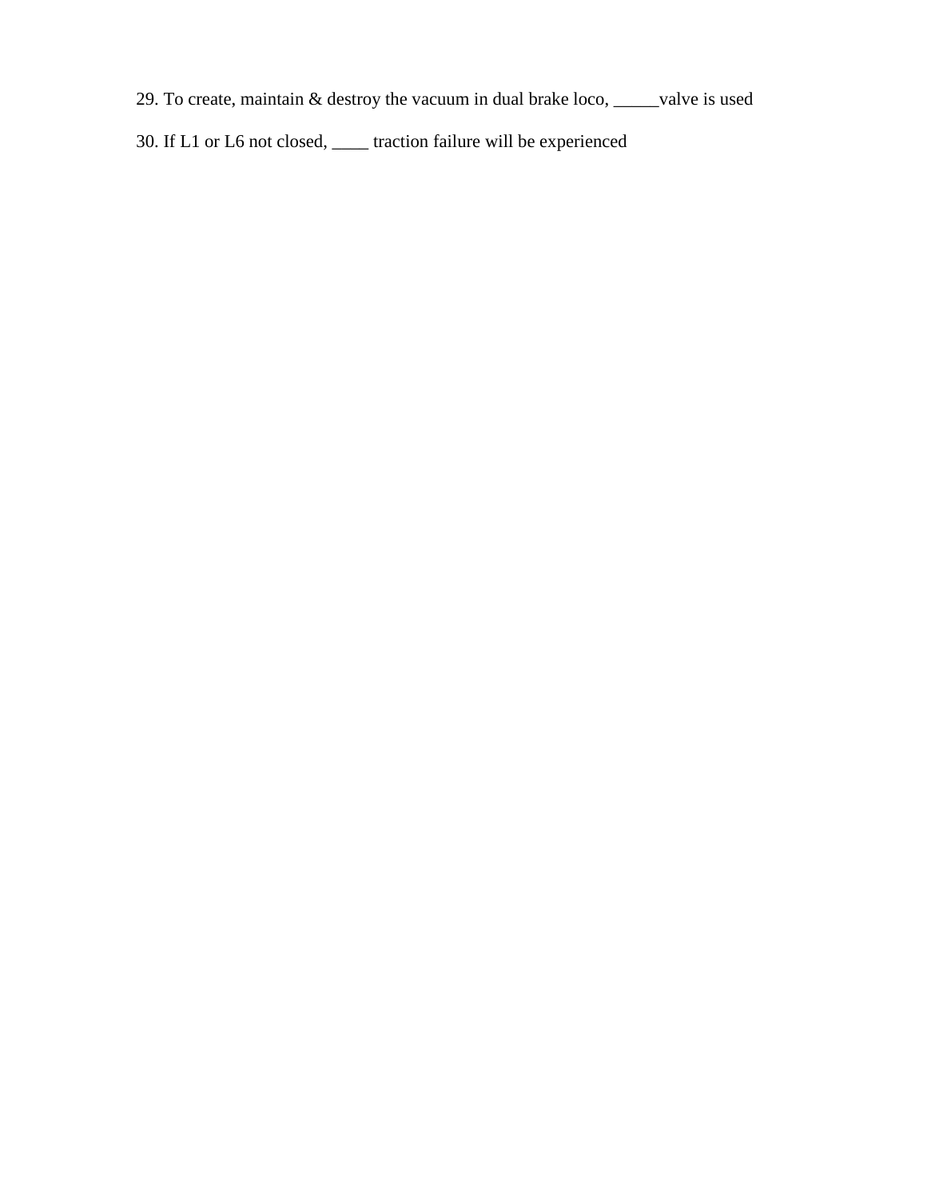29. To create, maintain & destroy the vacuum in dual brake loco, _____valve is used

30. If L1 or L6 not closed, ____ traction failure will be experienced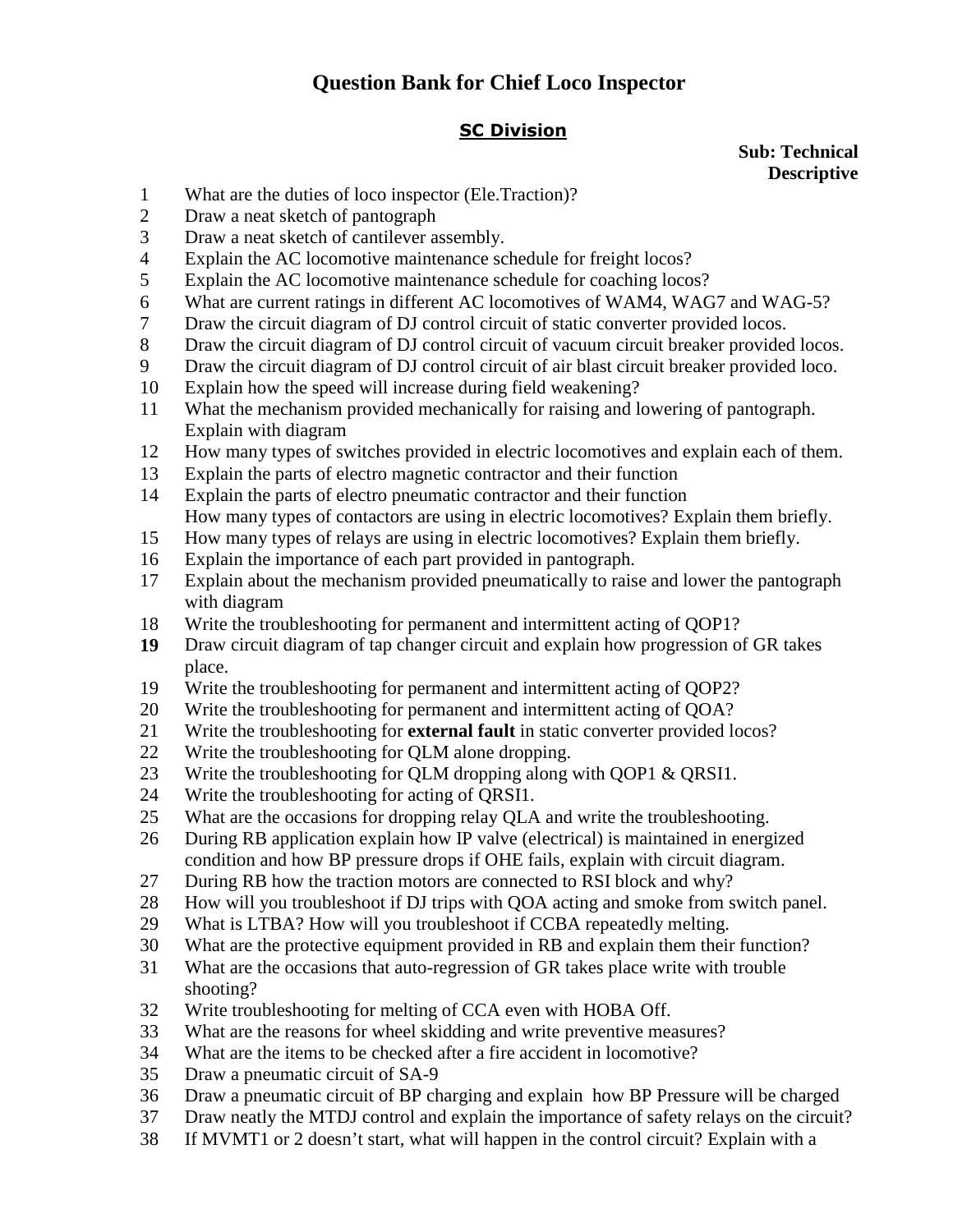# Question Bank for Chief Loco Inspector

## SC Division

**Sub: Technical**
**Descriptive**

1. What are the duties of loco inspector (Ele.Traction)?
2. Draw a neat sketch of pantograph
3. Draw a neat sketch of cantilever assembly.
4. Explain the AC locomotive maintenance schedule for freight locos?
5. Explain the AC locomotive maintenance schedule for coaching locos?
6. What are current ratings in different AC locomotives of WAM4, WAG7 and WAG-5?
7. Draw the circuit diagram of DJ control circuit of static converter provided locos.
8. Draw the circuit diagram of DJ control circuit of vacuum circuit breaker provided locos.
9. Draw the circuit diagram of DJ control circuit of air blast circuit breaker provided loco.
10. Explain how the speed will increase during field weakening?
11. What the mechanism provided mechanically for raising and lowering of pantograph. Explain with diagram
12. How many types of switches provided in electric locomotives and explain each of them.
13. Explain the parts of electro magnetic contractor and their function
14. Explain the parts of electro pneumatic contractor and their function
    How many types of contactors are using in electric locomotives? Explain them briefly.
15. How many types of relays are using in electric locomotives? Explain them briefly.
16. Explain the importance of each part provided in pantograph.
17. Explain about the mechanism provided pneumatically to raise and lower the pantograph with diagram
18. Write the troubleshooting for permanent and intermittent acting of QOP1?
**19** Draw circuit diagram of tap changer circuit and explain how progression of GR takes place.
19. Write the troubleshooting for permanent and intermittent acting of QOP2?
20. Write the troubleshooting for permanent and intermittent acting of QOA?
21. Write the troubleshooting for **external fault** in static converter provided locos?
22. Write the troubleshooting for QLM alone dropping.
23. Write the troubleshooting for QLM dropping along with QOP1 & QRSI1.
24. Write the troubleshooting for acting of QRSI1.
25. What are the occasions for dropping relay QLA and write the troubleshooting.
26. During RB application explain how IP valve (electrical) is maintained in energized condition and how BP pressure drops if OHE fails, explain with circuit diagram.
27. During RB how the traction motors are connected to RSI block and why?
28. How will you troubleshoot if DJ trips with QOA acting and smoke from switch panel.
29. What is LTBA? How will you troubleshoot if CCBA repeatedly melting.
30. What are the protective equipment provided in RB and explain them their function?
31. What are the occasions that auto-regression of GR takes place write with trouble shooting?
32. Write troubleshooting for melting of CCA even with HOBA Off.
33. What are the reasons for wheel skidding and write preventive measures?
34. What are the items to be checked after a fire accident in locomotive?
35. Draw a pneumatic circuit of SA-9
36. Draw a pneumatic circuit of BP charging and explain how BP Pressure will be charged
37. Draw neatly the MTDJ control and explain the importance of safety relays on the circuit?
38. If MVMT1 or 2 doesn't start, what will happen in the control circuit? Explain with a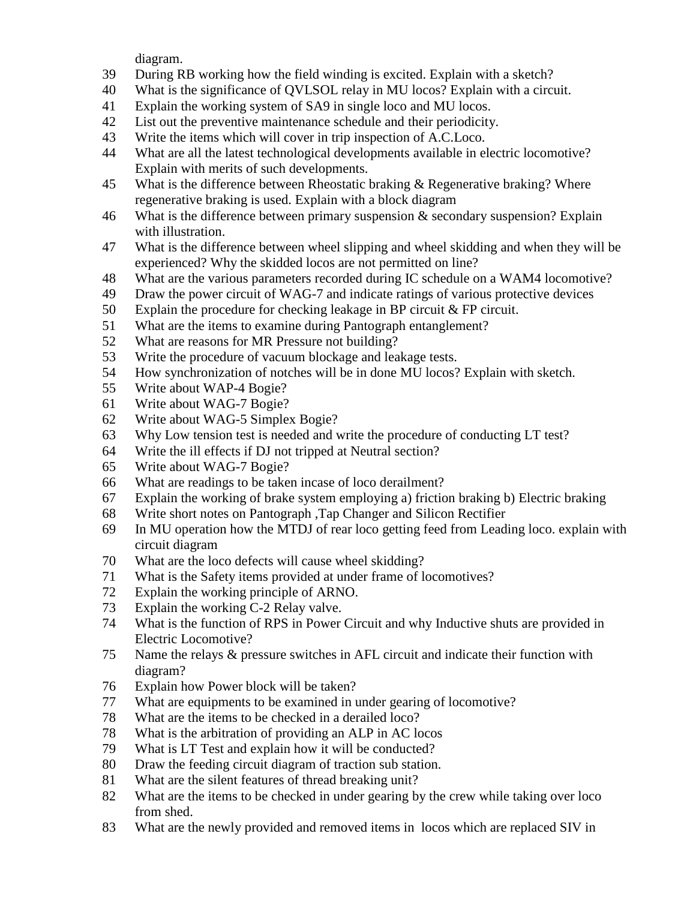diagram.

39 During RB working how the field winding is excited. Explain with a sketch?
40 What is the significance of QVLSOL relay in MU locos? Explain with a circuit.
41 Explain the working system of SA9 in single loco and MU locos.
42 List out the preventive maintenance schedule and their periodicity.
43 Write the items which will cover in trip inspection of A.C.Loco.
44 What are all the latest technological developments available in electric locomotive? Explain with merits of such developments.
45 What is the difference between Rheostatic braking & Regenerative braking? Where regenerative braking is used. Explain with a block diagram
46 What is the difference between primary suspension & secondary suspension? Explain with illustration.
47 What is the difference between wheel slipping and wheel skidding and when they will be experienced? Why the skidded locos are not permitted on line?
48 What are the various parameters recorded during IC schedule on a WAM4 locomotive?
49 Draw the power circuit of WAG-7 and indicate ratings of various protective devices
50 Explain the procedure for checking leakage in BP circuit & FP circuit.
51 What are the items to examine during Pantograph entanglement?
52 What are reasons for MR Pressure not building?
53 Write the procedure of vacuum blockage and leakage tests.
54 How synchronization of notches will be in done MU locos? Explain with sketch.
55 Write about WAP-4 Bogie?
61 Write about WAG-7 Bogie?
62 Write about WAG-5 Simplex Bogie?
63 Why Low tension test is needed and write the procedure of conducting LT test?
64 Write the ill effects if DJ not tripped at Neutral section?
65 Write about WAG-7 Bogie?
66 What are readings to be taken incase of loco derailment?
67 Explain the working of brake system employing a) friction braking b) Electric braking
68 Write short notes on Pantograph ,Tap Changer and Silicon Rectifier
69 In MU operation how the MTDJ of rear loco getting feed from Leading loco. explain with circuit diagram
70 What are the loco defects will cause wheel skidding?
71 What is the Safety items provided at under frame of locomotives?
72 Explain the working principle of ARNO.
73 Explain the working C-2 Relay valve.
74 What is the function of RPS in Power Circuit and why Inductive shuts are provided in Electric Locomotive?
75 Name the relays & pressure switches in AFL circuit and indicate their function with diagram?
76 Explain how Power block will be taken?
77 What are equipments to be examined in under gearing of locomotive?
78 What are the items to be checked in a derailed loco?
78 What is the arbitration of providing an ALP in AC locos
79 What is LT Test and explain how it will be conducted?
80 Draw the feeding circuit diagram of traction sub station.
81 What are the silent features of thread breaking unit?
82 What are the items to be checked in under gearing by the crew while taking over loco from shed.
83 What are the newly provided and removed items in locos which are replaced SIV in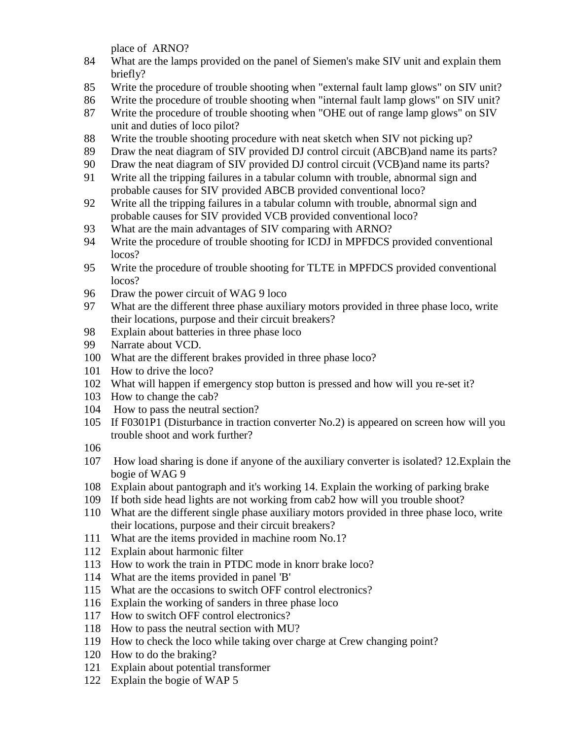place of ARNO?

84 What are the lamps provided on the panel of Siemen's make SIV unit and explain them briefly?

85 Write the procedure of trouble shooting when "external fault lamp glows" on SIV unit?

86 Write the procedure of trouble shooting when "internal fault lamp glows" on SIV unit?

87 Write the procedure of trouble shooting when "OHE out of range lamp glows" on SIV unit and duties of loco pilot?

88 Write the trouble shooting procedure with neat sketch when SIV not picking up?

89 Draw the neat diagram of SIV provided DJ control circuit (ABCB)and name its parts?

90 Draw the neat diagram of SIV provided DJ control circuit (VCB)and name its parts?

91 Write all the tripping failures in a tabular column with trouble, abnormal sign and probable causes for SIV provided ABCB provided conventional loco?

92 Write all the tripping failures in a tabular column with trouble, abnormal sign and probable causes for SIV provided VCB provided conventional loco?

93 What are the main advantages of SIV comparing with ARNO?

94 Write the procedure of trouble shooting for ICDJ in MPFDCS provided conventional locos?

95 Write the procedure of trouble shooting for TLTE in MPFDCS provided conventional locos?

96 Draw the power circuit of WAG 9 loco

97 What are the different three phase auxiliary motors provided in three phase loco, write their locations, purpose and their circuit breakers?

98 Explain about batteries in three phase loco

99 Narrate about VCD.

100 What are the different brakes provided in three phase loco?

101 How to drive the loco?

102 What will happen if emergency stop button is pressed and how will you re-set it?

103 How to change the cab?

104 How to pass the neutral section?

105 If F0301P1 (Disturbance in traction converter No.2) is appeared on screen how will you trouble shoot and work further?

106

107 How load sharing is done if anyone of the auxiliary converter is isolated? 12.Explain the bogie of WAG 9

108 Explain about pantograph and it's working 14. Explain the working of parking brake

109 If both side head lights are not working from cab2 how will you trouble shoot?

110 What are the different single phase auxiliary motors provided in three phase loco, write their locations, purpose and their circuit breakers?

111 What are the items provided in machine room No.1?

112 Explain about harmonic filter

113 How to work the train in PTDC mode in knorr brake loco?

114 What are the items provided in panel 'B'

115 What are the occasions to switch OFF control electronics?

116 Explain the working of sanders in three phase loco

117 How to switch OFF control electronics?

118 How to pass the neutral section with MU?

119 How to check the loco while taking over charge at Crew changing point?

120 How to do the braking?

121 Explain about potential transformer

122 Explain the bogie of WAP 5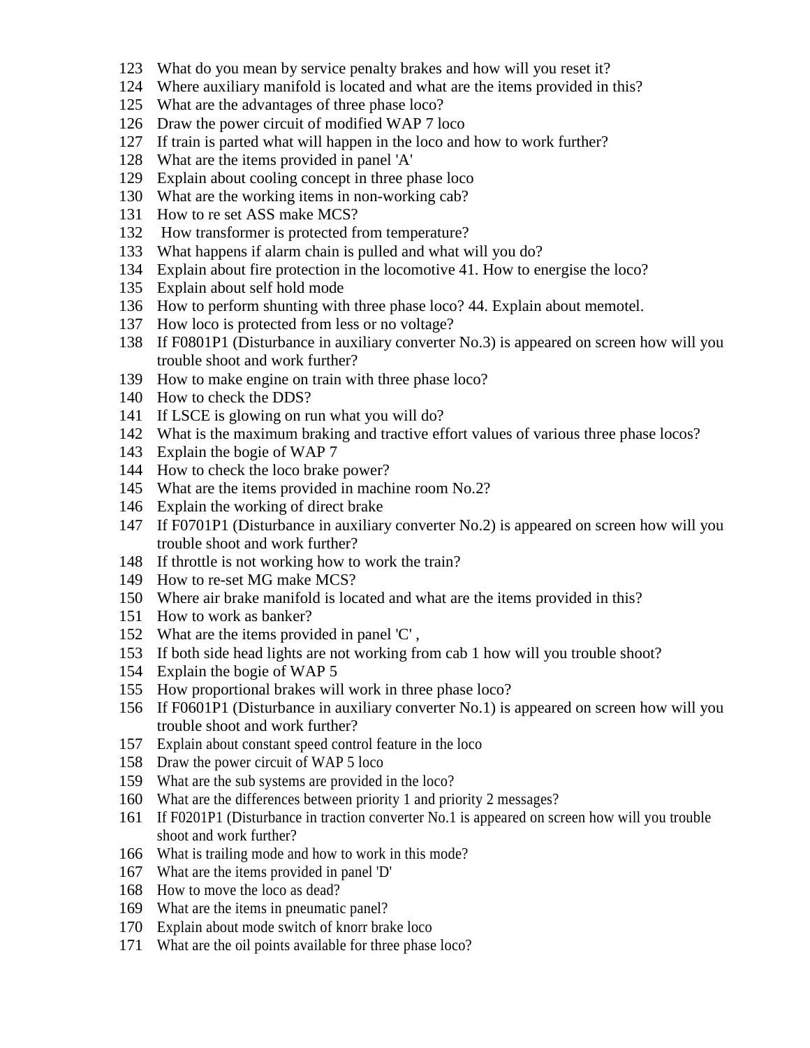123 What do you mean by service penalty brakes and how will you reset it?
124 Where auxiliary manifold is located and what are the items provided in this?
125 What are the advantages of three phase loco?
126 Draw the power circuit of modified WAP 7 loco
127 If train is parted what will happen in the loco and how to work further?
128 What are the items provided in panel 'A'
129 Explain about cooling concept in three phase loco
130 What are the working items in non-working cab?
131 How to re set ASS make MCS?
132 How transformer is protected from temperature?
133 What happens if alarm chain is pulled and what will you do?
134 Explain about fire protection in the locomotive 41. How to energise the loco?
135 Explain about self hold mode
136 How to perform shunting with three phase loco? 44. Explain about memotel.
137 How loco is protected from less or no voltage?
138 If F0801P1 (Disturbance in auxiliary converter No.3) is appeared on screen how will you trouble shoot and work further?
139 How to make engine on train with three phase loco?
140 How to check the DDS?
141 If LSCE is glowing on run what you will do?
142 What is the maximum braking and tractive effort values of various three phase locos?
143 Explain the bogie of WAP 7
144 How to check the loco brake power?
145 What are the items provided in machine room No.2?
146 Explain the working of direct brake
147 If F0701P1 (Disturbance in auxiliary converter No.2) is appeared on screen how will you trouble shoot and work further?
148 If throttle is not working how to work the train?
149 How to re-set MG make MCS?
150 Where air brake manifold is located and what are the items provided in this?
151 How to work as banker?
152 What are the items provided in panel 'C' ,
153 If both side head lights are not working from cab 1 how will you trouble shoot?
154 Explain the bogie of WAP 5
155 How proportional brakes will work in three phase loco?
156 If F0601P1 (Disturbance in auxiliary converter No.1) is appeared on screen how will you trouble shoot and work further?
157 Explain about constant speed control feature in the loco
158 Draw the power circuit of WAP 5 loco
159 What are the sub systems are provided in the loco?
160 What are the differences between priority 1 and priority 2 messages?
161 If F0201P1 (Disturbance in traction converter No.1 is appeared on screen how will you trouble shoot and work further?
166 What is trailing mode and how to work in this mode?
167 What are the items provided in panel 'D'
168 How to move the loco as dead?
169 What are the items in pneumatic panel?
170 Explain about mode switch of knorr brake loco
171 What are the oil points available for three phase loco?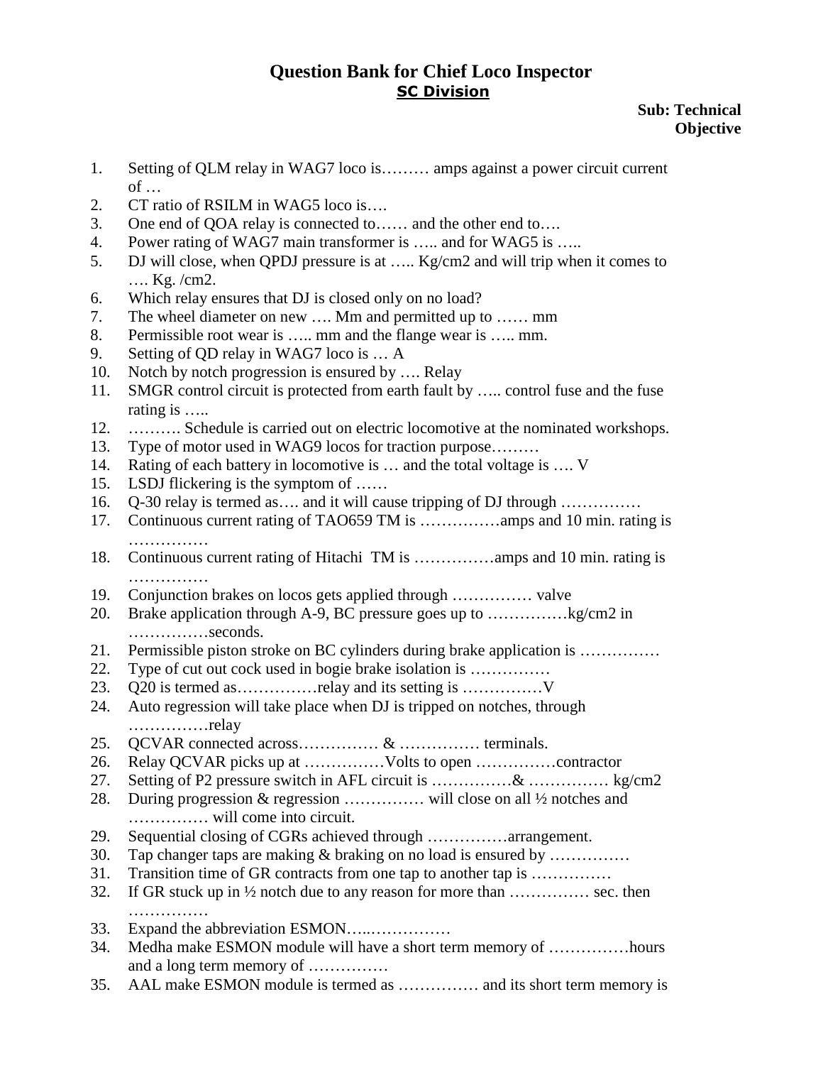# Question Bank for Chief Loco Inspector

## SC Division

**Sub: Technical**
**Objective**

1. Setting of QLM relay in WAG7 loco is……… amps against a power circuit current of …
2. CT ratio of RSILM in WAG5 loco is….
3. One end of QOA relay is connected to…… and the other end to….
4. Power rating of WAG7 main transformer is ….. and for WAG5 is …..
5. DJ will close, when QPDJ pressure is at ….. Kg/cm2 and will trip when it comes to …. Kg. /cm2.
6. Which relay ensures that DJ is closed only on no load?
7. The wheel diameter on new …. Mm and permitted up to …… mm
8. Permissible root wear is ….. mm and the flange wear is ….. mm.
9. Setting of QD relay in WAG7 loco is … A
10. Notch by notch progression is ensured by …. Relay
11. SMGR control circuit is protected from earth fault by ….. control fuse and the fuse rating is …..
12. ………. Schedule is carried out on electric locomotive at the nominated workshops.
13. Type of motor used in WAG9 locos for traction purpose………
14. Rating of each battery in locomotive is … and the total voltage is …. V
15. LSDJ flickering is the symptom of ……
16. Q-30 relay is termed as…. and it will cause tripping of DJ through ……………
17. Continuous current rating of TAO659 TM is ……………amps and 10 min. rating is ……………
18. Continuous current rating of Hitachi TM is ……………amps and 10 min. rating is ……………
19. Conjunction brakes on locos gets applied through …………… valve
20. Brake application through A-9, BC pressure goes up to ……………kg/cm2 in ……………seconds.
21. Permissible piston stroke on BC cylinders during brake application is ……………
22. Type of cut out cock used in bogie brake isolation is ……………
23. Q20 is termed as……………relay and its setting is ……………V
24. Auto regression will take place when DJ is tripped on notches, through ……………relay
25. QCVAR connected across…………… & …………… terminals.
26. Relay QCVAR picks up at ……………Volts to open ……………contractor
27. Setting of P2 pressure switch in AFL circuit is ……………& …………… kg/cm2
28. During progression & regression …………… will close on all ½ notches and …………… will come into circuit.
29. Sequential closing of CGRs achieved through ……………arrangement.
30. Tap changer taps are making & braking on no load is ensured by ……………
31. Transition time of GR contracts from one tap to another tap is ……………
32. If GR stuck up in ½ notch due to any reason for more than …………… sec. then ……………
33. Expand the abbreviation ESMON…..……………
34. Medha make ESMON module will have a short term memory of ……………hours and a long term memory of ……………
35. AAL make ESMON module is termed as …………… and its short term memory is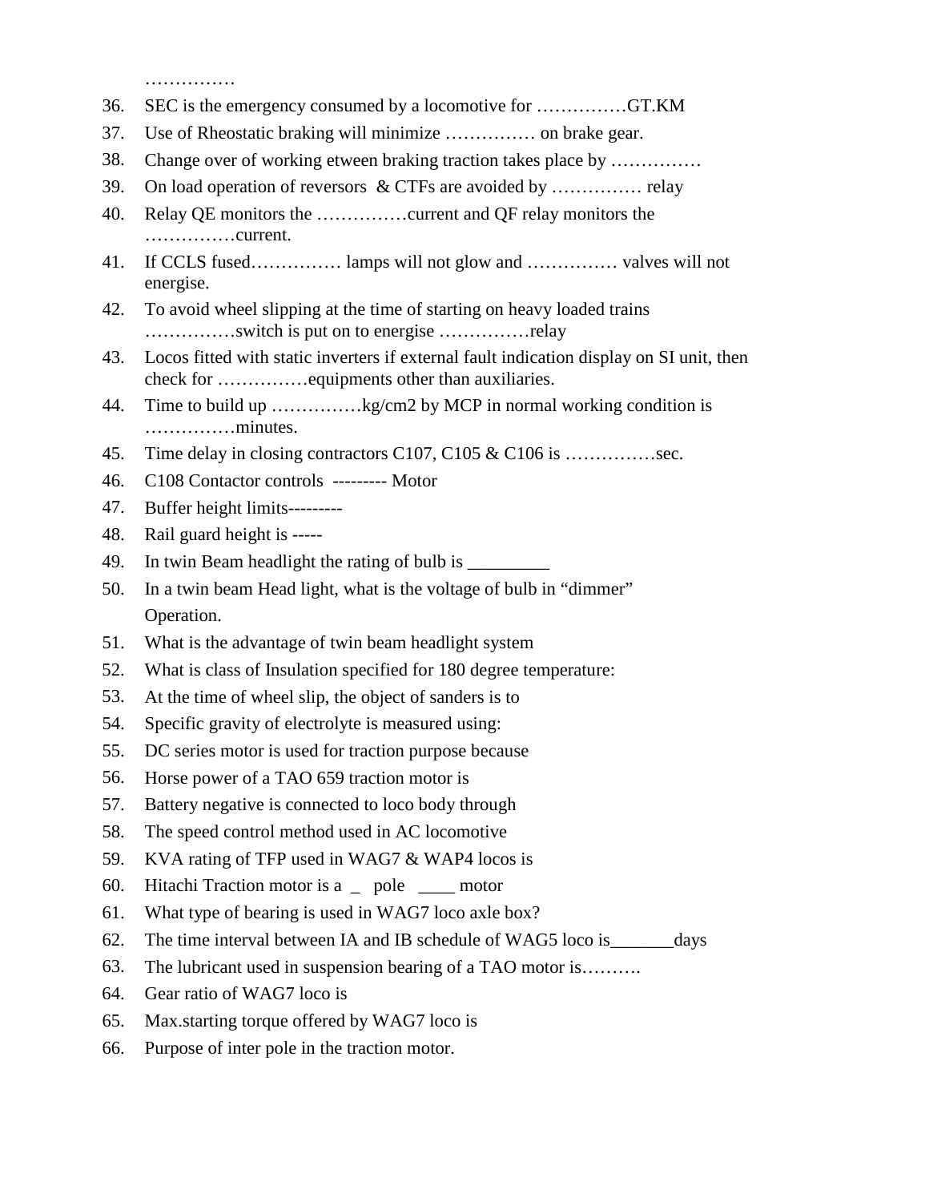……………

36. SEC is the emergency consumed by a locomotive for ……………GT.KM
37. Use of Rheostatic braking will minimize …………… on brake gear.
38. Change over of working etween braking traction takes place by ……………
39. On load operation of reversors & CTFs are avoided by …………… relay
40. Relay QE monitors the ……………current and QF relay monitors the ……………current.
41. If CCLS fused…………… lamps will not glow and …………… valves will not energise.
42. To avoid wheel slipping at the time of starting on heavy loaded trains ……………switch is put on to energise ……………relay
43. Locos fitted with static inverters if external fault indication display on SI unit, then check for ……………equipments other than auxiliaries.
44. Time to build up ……………kg/cm2 by MCP in normal working condition is ……………minutes.
45. Time delay in closing contractors C107, C105 & C106 is ……………sec.
46. C108 Contactor controls --------- Motor
47. Buffer height limits---------
48. Rail guard height is -----
49. In twin Beam headlight the rating of bulb is _________
50. In a twin beam Head light, what is the voltage of bulb in "dimmer" Operation.
51. What is the advantage of twin beam headlight system
52. What is class of Insulation specified for 180 degree temperature:
53. At the time of wheel slip, the object of sanders is to
54. Specific gravity of electrolyte is measured using:
55. DC series motor is used for traction purpose because
56. Horse power of a TAO 659 traction motor is
57. Battery negative is connected to loco body through
58. The speed control method used in AC locomotive
59. KVA rating of TFP used in WAG7 & WAP4 locos is
60. Hitachi Traction motor is a _ pole ____ motor
61. What type of bearing is used in WAG7 loco axle box?
62. The time interval between IA and IB schedule of WAG5 loco is_______days
63. The lubricant used in suspension bearing of a TAO motor is……….
64. Gear ratio of WAG7 loco is
65. Max.starting torque offered by WAG7 loco is
66. Purpose of inter pole in the traction motor.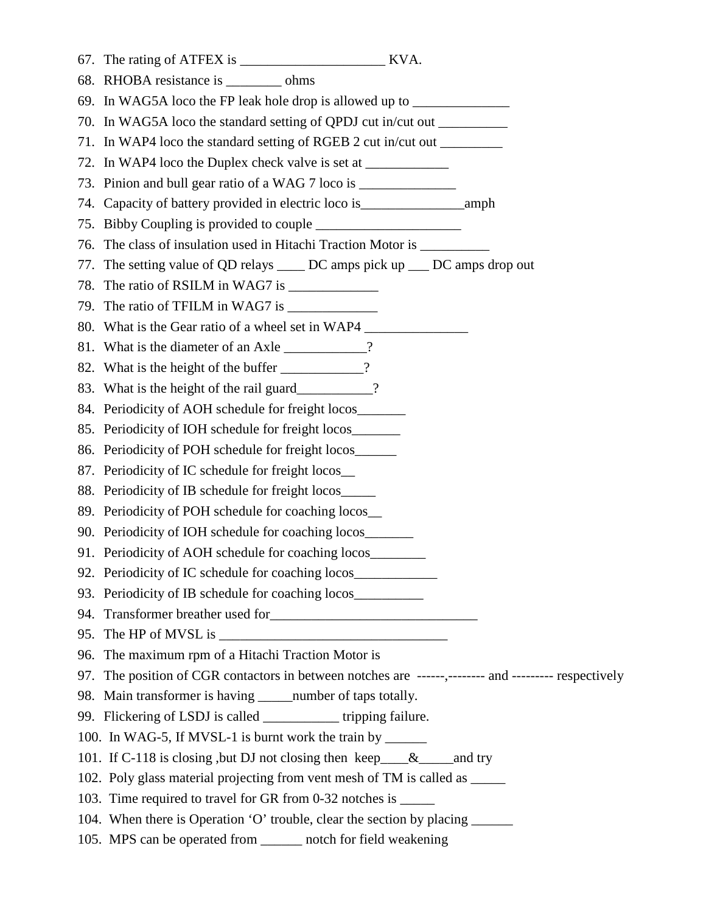67. The rating of ATFEX is _____________________ KVA.
68. RHOBA resistance is ________ ohms
69. In WAG5A loco the FP leak hole drop is allowed up to ______________
70. In WAG5A loco the standard setting of QPDJ cut in/cut out __________
71. In WAP4 loco the standard setting of RGEB 2 cut in/cut out _________
72. In WAP4 loco the Duplex check valve is set at ____________
73. Pinion and bull gear ratio of a WAG 7 loco is ______________
74. Capacity of battery provided in electric loco is_______________amph
75. Bibby Coupling is provided to couple _____________________
76. The class of insulation used in Hitachi Traction Motor is __________
77. The setting value of QD relays ____ DC amps pick up ___ DC amps drop out
78. The ratio of RSILM in WAG7 is _____________
79. The ratio of TFILM in WAG7 is _____________
80. What is the Gear ratio of a wheel set in WAP4 _______________
81. What is the diameter of an Axle ____________?
82. What is the height of the buffer ____________?
83. What is the height of the rail guard___________?
84. Periodicity of AOH schedule for freight locos_______
85. Periodicity of IOH schedule for freight locos_______
86. Periodicity of POH schedule for freight locos______
87. Periodicity of IC schedule for freight locos__
88. Periodicity of IB schedule for freight locos_____
89. Periodicity of POH schedule for coaching locos__
90. Periodicity of IOH schedule for coaching locos_______
91. Periodicity of AOH schedule for coaching locos________
92. Periodicity of IC schedule for coaching locos____________
93. Periodicity of IB schedule for coaching locos__________
94. Transformer breather used for______________________________
95. The HP of MVSL is _________________________________
96. The maximum rpm of a Hitachi Traction Motor is
97. The position of CGR contactors in between notches are ------,-------- and --------- respectively
98. Main transformer is having _____number of taps totally.
99. Flickering of LSDJ is called ___________ tripping failure.
100. In WAG-5, If MVSL-1 is burnt work the train by ______
101. If C-118 is closing ,but DJ not closing then keep____&_____and try
102. Poly glass material projecting from vent mesh of TM is called as _____
103. Time required to travel for GR from 0-32 notches is _____
104. When there is Operation 'O' trouble, clear the section by placing ______
105. MPS can be operated from ______ notch for field weakening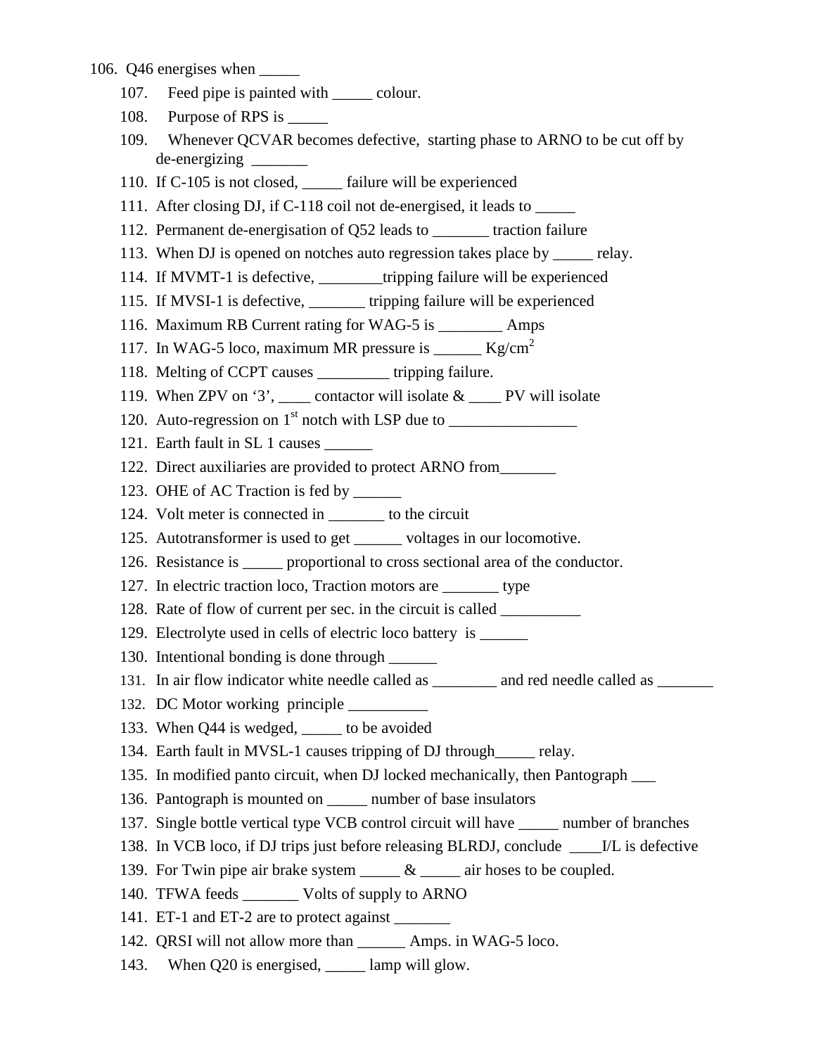106. Q46 energises when _____

107. Feed pipe is painted with _____ colour.

108. Purpose of RPS is _____

109. Whenever QCVAR becomes defective, starting phase to ARNO to be cut off by de-energizing _______

110. If C-105 is not closed, _____ failure will be experienced

111. After closing DJ, if C-118 coil not de-energised, it leads to _____

112. Permanent de-energisation of Q52 leads to _______ traction failure

113. When DJ is opened on notches auto regression takes place by _____ relay.

114. If MVMT-1 is defective, ________tripping failure will be experienced

115. If MVSI-1 is defective, _______ tripping failure will be experienced

116. Maximum RB Current rating for WAG-5 is ________ Amps

117. In WAG-5 loco, maximum MR pressure is ______ $Kg/cm^2$

118. Melting of CCPT causes _________ tripping failure.

119. When ZPV on '3', ____ contactor will isolate & ____ PV will isolate

120. Auto-regression on 1st notch with LSP due to ________________

121. Earth fault in SL 1 causes ______

122. Direct auxiliaries are provided to protect ARNO from_______

123. OHE of AC Traction is fed by ______

124. Volt meter is connected in _______ to the circuit

125. Autotransformer is used to get ______ voltages in our locomotive.

126. Resistance is _____ proportional to cross sectional area of the conductor.

127. In electric traction loco, Traction motors are _______ type

128. Rate of flow of current per sec. in the circuit is called __________

129. Electrolyte used in cells of electric loco battery is ______

130. Intentional bonding is done through ______

131. In air flow indicator white needle called as ________ and red needle called as _______

132. DC Motor working principle __________

133. When Q44 is wedged, _____ to be avoided

134. Earth fault in MVSL-1 causes tripping of DJ through_____ relay.

135. In modified panto circuit, when DJ locked mechanically, then Pantograph ___

136. Pantograph is mounted on _____ number of base insulators

137. Single bottle vertical type VCB control circuit will have _____ number of branches

138. In VCB loco, if DJ trips just before releasing BLRDJ, conclude ____I/L is defective

139. For Twin pipe air brake system _____ & _____ air hoses to be coupled.

140. TFWA feeds _______ Volts of supply to ARNO

141. ET-1 and ET-2 are to protect against _______

142. QRSI will not allow more than ______ Amps. in WAG-5 loco.

143. When Q20 is energised, _____ lamp will glow.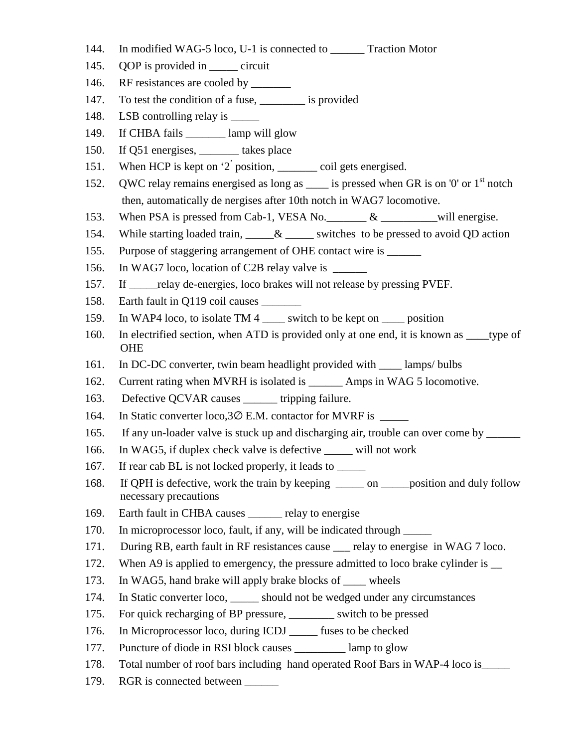144. In modified WAG-5 loco, U-1 is connected to ______ Traction Motor
145. QOP is provided in _____ circuit
146. RF resistances are cooled by _______
147. To test the condition of a fuse, ________ is provided
148. LSB controlling relay is _____
149. If CHBA fails _______ lamp will glow
150. If Q51 energises, _______ takes place
151. When HCP is kept on ‘2’ position, _______ coil gets energised.
152. QWC relay remains energised as long as ____ is pressed when GR is on '0' or 1st notch then, automatically de nergises after 10th notch in WAG7 locomotive.
153. When PSA is pressed from Cab-1, VESA No._______ & __________will energise.
154. While starting loaded train, _____& _____ switches to be pressed to avoid QD action
155. Purpose of staggering arrangement of OHE contact wire is ______
156. In WAG7 loco, location of C2B relay valve is ______
157. If _____relay de-energies, loco brakes will not release by pressing PVEF.
158. Earth fault in Q119 coil causes _______
159. In WAP4 loco, to isolate TM 4 ____ switch to be kept on ____ position
160. In electrified section, when ATD is provided only at one end, it is known as ____type of OHE
161. In DC-DC converter, twin beam headlight provided with ____ lamps/ bulbs
162. Current rating when MVRH is isolated is ______ Amps in WAG 5 locomotive.
163. Defective QCVAR causes ______ tripping failure.
164. In Static converter loco,3∅ E.M. contactor for MVRF is _____
165. If any un-loader valve is stuck up and discharging air, trouble can over come by ______
166. In WAG5, if duplex check valve is defective _____ will not work
167. If rear cab BL is not locked properly, it leads to _____
168. If QPH is defective, work the train by keeping _____ on _____position and duly follow necessary precautions
169. Earth fault in CHBA causes ______ relay to energise
170. In microprocessor loco, fault, if any, will be indicated through _____
171. During RB, earth fault in RF resistances cause ___ relay to energise in WAG 7 loco.
172. When A9 is applied to emergency, the pressure admitted to loco brake cylinder is __
173. In WAG5, hand brake will apply brake blocks of ____ wheels
174. In Static converter loco, _____ should not be wedged under any circumstances
175. For quick recharging of BP pressure, ________ switch to be pressed
176. In Microprocessor loco, during ICDJ _____ fuses to be checked
177. Puncture of diode in RSI block causes _________ lamp to glow
178. Total number of roof bars including hand operated Roof Bars in WAP-4 loco is_____
179. RGR is connected between ______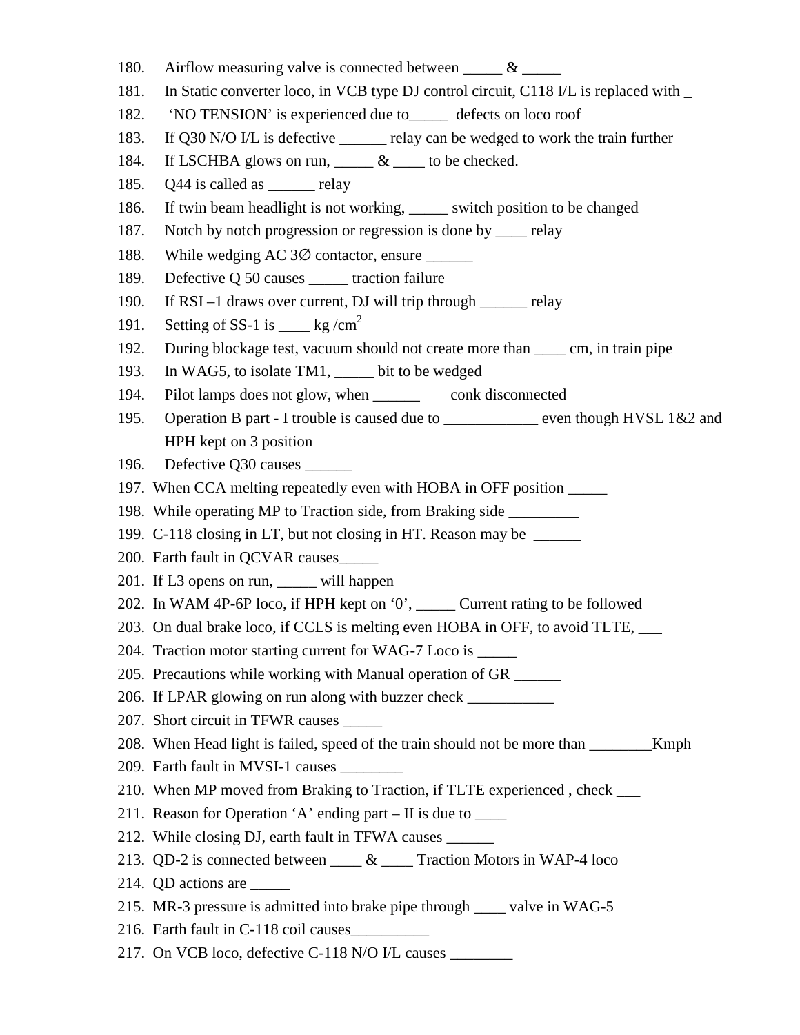180. Airflow measuring valve is connected between _____ & _____
181. In Static converter loco, in VCB type DJ control circuit, C118 I/L is replaced with _
182. 'NO TENSION' is experienced due to_____ defects on loco roof
183. If Q30 N/O I/L is defective ______ relay can be wedged to work the train further
184. If LSCHBA glows on run, _____ & ____ to be checked.
185. Q44 is called as ______ relay
186. If twin beam headlight is not working, _____ switch position to be changed
187. Notch by notch progression or regression is done by ____ relay
188. While wedging AC 3∅ contactor, ensure ______
189. Defective Q 50 causes _____ traction failure
190. If RSI –1 draws over current, DJ will trip through ______ relay
191. Setting of SS-1 is ____ kg /$cm^2$
192. During blockage test, vacuum should not create more than ____ cm, in train pipe
193. In WAG5, to isolate TM1, _____ bit to be wedged
194. Pilot lamps does not glow, when ______ conk disconnected
195. Operation B part - I trouble is caused due to ____________ even though HVSL 1&2 and HPH kept on 3 position
196. Defective Q30 causes ______
197. When CCA melting repeatedly even with HOBA in OFF position _____
198. While operating MP to Traction side, from Braking side _________
199. C-118 closing in LT, but not closing in HT. Reason may be ______
200. Earth fault in QCVAR causes_____
201. If L3 opens on run, _____ will happen
202. In WAM 4P-6P loco, if HPH kept on '0', _____ Current rating to be followed
203. On dual brake loco, if CCLS is melting even HOBA in OFF, to avoid TLTE, ___
204. Traction motor starting current for WAG-7 Loco is _____
205. Precautions while working with Manual operation of GR ______
206. If LPAR glowing on run along with buzzer check ___________
207. Short circuit in TFWR causes _____
208. When Head light is failed, speed of the train should not be more than ________Kmph
209. Earth fault in MVSI-1 causes ________
210. When MP moved from Braking to Traction, if TLTE experienced , check ___
211. Reason for Operation 'A' ending part – II is due to ____
212. While closing DJ, earth fault in TFWA causes ______
213. QD-2 is connected between ____ & ____ Traction Motors in WAP-4 loco
214. QD actions are _____
215. MR-3 pressure is admitted into brake pipe through ____ valve in WAG-5
216. Earth fault in C-118 coil causes__________
217. On VCB loco, defective C-118 N/O I/L causes ________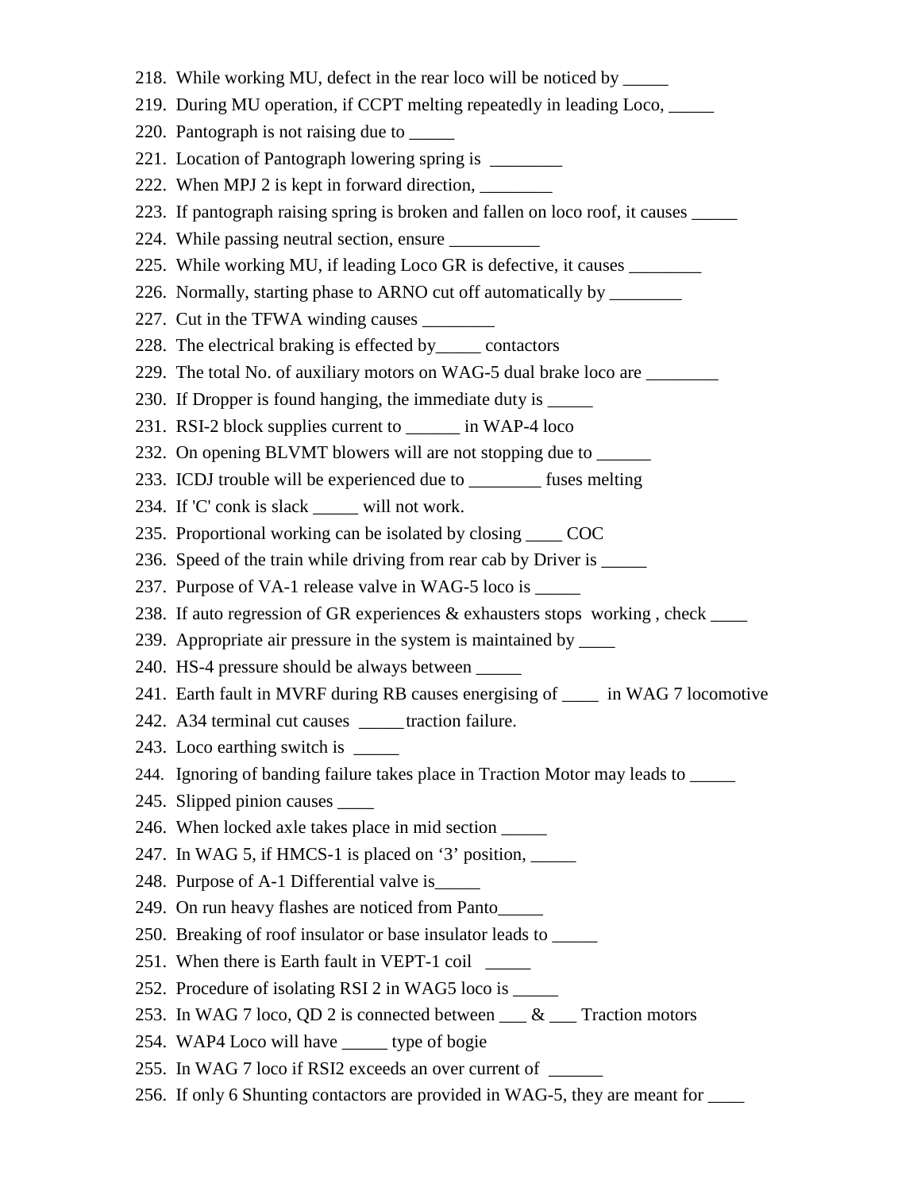218. While working MU, defect in the rear loco will be noticed by _____
219. During MU operation, if CCPT melting repeatedly in leading Loco, _____
220. Pantograph is not raising due to _____
221. Location of Pantograph lowering spring is ________
222. When MPJ 2 is kept in forward direction, ________
223. If pantograph raising spring is broken and fallen on loco roof, it causes _____
224. While passing neutral section, ensure __________
225. While working MU, if leading Loco GR is defective, it causes ________
226. Normally, starting phase to ARNO cut off automatically by ________
227. Cut in the TFWA winding causes ________
228. The electrical braking is effected by_____ contactors
229. The total No. of auxiliary motors on WAG-5 dual brake loco are ________
230. If Dropper is found hanging, the immediate duty is _____
231. RSI-2 block supplies current to ______ in WAP-4 loco
232. On opening BLVMT blowers will are not stopping due to ______
233. ICDJ trouble will be experienced due to ________ fuses melting
234. If 'C' conk is slack _____ will not work.
235. Proportional working can be isolated by closing ____ COC
236. Speed of the train while driving from rear cab by Driver is _____
237. Purpose of VA-1 release valve in WAG-5 loco is _____
238. If auto regression of GR experiences & exhausters stops working , check ____
239. Appropriate air pressure in the system is maintained by ____
240. HS-4 pressure should be always between _____
241. Earth fault in MVRF during RB causes energising of ____ in WAG 7 locomotive
242. A34 terminal cut causes _____traction failure.
243. Loco earthing switch is _____
244. Ignoring of banding failure takes place in Traction Motor may leads to _____
245. Slipped pinion causes ____
246. When locked axle takes place in mid section _____
247. In WAG 5, if HMCS-1 is placed on '3' position, _____
248. Purpose of A-1 Differential valve is_____
249. On run heavy flashes are noticed from Panto_____
250. Breaking of roof insulator or base insulator leads to _____
251. When there is Earth fault in VEPT-1 coil _____
252. Procedure of isolating RSI 2 in WAG5 loco is _____
253. In WAG 7 loco, QD 2 is connected between ___ & ___ Traction motors
254. WAP4 Loco will have _____ type of bogie
255. In WAG 7 loco if RSI2 exceeds an over current of ______
256. If only 6 Shunting contactors are provided in WAG-5, they are meant for ____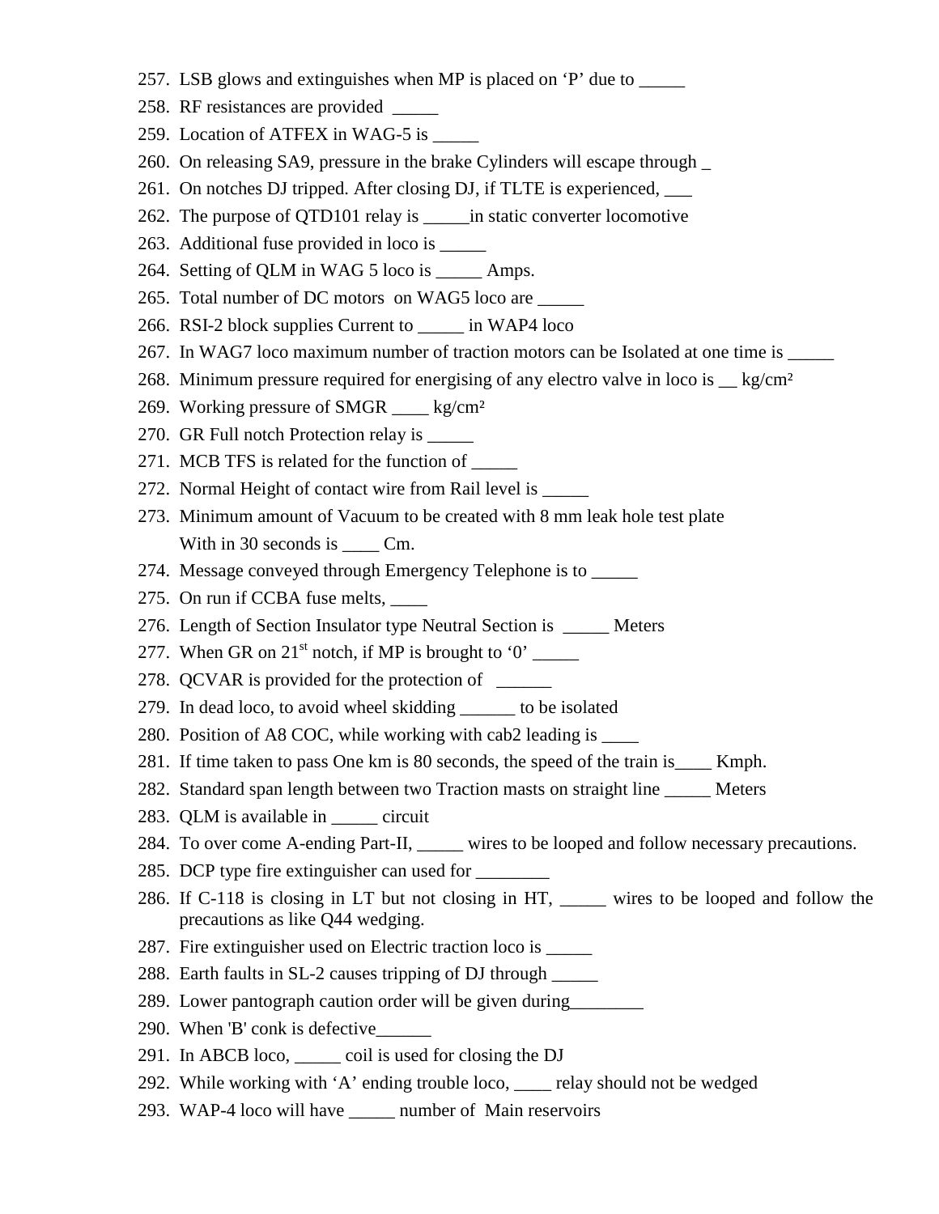257. LSB glows and extinguishes when MP is placed on ‘P’ due to _____
258. RF resistances are provided _____
259. Location of ATFEX in WAG-5 is _____
260. On releasing SA9, pressure in the brake Cylinders will escape through _
261. On notches DJ tripped. After closing DJ, if TLTE is experienced, ___
262. The purpose of QTD101 relay is _____in static converter locomotive
263. Additional fuse provided in loco is _____
264. Setting of QLM in WAG 5 loco is _____ Amps.
265. Total number of DC motors on WAG5 loco are _____
266. RSI-2 block supplies Current to _____ in WAP4 loco
267. In WAG7 loco maximum number of traction motors can be Isolated at one time is _____
268. Minimum pressure required for energising of any electro valve in loco is __ kg/cm²
269. Working pressure of SMGR ____ kg/cm²
270. GR Full notch Protection relay is _____
271. MCB TFS is related for the function of _____
272. Normal Height of contact wire from Rail level is _____
273. Minimum amount of Vacuum to be created with 8 mm leak hole test plate With in 30 seconds is ____ Cm.
274. Message conveyed through Emergency Telephone is to _____
275. On run if CCBA fuse melts, ____
276. Length of Section Insulator type Neutral Section is _____ Meters
277. When GR on 21st notch, if MP is brought to ‘0’ _____
278. QCVAR is provided for the protection of ______
279. In dead loco, to avoid wheel skidding ______ to be isolated
280. Position of A8 COC, while working with cab2 leading is ____
281. If time taken to pass One km is 80 seconds, the speed of the train is____ Kmph.
282. Standard span length between two Traction masts on straight line _____ Meters
283. QLM is available in _____ circuit
284. To over come A-ending Part-II, _____ wires to be looped and follow necessary precautions.
285. DCP type fire extinguisher can used for ________
286. If C-118 is closing in LT but not closing in HT, _____ wires to be looped and follow the precautions as like Q44 wedging.
287. Fire extinguisher used on Electric traction loco is _____
288. Earth faults in SL-2 causes tripping of DJ through _____
289. Lower pantograph caution order will be given during________
290. When 'B' conk is defective______
291. In ABCB loco, _____ coil is used for closing the DJ
292. While working with ‘A’ ending trouble loco, ____ relay should not be wedged
293. WAP-4 loco will have _____ number of Main reservoirs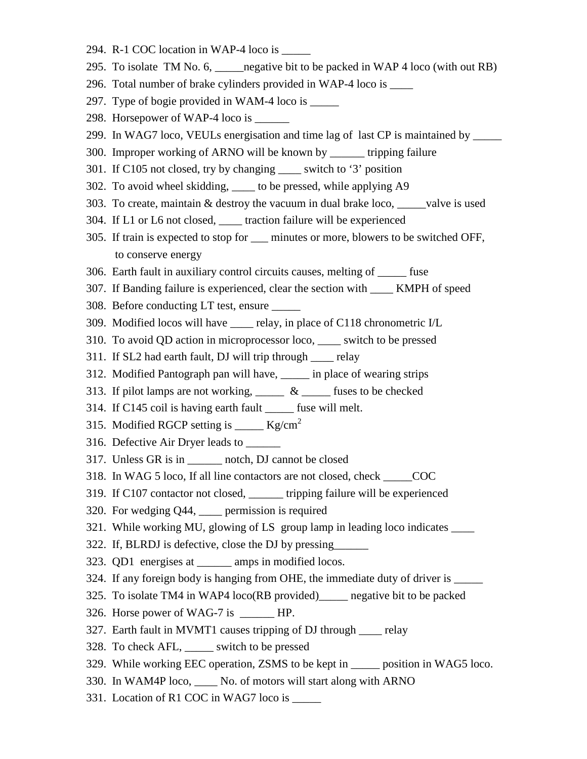294. R-1 COC location in WAP-4 loco is _____
295. To isolate TM No. 6, _____negative bit to be packed in WAP 4 loco (with out RB)
296. Total number of brake cylinders provided in WAP-4 loco is ____
297. Type of bogie provided in WAM-4 loco is _____
298. Horsepower of WAP-4 loco is ______
299. In WAG7 loco, VEULs energisation and time lag of last CP is maintained by _____
300. Improper working of ARNO will be known by ______ tripping failure
301. If C105 not closed, try by changing ____ switch to '3' position
302. To avoid wheel skidding, ____ to be pressed, while applying A9
303. To create, maintain & destroy the vacuum in dual brake loco, _____valve is used
304. If L1 or L6 not closed, ____ traction failure will be experienced
305. If train is expected to stop for ___ minutes or more, blowers to be switched OFF, to conserve energy
306. Earth fault in auxiliary control circuits causes, melting of _____ fuse
307. If Banding failure is experienced, clear the section with ____ KMPH of speed
308. Before conducting LT test, ensure _____
309. Modified locos will have ____ relay, in place of C118 chronometric I/L
310. To avoid QD action in microprocessor loco, ____ switch to be pressed
311. If SL2 had earth fault, DJ will trip through ____ relay
312. Modified Pantograph pan will have, _____ in place of wearing strips
313. If pilot lamps are not working, _____ & _____ fuses to be checked
314. If C145 coil is having earth fault _____ fuse will melt.
315. Modified RGCP setting is _____ $Kg/cm^2$
316. Defective Air Dryer leads to ______
317. Unless GR is in ______ notch, DJ cannot be closed
318. In WAG 5 loco, If all line contactors are not closed, check _____COC
319. If C107 contactor not closed, ______ tripping failure will be experienced
320. For wedging Q44, ____ permission is required
321. While working MU, glowing of LS group lamp in leading loco indicates ____
322. If, BLRDJ is defective, close the DJ by pressing______
323. QD1 energises at ______ amps in modified locos.
324. If any foreign body is hanging from OHE, the immediate duty of driver is _____
325. To isolate TM4 in WAP4 loco(RB provided)_____ negative bit to be packed
326. Horse power of WAG-7 is ______ HP.
327. Earth fault in MVMT1 causes tripping of DJ through ____ relay
328. To check AFL, _____ switch to be pressed
329. While working EEC operation, ZSMS to be kept in _____ position in WAG5 loco.
330. In WAM4P loco, ____ No. of motors will start along with ARNO
331. Location of R1 COC in WAG7 loco is _____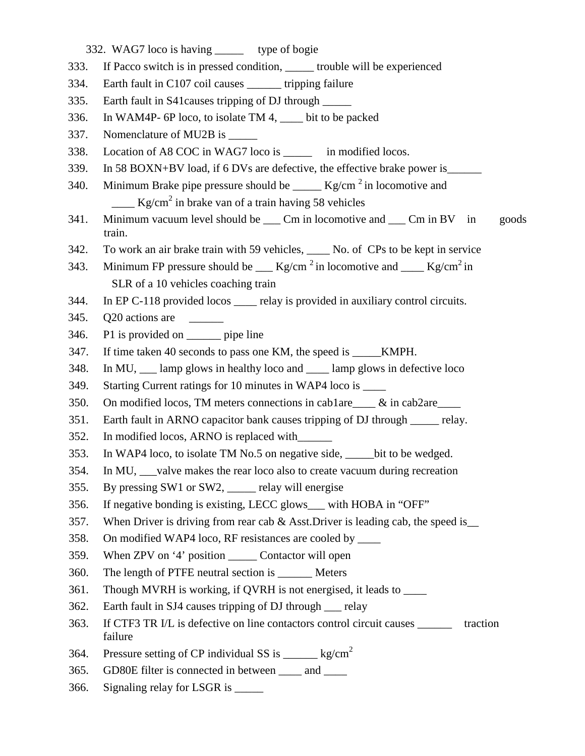332. WAG7 loco is having _____ type of bogie
333. If Pacco switch is in pressed condition, _____ trouble will be experienced
334. Earth fault in C107 coil causes ______ tripping failure
335. Earth fault in S41causes tripping of DJ through _____
336. In WAM4P- 6P loco, to isolate TM 4, ____ bit to be packed
337. Nomenclature of MU2B is _____
338. Location of A8 COC in WAG7 loco is _____ in modified locos.
339. In 58 BOXN+BV load, if 6 DVs are defective, the effective brake power is______
340. Minimum Brake pipe pressure should be _____ Kg/cm $^2$ in locomotive and ____ Kg/cm$^2$ in brake van of a train having 58 vehicles
341. Minimum vacuum level should be ___ Cm in locomotive and ___ Cm in BV in goods train.
342. To work an air brake train with 59 vehicles, ____ No. of CPs to be kept in service
343. Minimum FP pressure should be ___ Kg/cm $^2$ in locomotive and ____ Kg/cm$^2$ in SLR of a 10 vehicles coaching train
344. In EP C-118 provided locos ____ relay is provided in auxiliary control circuits.
345. Q20 actions are ______
346. P1 is provided on ______ pipe line
347. If time taken 40 seconds to pass one KM, the speed is _____KMPH.
348. In MU, ___ lamp glows in healthy loco and ____ lamp glows in defective loco
349. Starting Current ratings for 10 minutes in WAP4 loco is ____
350. On modified locos, TM meters connections in cab1are____ & in cab2are____
351. Earth fault in ARNO capacitor bank causes tripping of DJ through _____ relay.
352. In modified locos, ARNO is replaced with______
353. In WAP4 loco, to isolate TM No.5 on negative side, _____bit to be wedged.
354. In MU, ___valve makes the rear loco also to create vacuum during recreation
355. By pressing SW1 or SW2, _____ relay will energise
356. If negative bonding is existing, LECC glows___ with HOBA in "OFF"
357. When Driver is driving from rear cab & Asst.Driver is leading cab, the speed is__
358. On modified WAP4 loco, RF resistances are cooled by ____
359. When ZPV on '4' position _____ Contactor will open
360. The length of PTFE neutral section is ______ Meters
361. Though MVRH is working, if QVRH is not energised, it leads to ____
362. Earth fault in SJ4 causes tripping of DJ through ___ relay
363. If CTF3 TR I/L is defective on line contactors control circuit causes ______ traction failure
364. Pressure setting of CP individual SS is ______ kg/cm$^2$
365. GD80E filter is connected in between ____ and ____
366. Signaling relay for LSGR is _____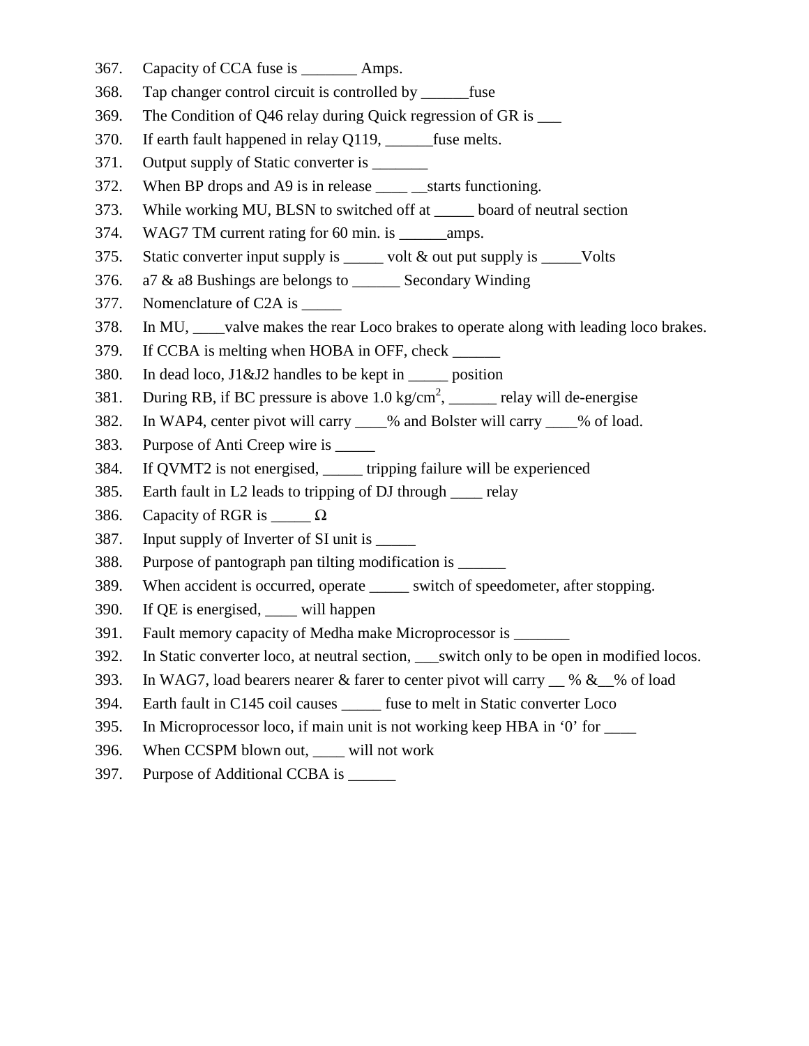367. Capacity of CCA fuse is _______ Amps.
368. Tap changer control circuit is controlled by ______fuse
369. The Condition of Q46 relay during Quick regression of GR is ___
370. If earth fault happened in relay Q119, ______fuse melts.
371. Output supply of Static converter is _______
372. When BP drops and A9 is in release ____ __starts functioning.
373. While working MU, BLSN to switched off at _____ board of neutral section
374. WAG7 TM current rating for 60 min. is ______amps.
375. Static converter input supply is _____ volt & out put supply is _____Volts
376. a7 & a8 Bushings are belongs to ______ Secondary Winding
377. Nomenclature of C2A is _____
378. In MU, ____valve makes the rear Loco brakes to operate along with leading loco brakes.
379. If CCBA is melting when HOBA in OFF, check ______
380. In dead loco, J1&J2 handles to be kept in _____ position
381. During RB, if BC pressure is above 1.0 kg/cm$^2$, ______ relay will de-energise
382. In WAP4, center pivot will carry ____% and Bolster will carry ____% of load.
383. Purpose of Anti Creep wire is _____
384. If QVMT2 is not energised, _____ tripping failure will be experienced
385. Earth fault in L2 leads to tripping of DJ through ____ relay
386. Capacity of RGR is _____ Ω
387. Input supply of Inverter of SI unit is _____
388. Purpose of pantograph pan tilting modification is ______
389. When accident is occurred, operate _____ switch of speedometer, after stopping.
390. If QE is energised, ____ will happen
391. Fault memory capacity of Medha make Microprocessor is _______
392. In Static converter loco, at neutral section, ___switch only to be open in modified locos.
393. In WAG7, load bearers nearer & farer to center pivot will carry __ % &__% of load
394. Earth fault in C145 coil causes _____ fuse to melt in Static converter Loco
395. In Microprocessor loco, if main unit is not working keep HBA in '0' for ____
396. When CCSPM blown out, ____ will not work
397. Purpose of Additional CCBA is ______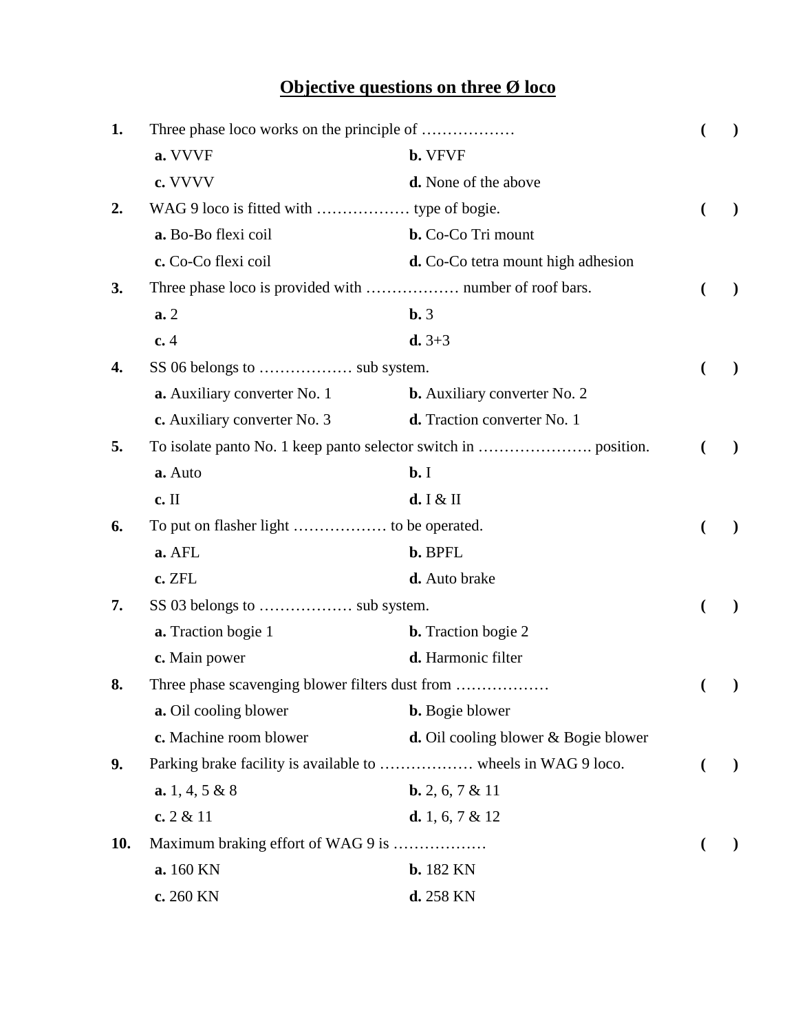# **Objective questions on three Ø loco**

**1.** Three phase loco works on the principle of ……………… ( )

**a.** VVVF **b.** VFVF

**c.** VVVV **d.** None of the above

**2.** WAG 9 loco is fitted with ……………… type of bogie. ( )

**a.** Bo-Bo flexi coil **b.** Co-Co Tri mount

**c.** Co-Co flexi coil **d.** Co-Co tetra mount high adhesion

**3.** Three phase loco is provided with ……………… number of roof bars. ( )

**a.** 2 **b.** 3

**c.** 4 **d.** 3+3

**4.** SS 06 belongs to ……………… sub system. ( )

**a.** Auxiliary converter No. 1 **b.** Auxiliary converter No. 2

**c.** Auxiliary converter No. 3 **d.** Traction converter No. 1

**5.** To isolate panto No. 1 keep panto selector switch in …………………. position. ( )

**a.** Auto **b.** I

**c.** II **d.** I & II

**6.** To put on flasher light ……………… to be operated. ( )

**a.** AFL **b.** BPFL

**c.** ZFL **d.** Auto brake

**7.** SS 03 belongs to ……………… sub system. ( )

**a.** Traction bogie 1 **b.** Traction bogie 2

**c.** Main power **d.** Harmonic filter

**8.** Three phase scavenging blower filters dust from ……………… ( )

**a.** Oil cooling blower **b.** Bogie blower

**c.** Machine room blower **d.** Oil cooling blower & Bogie blower

**9.** Parking brake facility is available to ……………… wheels in WAG 9 loco. ( )

**a.** 1, 4, 5 & 8 **b.** 2, 6, 7 & 11

**c.** 2 & 11 **d.** 1, 6, 7 & 12

**10.** Maximum braking effort of WAG 9 is ……………… ( )

**a.** 160 KN **b.** 182 KN

**c.** 260 KN **d.** 258 KN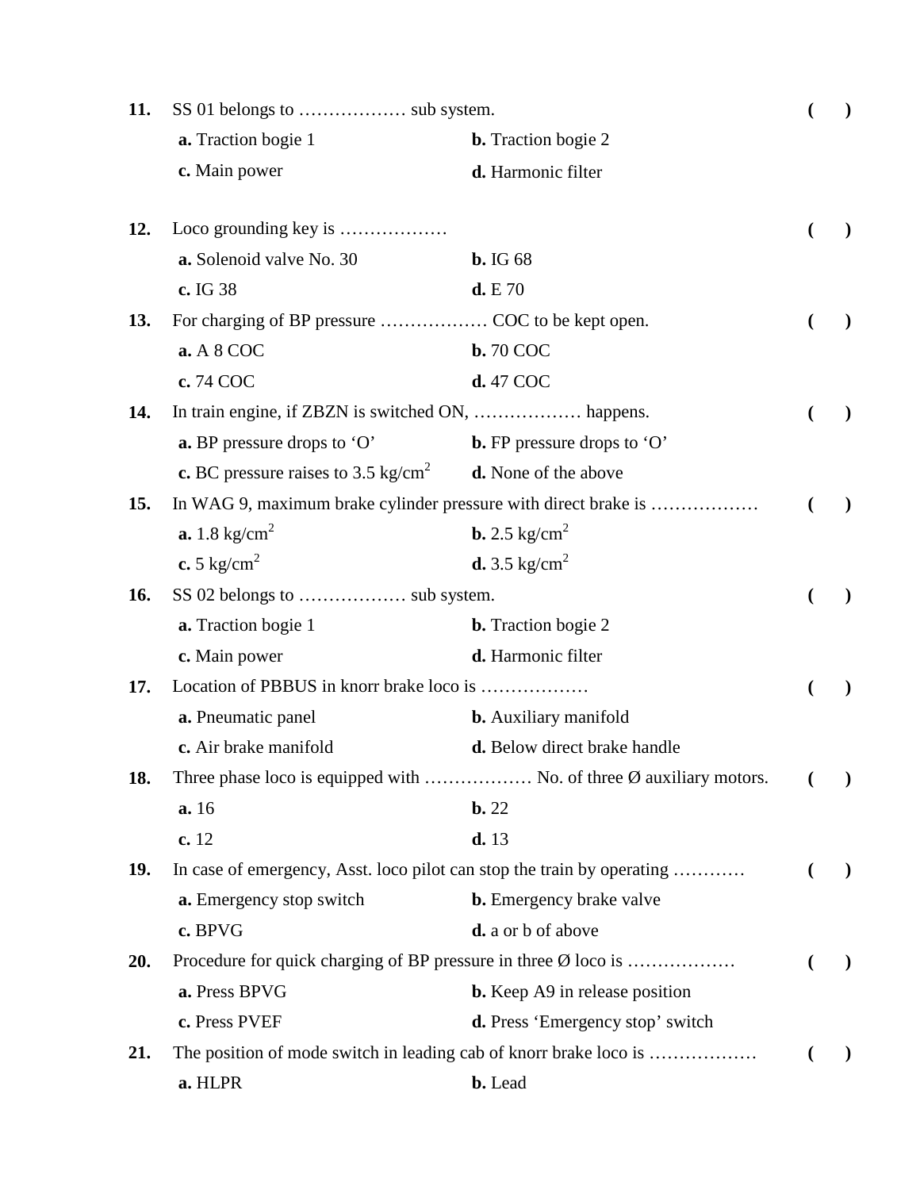**11.** SS 01 belongs to ……………… sub system. ( )

**a.** Traction bogie 1 **b.** Traction bogie 2

**c.** Main power **d.** Harmonic filter

**12.** Loco grounding key is ……………… ( )

**a.** Solenoid valve No. 30 **b.** IG 68

**c.** IG 38 **d.** E 70

**13.** For charging of BP pressure ……………… COC to be kept open. ( )

**a.** A 8 COC **b.** 70 COC

**c.** 74 COC **d.** 47 COC

**14.** In train engine, if ZBZN is switched ON, ……………… happens. ( )

**a.** BP pressure drops to 'O' **b.** FP pressure drops to 'O'

**c.** BC pressure raises to 3.5 kg/cm$^2$ **d.** None of the above

**15.** In WAG 9, maximum brake cylinder pressure with direct brake is ……………… ( )

**a.** 1.8 kg/cm$^2$ **b.** 2.5 kg/cm$^2$

**c.** 5 kg/cm$^2$ **d.** 3.5 kg/cm$^2$

**16.** SS 02 belongs to ……………… sub system. ( )

**a.** Traction bogie 1 **b.** Traction bogie 2

**c.** Main power **d.** Harmonic filter

**17.** Location of PBBUS in knorr brake loco is ……………… ( )

**a.** Pneumatic panel **b.** Auxiliary manifold

**c.** Air brake manifold **d.** Below direct brake handle

**18.** Three phase loco is equipped with ……………… No. of three Ø auxiliary motors. ( )

**a.** 16 **b.** 22

**c.** 12 **d.** 13

**19.** In case of emergency, Asst. loco pilot can stop the train by operating ………… ( )

**a.** Emergency stop switch **b.** Emergency brake valve

**c.** BPVG **d.** a or b of above

**20.** Procedure for quick charging of BP pressure in three Ø loco is ……………… ( )

**a.** Press BPVG **b.** Keep A9 in release position

**c.** Press PVEF **d.** Press 'Emergency stop' switch

**21.** The position of mode switch in leading cab of knorr brake loco is ……………… ( )

**a.** HLPR **b.** Lead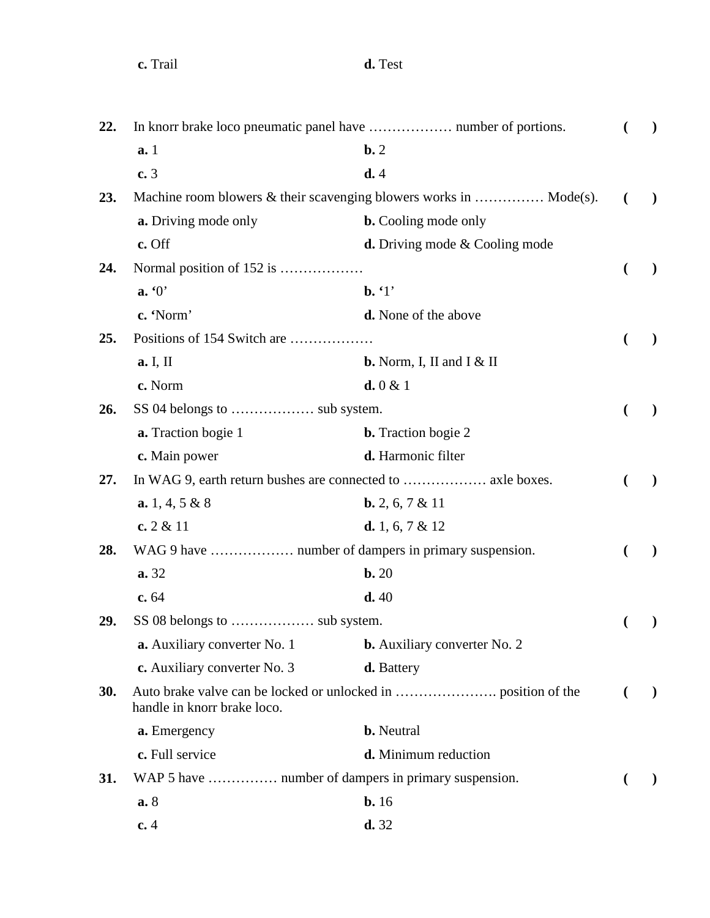**c.** Trail **d.** Test

**22.** In knorr brake loco pneumatic panel have ……………… number of portions. ( )

**a.** 1 **b.** 2

**c.** 3 **d.** 4

**23.** Machine room blowers & their scavenging blowers works in …………… Mode(s). ( )

**a.** Driving mode only **b.** Cooling mode only

**c.** Off **d.** Driving mode & Cooling mode

**24.** Normal position of 152 is ……………… ( )

**a.** '0' **b.** '1'

**c.** 'Norm' **d.** None of the above

**25.** Positions of 154 Switch are ……………… ( )

**a.** I, II **b.** Norm, I, II and I & II

**c.** Norm **d.** 0 & 1

**26.** SS 04 belongs to ……………… sub system. ( )

**a.** Traction bogie 1 **b.** Traction bogie 2

**c.** Main power **d.** Harmonic filter

**27.** In WAG 9, earth return bushes are connected to ……………… axle boxes. ( )

**a.** 1, 4, 5 & 8 **b.** 2, 6, 7 & 11

**c.** 2 & 11 **d.** 1, 6, 7 & 12

**28.** WAG 9 have ……………… number of dampers in primary suspension. ( )

**a.** 32 **b.** 20

**c.** 64 **d.** 40

**29.** SS 08 belongs to ……………… sub system. ( )

**a.** Auxiliary converter No. 1 **b.** Auxiliary converter No. 2

**c.** Auxiliary converter No. 3 **d.** Battery

**30.** Auto brake valve can be locked or unlocked in …………………. position of the handle in knorr brake loco. ( )

**a.** Emergency **b.** Neutral

**c.** Full service **d.** Minimum reduction

**31.** WAP 5 have …………… number of dampers in primary suspension. ( )

**a.** 8 **b.** 16

**c.** 4 **d.** 32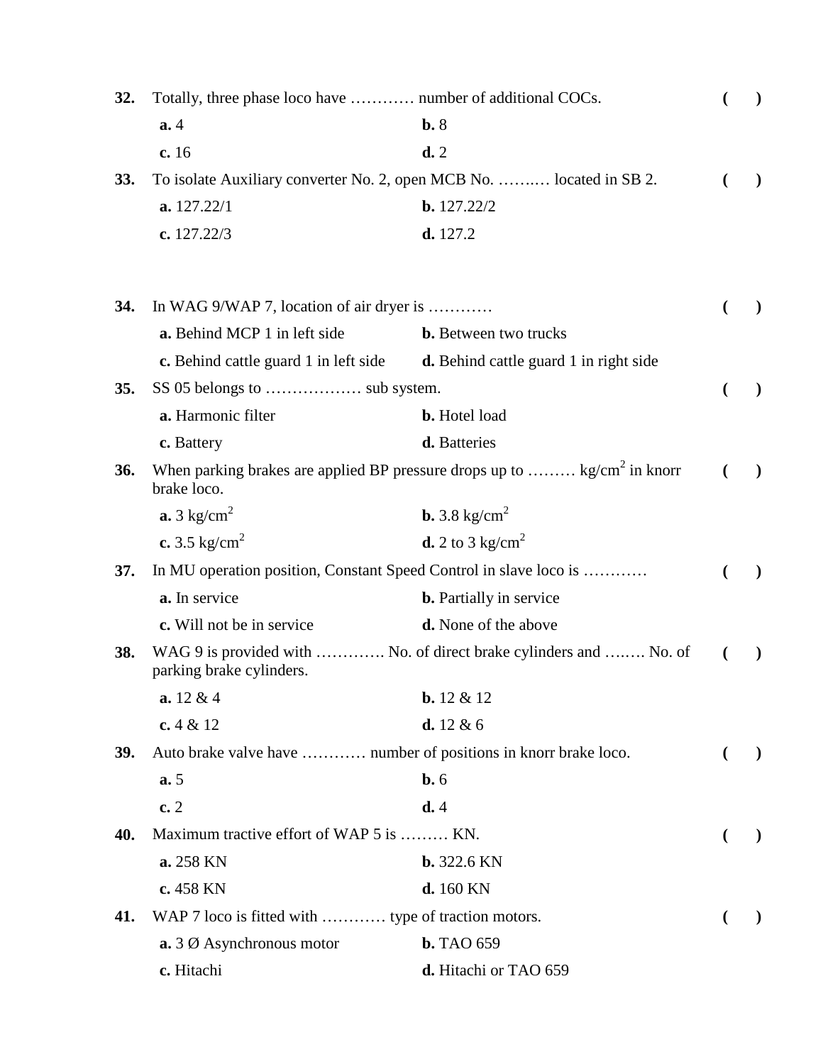**32.** Totally, three phase loco have ………… number of additional COCs. ( )

**a.** 4 **b.** 8

**c.** 16 **d.** 2

**33.** To isolate Auxiliary converter No. 2, open MCB No. ……..… located in SB 2. ( )

**a.** 127.22/1 **b.** 127.22/2

**c.** 127.22/3 **d.** 127.2

**34.** In WAG 9/WAP 7, location of air dryer is ………… ( )

**a.** Behind MCP 1 in left side **b.** Between two trucks

**c.** Behind cattle guard 1 in left side **d.** Behind cattle guard 1 in right side

**35.** SS 05 belongs to ……………… sub system. ( )

**a.** Harmonic filter **b.** Hotel load

**c.** Battery **d.** Batteries

**36.** When parking brakes are applied BP pressure drops up to ……… kg/cm$^2$ in knorr brake loco. ( )

**a.** 3 kg/cm$^2$ **b.** 3.8 kg/cm$^2$

**c.** 3.5 kg/cm$^2$ **d.** 2 to 3 kg/cm$^2$

**37.** In MU operation position, Constant Speed Control in slave loco is ………… ( )

**a.** In service **b.** Partially in service

**c.** Will not be in service **d.** None of the above

**38.** WAG 9 is provided with …………. No. of direct brake cylinders and ….…. No. of parking brake cylinders. ( )

**a.** 12 & 4 **b.** 12 & 12

**c.** 4 & 12 **d.** 12 & 6

**39.** Auto brake valve have ………… number of positions in knorr brake loco. ( )

**a.** 5 **b.** 6

**c.** 2 **d.** 4

**40.** Maximum tractive effort of WAP 5 is ……… KN. ( )

**a.** 258 KN **b.** 322.6 KN

**c.** 458 KN **d.** 160 KN

**41.** WAP 7 loco is fitted with ………… type of traction motors. ( )

**a.** 3 Ø Asynchronous motor **b.** TAO 659

**c.** Hitachi **d.** Hitachi or TAO 659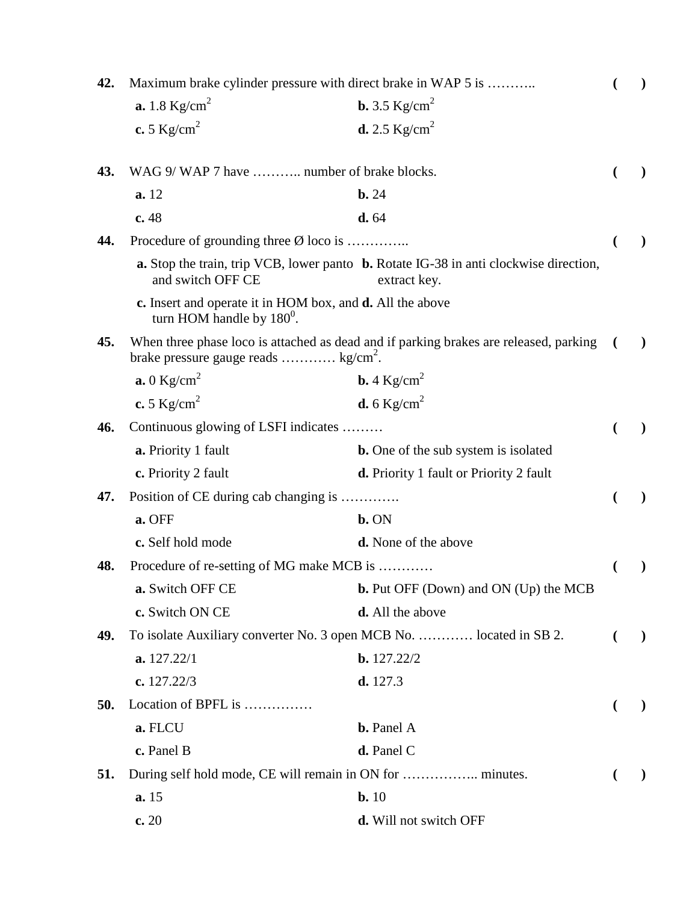**42.** Maximum brake cylinder pressure with direct brake in WAP 5 is ……….. ( )

**a.** 1.8 $Kg/cm^2$ **b.** 3.5 $Kg/cm^2$

**c.** 5 $Kg/cm^2$ **d.** 2.5 $Kg/cm^2$

**43.** WAG 9/ WAP 7 have ……….. number of brake blocks. ( )

**a.** 12 **b.** 24

**c.** 48 **d.** 64

**44.** Procedure of grounding three Ø loco is ………….. ( )

**a.** Stop the train, trip VCB, lower panto and switch OFF CE **b.** Rotate IG-38 in anti clockwise direction, extract key.

**c.** Insert and operate it in HOM box, and turn HOM handle by $180^0$. **d.** All the above

**45.** When three phase loco is attached as dead and if parking brakes are released, parking brake pressure gauge reads ………… $kg/cm^2$. ( )

**a.** 0 $Kg/cm^2$ **b.** 4 $Kg/cm^2$

**c.** 5 $Kg/cm^2$ **d.** 6 $Kg/cm^2$

**46.** Continuous glowing of LSFI indicates ……… ( )

**a.** Priority 1 fault **b.** One of the sub system is isolated

**c.** Priority 2 fault **d.** Priority 1 fault or Priority 2 fault

**47.** Position of CE during cab changing is …………. ( )

**a.** OFF **b.** ON

**c.** Self hold mode **d.** None of the above

**48.** Procedure of re-setting of MG make MCB is ………… ( )

**a.** Switch OFF CE **b.** Put OFF (Down) and ON (Up) the MCB

**c.** Switch ON CE **d.** All the above

**49.** To isolate Auxiliary converter No. 3 open MCB No. ………… located in SB 2. ( )

**a.** 127.22/1 **b.** 127.22/2

**c.** 127.22/3 **d.** 127.3

**50.** Location of BPFL is …………… ( )

**a.** FLCU **b.** Panel A

**c.** Panel B **d.** Panel C

**51.** During self hold mode, CE will remain in ON for …………….. minutes. ( )

**a.** 15 **b.** 10

**c.** 20 **d.** Will not switch OFF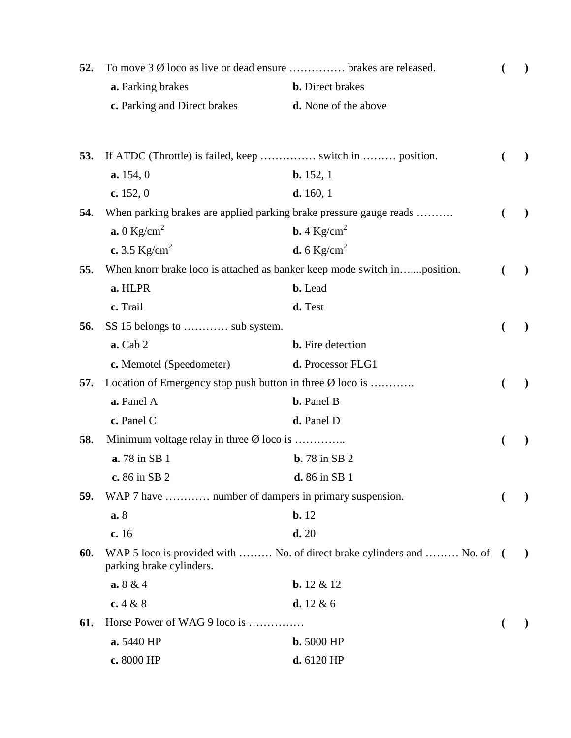**52.** To move 3 Ø loco as live or dead ensure …………… brakes are released. ( )

**a.** Parking brakes **b.** Direct brakes

**c.** Parking and Direct brakes **d.** None of the above

**53.** If ATDC (Throttle) is failed, keep …………… switch in ……… position. ( )

**a.** 154, 0 **b.** 152, 1

**c.** 152, 0 **d.** 160, 1

**54.** When parking brakes are applied parking brake pressure gauge reads ………. ( )

**a.** 0 $Kg/cm^2$ **b.** 4 $Kg/cm^2$

**c.** 3.5 $Kg/cm^2$ **d.** 6 $Kg/cm^2$

**55.** When knorr brake loco is attached as banker keep mode switch in…....position. ( )

**a.** HLPR **b.** Lead

**c.** Trail **d.** Test

**56.** SS 15 belongs to ………… sub system. ( )

**a.** Cab 2 **b.** Fire detection

**c.** Memotel (Speedometer) **d.** Processor FLG1

**57.** Location of Emergency stop push button in three Ø loco is ………… ( )

**a.** Panel A **b.** Panel B

**c.** Panel C **d.** Panel D

**58.** Minimum voltage relay in three Ø loco is ………….. ( )

**a.** 78 in SB 1 **b.** 78 in SB 2

**c.** 86 in SB 2 **d.** 86 in SB 1

**59.** WAP 7 have ………… number of dampers in primary suspension. ( )

**a.** 8 **b.** 12

**c.** 16 **d.** 20

**60.** WAP 5 loco is provided with ……… No. of direct brake cylinders and ……… No. of parking brake cylinders. ( )

**a.** 8 & 4 **b.** 12 & 12

**c.** 4 & 8 **d.** 12 & 6

**61.** Horse Power of WAG 9 loco is …………… ( )

**a.** 5440 HP **b.** 5000 HP

**c.** 8000 HP **d.** 6120 HP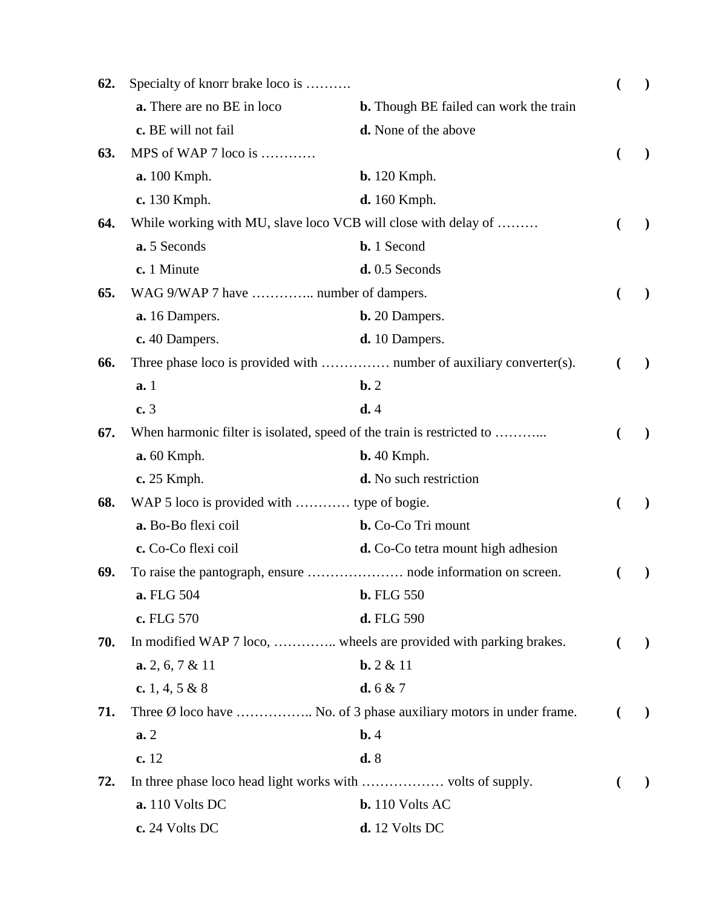**62.** Specialty of knorr brake loco is ………. ( )

**a.** There are no BE in loco **b.** Though BE failed can work the train
**c.** BE will not fail **d.** None of the above

**63.** MPS of WAP 7 loco is ………… ( )

**a.** 100 Kmph. **b.** 120 Kmph.
**c.** 130 Kmph. **d.** 160 Kmph.

**64.** While working with MU, slave loco VCB will close with delay of ……… ( )

**a.** 5 Seconds **b.** 1 Second
**c.** 1 Minute **d.** 0.5 Seconds

**65.** WAG 9/WAP 7 have ………….. number of dampers. ( )

**a.** 16 Dampers. **b.** 20 Dampers.
**c.** 40 Dampers. **d.** 10 Dampers.

**66.** Three phase loco is provided with …………… number of auxiliary converter(s). ( )

**a.** 1 **b.** 2
**c.** 3 **d.** 4

**67.** When harmonic filter is isolated, speed of the train is restricted to ………... ( )

**a.** 60 Kmph. **b.** 40 Kmph.
**c.** 25 Kmph. **d.** No such restriction

**68.** WAP 5 loco is provided with ………… type of bogie. ( )

**a.** Bo-Bo flexi coil **b.** Co-Co Tri mount
**c.** Co-Co flexi coil **d.** Co-Co tetra mount high adhesion

**69.** To raise the pantograph, ensure ………………… node information on screen. ( )

**a.** FLG 504 **b.** FLG 550
**c.** FLG 570 **d.** FLG 590

**70.** In modified WAP 7 loco, ………….. wheels are provided with parking brakes. ( )

**a.** 2, 6, 7 & 11 **b.** 2 & 11
**c.** 1, 4, 5 & 8 **d.** 6 & 7

**71.** Three Ø loco have …………….. No. of 3 phase auxiliary motors in under frame. ( )

**a.** 2 **b.** 4
**c.** 12 **d.** 8

**72.** In three phase loco head light works with ……………… volts of supply. ( )

**a.** 110 Volts DC **b.** 110 Volts AC
**c.** 24 Volts DC **d.** 12 Volts DC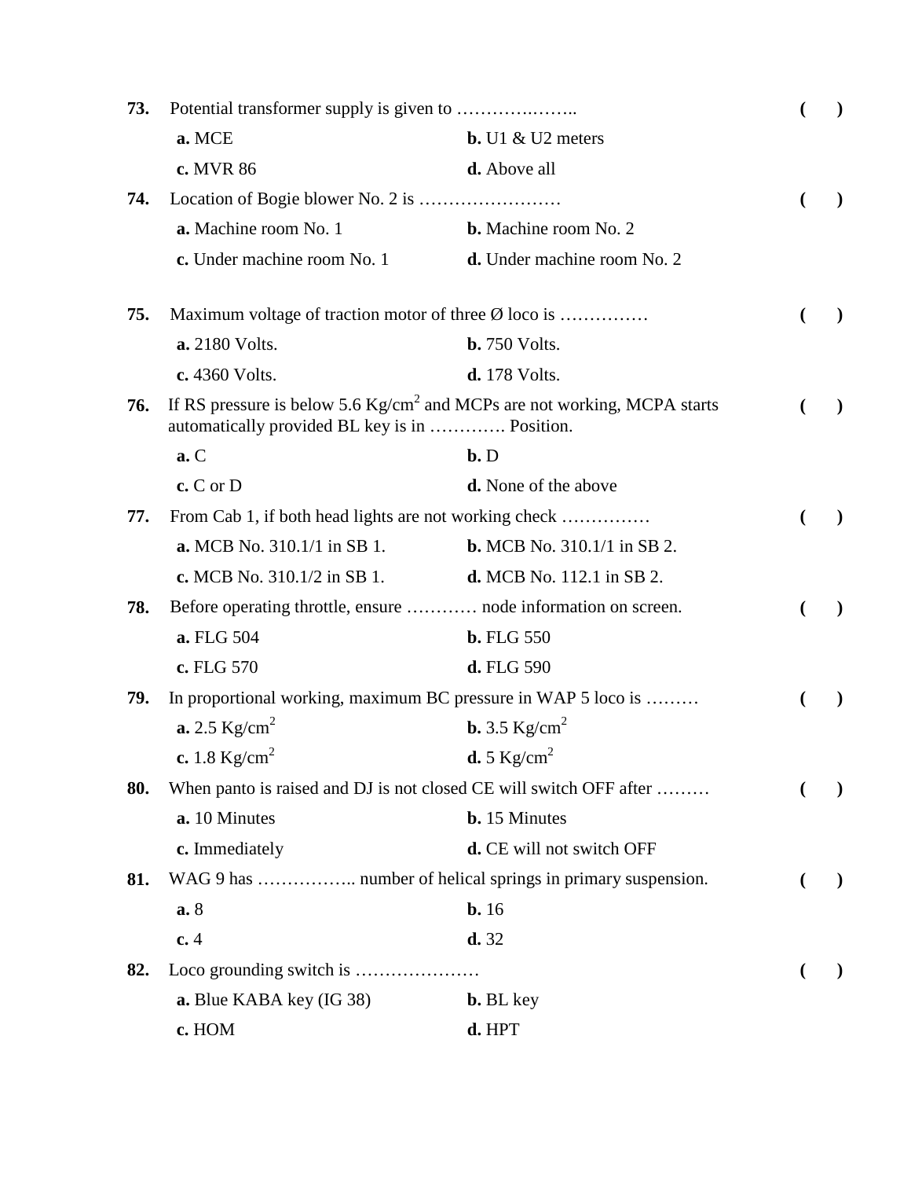**73.** Potential transformer supply is given to ……………..…….. ( )

**a.** MCE **b.** U1 & U2 meters

**c.** MVR 86 **d.** Above all

**74.** Location of Bogie blower No. 2 is …………………… ( )

**a.** Machine room No. 1 **b.** Machine room No. 2

**c.** Under machine room No. 1 **d.** Under machine room No. 2

**75.** Maximum voltage of traction motor of three Ø loco is …………… ( )

**a.** 2180 Volts. **b.** 750 Volts.

**c.** 4360 Volts. **d.** 178 Volts.

**76.** If RS pressure is below 5.6 $Kg/cm^2$ and MCPs are not working, MCPA starts automatically provided BL key is in …………. Position. ( )

**a.** C **b.** D

**c.** C or D **d.** None of the above

**77.** From Cab 1, if both head lights are not working check …………… ( )

**a.** MCB No. 310.1/1 in SB 1. **b.** MCB No. 310.1/1 in SB 2.

**c.** MCB No. 310.1/2 in SB 1. **d.** MCB No. 112.1 in SB 2.

**78.** Before operating throttle, ensure ………… node information on screen. ( )

**a.** FLG 504 **b.** FLG 550

**c.** FLG 570 **d.** FLG 590

**79.** In proportional working, maximum BC pressure in WAP 5 loco is ……… ( )

**a.** 2.5 $Kg/cm^2$ **b.** 3.5 $Kg/cm^2$

**c.** 1.8 $Kg/cm^2$ **d.** 5 $Kg/cm^2$

**80.** When panto is raised and DJ is not closed CE will switch OFF after ……… ( )

**a.** 10 Minutes **b.** 15 Minutes

**c.** Immediately **d.** CE will not switch OFF

**81.** WAG 9 has …………….. number of helical springs in primary suspension. ( )

**a.** 8 **b.** 16

**c.** 4 **d.** 32

**82.** Loco grounding switch is ………………… ( )

**a.** Blue KABA key (IG 38) **b.** BL key

**c.** HOM **d.** HPT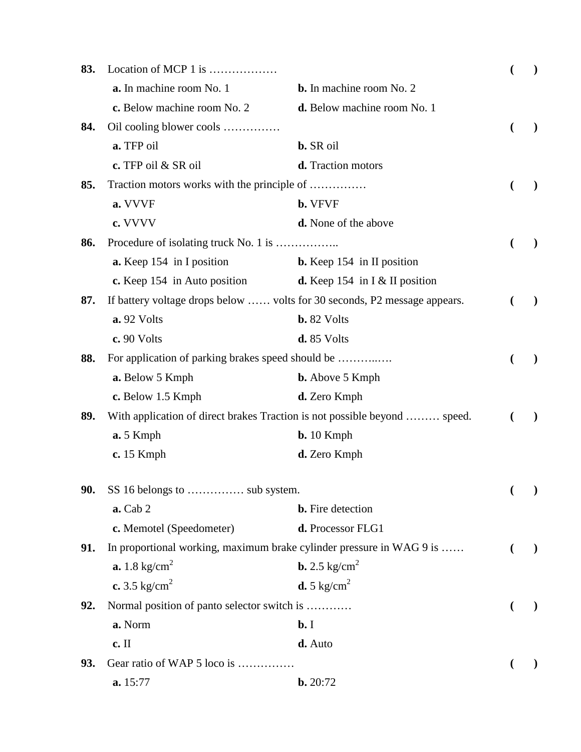**83.** Location of MCP 1 is ……………… ( )

**a.** In machine room No. 1 **b.** In machine room No. 2

**c.** Below machine room No. 2 **d.** Below machine room No. 1

**84.** Oil cooling blower cools …………… ( )

**a.** TFP oil **b.** SR oil

**c.** TFP oil & SR oil **d.** Traction motors

**85.** Traction motors works with the principle of …………… ( )

**a.** VVVF **b.** VFVF

**c.** VVVV **d.** None of the above

**86.** Procedure of isolating truck No. 1 is …………….. ( )

**a.** Keep 154 in I position **b.** Keep 154 in II position

**c.** Keep 154 in Auto position **d.** Keep 154 in I & II position

**87.** If battery voltage drops below …… volts for 30 seconds, P2 message appears. ( )

**a.** 92 Volts **b.** 82 Volts

**c.** 90 Volts **d.** 85 Volts

**88.** For application of parking brakes speed should be ……….…. ( )

**a.** Below 5 Kmph **b.** Above 5 Kmph

**c.** Below 1.5 Kmph **d.** Zero Kmph

**89.** With application of direct brakes Traction is not possible beyond ……… speed. ( )

**a.** 5 Kmph **b.** 10 Kmph

**c.** 15 Kmph **d.** Zero Kmph

**90.** SS 16 belongs to …………… sub system. ( )

**a.** Cab 2 **b.** Fire detection

**c.** Memotel (Speedometer) **d.** Processor FLG1

**91.** In proportional working, maximum brake cylinder pressure in WAG 9 is …… ( )

**a.** 1.8 kg/cm$^2$ **b.** 2.5 kg/cm$^2$

**c.** 3.5 kg/cm$^2$ **d.** 5 kg/cm$^2$

**92.** Normal position of panto selector switch is ………… ( )

**a.** Norm **b.** I

**c.** II **d.** Auto

**93.** Gear ratio of WAP 5 loco is …………… ( )

**a.** 15:77 **b.** 20:72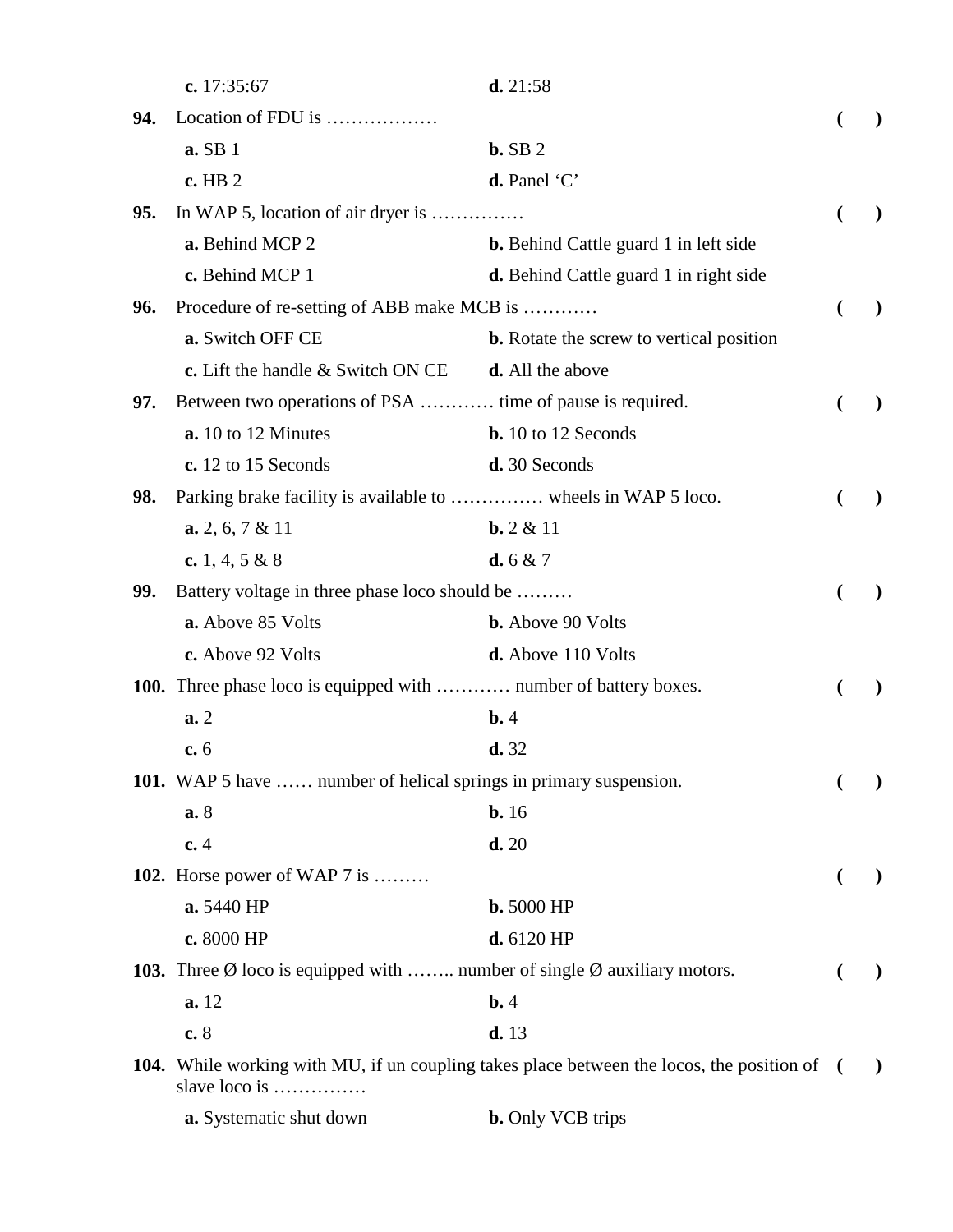**c.** 17:35:67 **d.** 21:58

**94.** Location of FDU is ……………… ( )

**a.** SB 1 **b.** SB 2

**c.** HB 2 **d.** Panel 'C'

**95.** In WAP 5, location of air dryer is …………… ( )

**a.** Behind MCP 2 **b.** Behind Cattle guard 1 in left side

**c.** Behind MCP 1 **d.** Behind Cattle guard 1 in right side

**96.** Procedure of re-setting of ABB make MCB is ………… ( )

**a.** Switch OFF CE **b.** Rotate the screw to vertical position

**c.** Lift the handle & Switch ON CE **d.** All the above

**97.** Between two operations of PSA ………… time of pause is required. ( )

**a.** 10 to 12 Minutes **b.** 10 to 12 Seconds

**c.** 12 to 15 Seconds **d.** 30 Seconds

**98.** Parking brake facility is available to …………… wheels in WAP 5 loco. ( )

**a.** 2, 6, 7 & 11 **b.** 2 & 11

**c.** 1, 4, 5 & 8 **d.** 6 & 7

**99.** Battery voltage in three phase loco should be ……… ( )

**a.** Above 85 Volts **b.** Above 90 Volts

**c.** Above 92 Volts **d.** Above 110 Volts

**100.** Three phase loco is equipped with ………… number of battery boxes. ( )

**a.** 2 **b.** 4

**c.** 6 **d.** 32

**101.** WAP 5 have …… number of helical springs in primary suspension. ( )

**a.** 8 **b.** 16

**c.** 4 **d.** 20

**102.** Horse power of WAP 7 is ……… ( )

**a.** 5440 HP **b.** 5000 HP

**c.** 8000 HP **d.** 6120 HP

**103.** Three Ø loco is equipped with …….. number of single Ø auxiliary motors. ( )

**a.** 12 **b.** 4

**c.** 8 **d.** 13

**104.** While working with MU, if un coupling takes place between the locos, the position of slave loco is …………… ( )

**a.** Systematic shut down **b.** Only VCB trips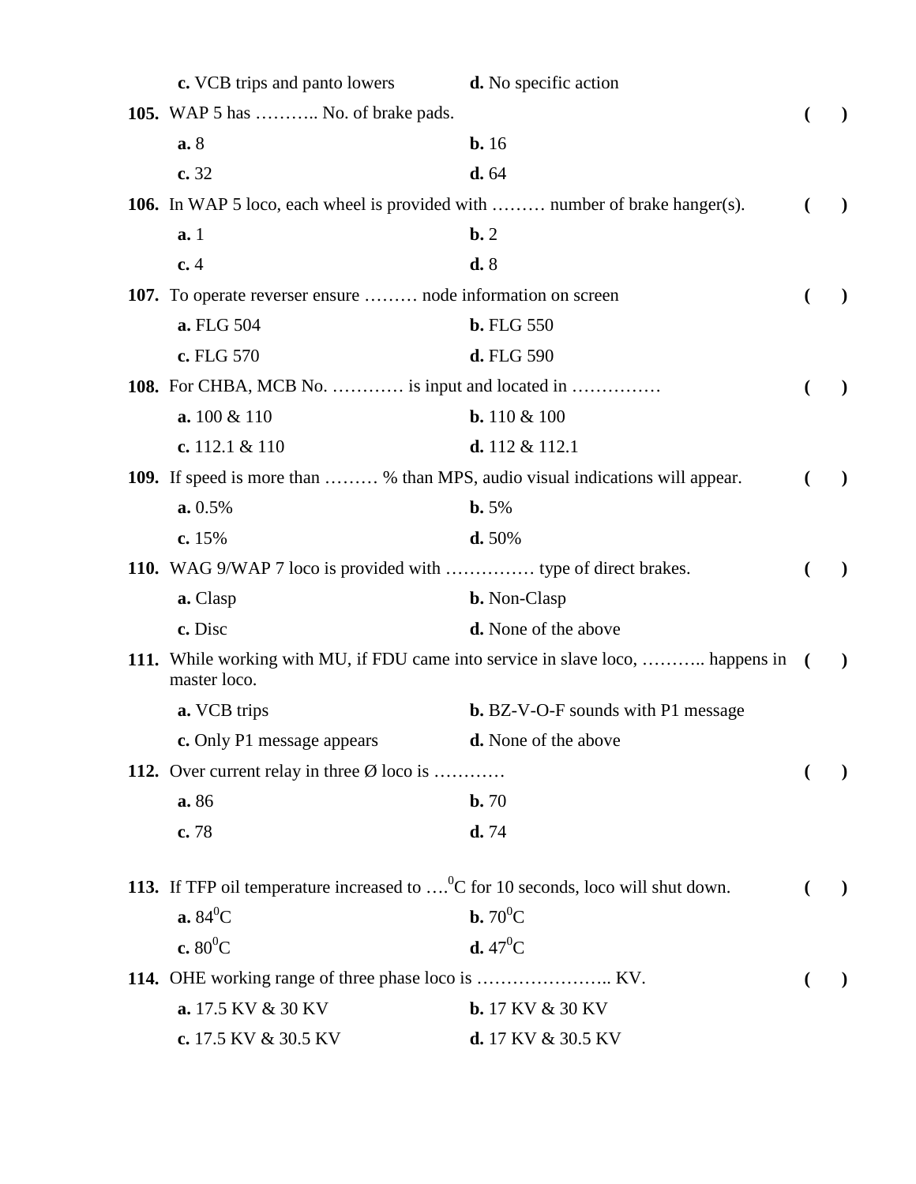**c.** VCB trips and panto lowers **d.** No specific action

**105.** WAP 5 has ……….. No. of brake pads. ( )

**a.** 8 **b.** 16

**c.** 32 **d.** 64

**106.** In WAP 5 loco, each wheel is provided with ……… number of brake hanger(s). ( )

**a.** 1 **b.** 2

**c.** 4 **d.** 8

**107.** To operate reverser ensure ……… node information on screen ( )

**a.** FLG 504 **b.** FLG 550

**c.** FLG 570 **d.** FLG 590

**108.** For CHBA, MCB No. ………… is input and located in …………… ( )

**a.** 100 & 110 **b.** 110 & 100

**c.** 112.1 & 110 **d.** 112 & 112.1

**109.** If speed is more than ……… % than MPS, audio visual indications will appear. ( )

**a.** 0.5% **b.** 5%

**c.** 15% **d.** 50%

**110.** WAG 9/WAP 7 loco is provided with …………… type of direct brakes. ( )

**a.** Clasp **b.** Non-Clasp

**c.** Disc **d.** None of the above

**111.** While working with MU, if FDU came into service in slave loco, ……….. happens in master loco. ( )

**a.** VCB trips **b.** BZ-V-O-F sounds with P1 message

**c.** Only P1 message appears **d.** None of the above

**112.** Over current relay in three Ø loco is ………… ( )

**a.** 86 **b.** 70

**c.** 78 **d.** 74

**113.** If TFP oil temperature increased to ….$^{0}$C for 10 seconds, loco will shut down. ( )

**a.** 84$^{0}$C **b.** 70$^{0}$C

**c.** 80$^{0}$C **d.** 47$^{0}$C

**114.** OHE working range of three phase loco is ………………….. KV. ( )

**a.** 17.5 KV & 30 KV **b.** 17 KV & 30 KV

**c.** 17.5 KV & 30.5 KV **d.** 17 KV & 30.5 KV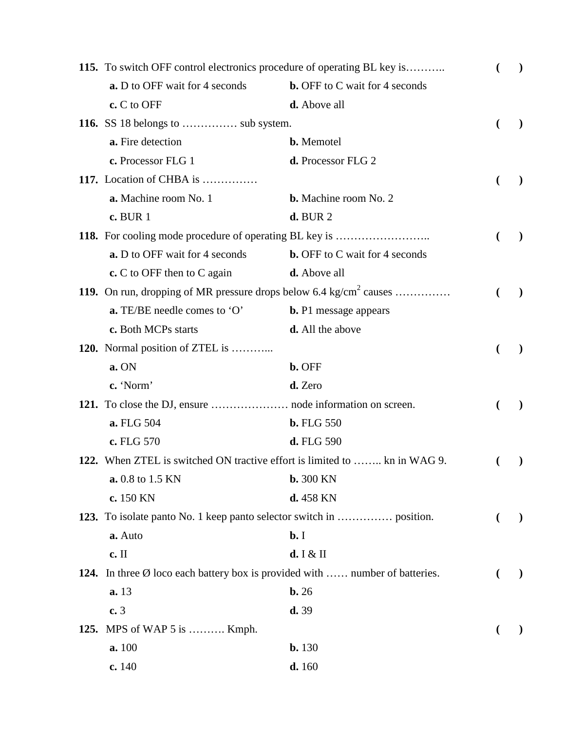**115.** To switch OFF control electronics procedure of operating BL key is……….. ( )

**a.** D to OFF wait for 4 seconds **b.** OFF to C wait for 4 seconds

**c.** C to OFF **d.** Above all

**116.** SS 18 belongs to …………… sub system. ( )

**a.** Fire detection **b.** Memotel

**c.** Processor FLG 1 **d.** Processor FLG 2

**117.** Location of CHBA is …………… ( )

**a.** Machine room No. 1 **b.** Machine room No. 2

**c.** BUR 1 **d.** BUR 2

**118.** For cooling mode procedure of operating BL key is …………………….. ( )

**a.** D to OFF wait for 4 seconds **b.** OFF to C wait for 4 seconds

**c.** C to OFF then to C again **d.** Above all

**119.** On run, dropping of MR pressure drops below 6.4 kg/cm$^2$ causes …………… ( )

**a.** TE/BE needle comes to 'O' **b.** P1 message appears

**c.** Both MCPs starts **d.** All the above

**120.** Normal position of ZTEL is ………... ( )

**a.** ON **b.** OFF

**c.** 'Norm' **d.** Zero

**121.** To close the DJ, ensure ………………… node information on screen. ( )

**a.** FLG 504 **b.** FLG 550

**c.** FLG 570 **d.** FLG 590

**122.** When ZTEL is switched ON tractive effort is limited to …….. kn in WAG 9. ( )

**a.** 0.8 to 1.5 KN **b.** 300 KN

**c.** 150 KN **d.** 458 KN

**123.** To isolate panto No. 1 keep panto selector switch in …………… position. ( )

**a.** Auto **b.** I

**c.** II **d.** I & II

**124.** In three Ø loco each battery box is provided with …… number of batteries. ( )

**a.** 13 **b.** 26

**c.** 3 **d.** 39

**125.** MPS of WAP 5 is ………. Kmph. ( )

**a.** 100 **b.** 130

**c.** 140 **d.** 160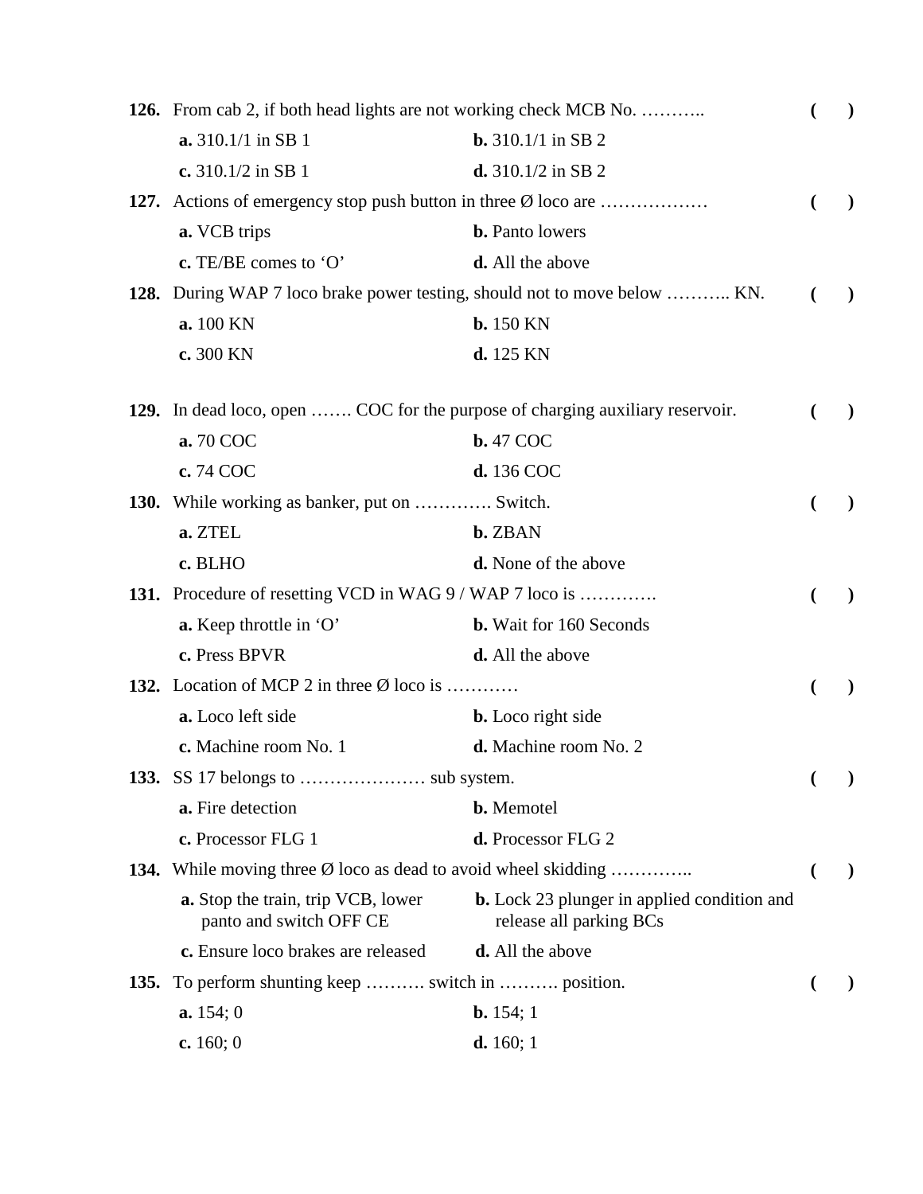**126.** From cab 2, if both head lights are not working check MCB No. ……….. ( )

**a.** 310.1/1 in SB 1 **b.** 310.1/1 in SB 2

**c.** 310.1/2 in SB 1 **d.** 310.1/2 in SB 2

**127.** Actions of emergency stop push button in three Ø loco are ……………… ( )

**a.** VCB trips **b.** Panto lowers

**c.** TE/BE comes to ‘O’ **d.** All the above

**128.** During WAP 7 loco brake power testing, should not to move below ……….. KN. ( )

**a.** 100 KN **b.** 150 KN

**c.** 300 KN **d.** 125 KN

**129.** In dead loco, open ……. COC for the purpose of charging auxiliary reservoir. ( )

**a.** 70 COC **b.** 47 COC

**c.** 74 COC **d.** 136 COC

**130.** While working as banker, put on …………. Switch. ( )

**a.** ZTEL **b.** ZBAN

**c.** BLHO **d.** None of the above

**131.** Procedure of resetting VCD in WAG 9 / WAP 7 loco is …………. ( )

**a.** Keep throttle in ‘O’ **b.** Wait for 160 Seconds

**c.** Press BPVR **d.** All the above

**132.** Location of MCP 2 in three Ø loco is ………… ( )

**a.** Loco left side **b.** Loco right side

**c.** Machine room No. 1 **d.** Machine room No. 2

**133.** SS 17 belongs to ………………… sub system. ( )

**a.** Fire detection **b.** Memotel

**c.** Processor FLG 1 **d.** Processor FLG 2

**134.** While moving three Ø loco as dead to avoid wheel skidding ………….. ( )

**a.** Stop the train, trip VCB, lower panto and switch OFF CE **b.** Lock 23 plunger in applied condition and release all parking BCs

**c.** Ensure loco brakes are released **d.** All the above

**135.** To perform shunting keep ………. switch in ………. position. ( )

**a.** 154; 0 **b.** 154; 1

**c.** 160; 0 **d.** 160; 1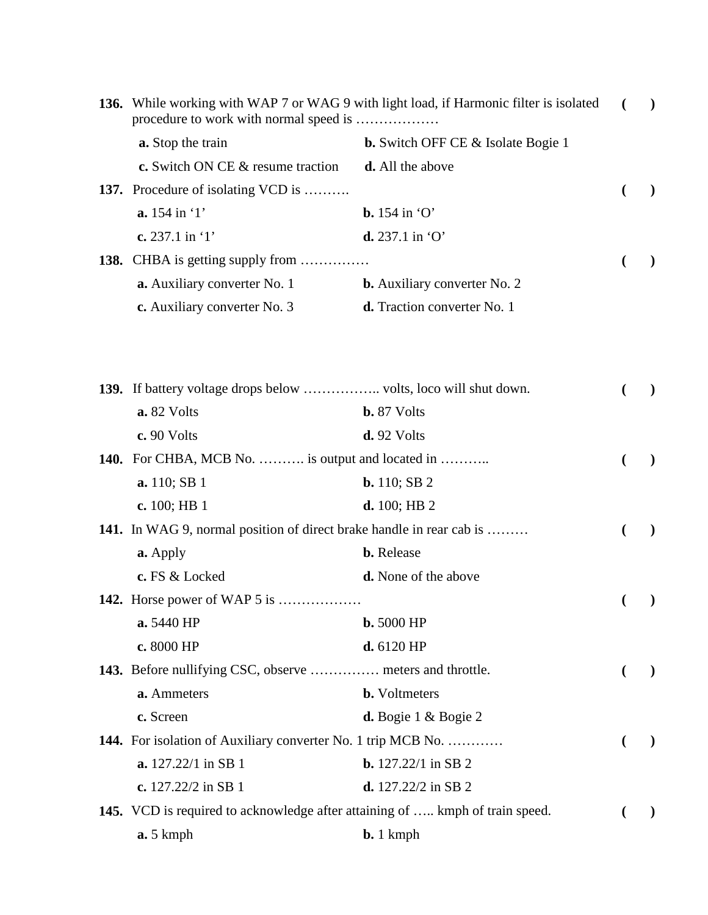**136.** While working with WAP 7 or WAG 9 with light load, if Harmonic filter is isolated procedure to work with normal speed is ……………… ( )

**a.** Stop the train **b.** Switch OFF CE & Isolate Bogie 1

**c.** Switch ON CE & resume traction **d.** All the above

**137.** Procedure of isolating VCD is ………. ( )

**a.** 154 in '1' **b.** 154 in 'O'

**c.** 237.1 in '1' **d.** 237.1 in 'O'

**138.** CHBA is getting supply from …………… ( )

**a.** Auxiliary converter No. 1 **b.** Auxiliary converter No. 2

**c.** Auxiliary converter No. 3 **d.** Traction converter No. 1

**139.** If battery voltage drops below …………….. volts, loco will shut down. ( )

**a.** 82 Volts **b.** 87 Volts

**c.** 90 Volts **d.** 92 Volts

**140.** For CHBA, MCB No. ………. is output and located in ……….. ( )

**a.** 110; SB 1 **b.** 110; SB 2

**c.** 100; HB 1 **d.** 100; HB 2

**141.** In WAG 9, normal position of direct brake handle in rear cab is ……… ( )

**a.** Apply **b.** Release

**c.** FS & Locked **d.** None of the above

**142.** Horse power of WAP 5 is ……………… ( )

**a.** 5440 HP **b.** 5000 HP

**c.** 8000 HP **d.** 6120 HP

**143.** Before nullifying CSC, observe …………… meters and throttle. ( )

**a.** Ammeters **b.** Voltmeters

**c.** Screen **d.** Bogie 1 & Bogie 2

**144.** For isolation of Auxiliary converter No. 1 trip MCB No. ………… ( )

**a.** 127.22/1 in SB 1 **b.** 127.22/1 in SB 2

**c.** 127.22/2 in SB 1 **d.** 127.22/2 in SB 2

**145.** VCD is required to acknowledge after attaining of ….. kmph of train speed. ( )

**a.** 5 kmph **b.** 1 kmph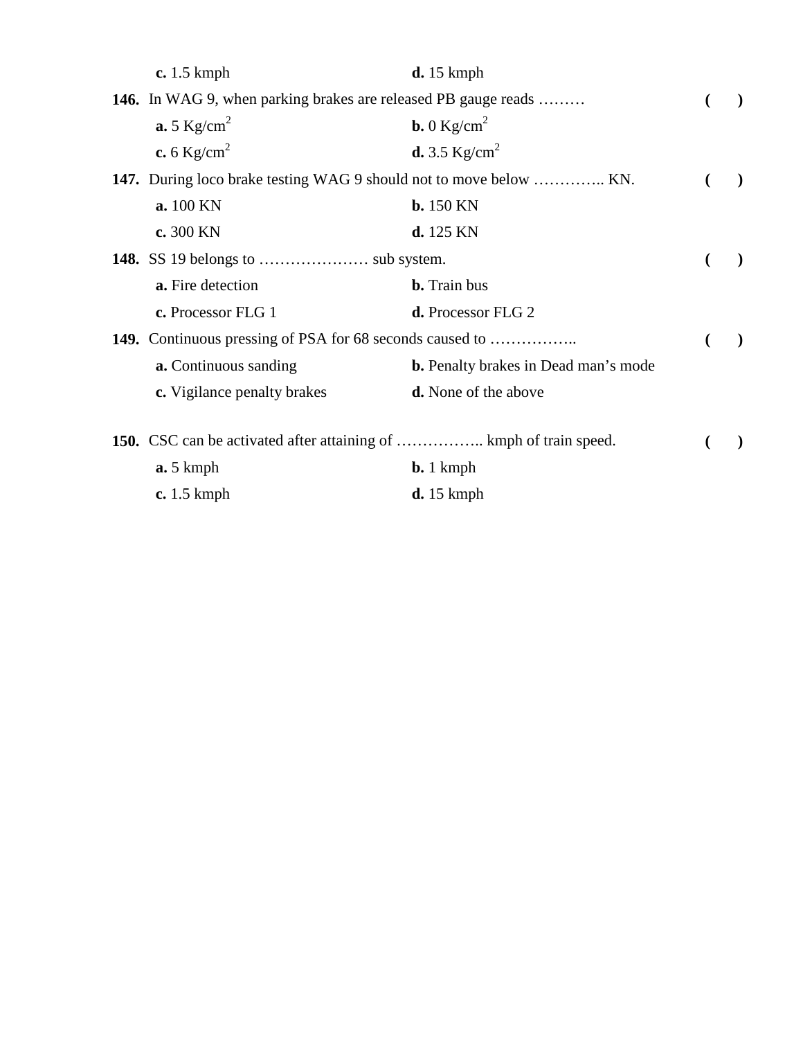**c.** 1.5 kmph **d.** 15 kmph

**146.** In WAG 9, when parking brakes are released PB gauge reads ……… **( )**

**a.** 5 $Kg/cm^2$ **b.** 0 $Kg/cm^2$

**c.** 6 $Kg/cm^2$ **d.** 3.5 $Kg/cm^2$

**147.** During loco brake testing WAG 9 should not to move below ………….. KN. **( )**

**a.** 100 KN **b.** 150 KN

**c.** 300 KN **d.** 125 KN

**148.** SS 19 belongs to ………………… sub system. **( )**

**a.** Fire detection **b.** Train bus

**c.** Processor FLG 1 **d.** Processor FLG 2

**149.** Continuous pressing of PSA for 68 seconds caused to …………….. **( )**

**a.** Continuous sanding **b.** Penalty brakes in Dead man's mode

**c.** Vigilance penalty brakes **d.** None of the above

**150.** CSC can be activated after attaining of …………….. kmph of train speed. **( )**

**a.** 5 kmph **b.** 1 kmph

**c.** 1.5 kmph **d.** 15 kmph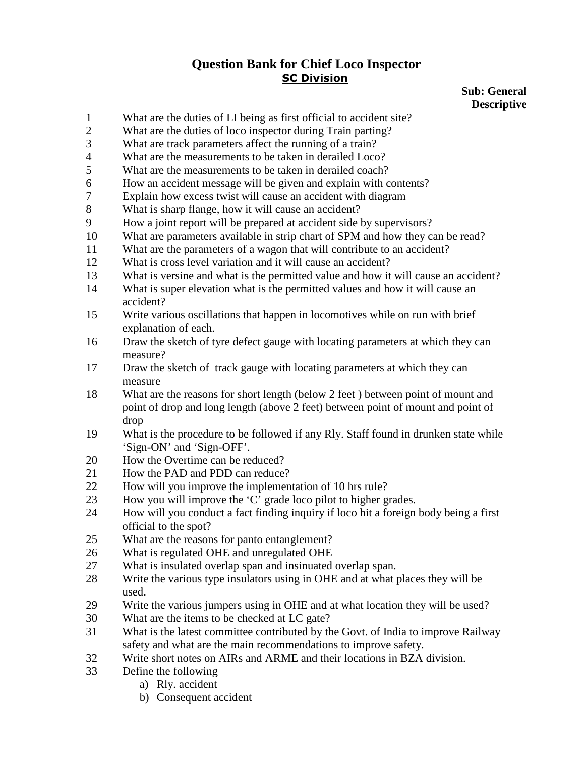# Question Bank for Chief Loco Inspector

## SC Division

**Sub: General**
**Descriptive**

1. What are the duties of LI being as first official to accident site?
2. What are the duties of loco inspector during Train parting?
3. What are track parameters affect the running of a train?
4. What are the measurements to be taken in derailed Loco?
5. What are the measurements to be taken in derailed coach?
6. How an accident message will be given and explain with contents?
7. Explain how excess twist will cause an accident with diagram
8. What is sharp flange, how it will cause an accident?
9. How a joint report will be prepared at accident side by supervisors?
10. What are parameters available in strip chart of SPM and how they can be read?
11. What are the parameters of a wagon that will contribute to an accident?
12. What is cross level variation and it will cause an accident?
13. What is versine and what is the permitted value and how it will cause an accident?
14. What is super elevation what is the permitted values and how it will cause an accident?
15. Write various oscillations that happen in locomotives while on run with brief explanation of each.
16. Draw the sketch of tyre defect gauge with locating parameters at which they can measure?
17. Draw the sketch of track gauge with locating parameters at which they can measure
18. What are the reasons for short length (below 2 feet ) between point of mount and point of drop and long length (above 2 feet) between point of mount and point of drop
19. What is the procedure to be followed if any Rly. Staff found in drunken state while 'Sign-ON' and 'Sign-OFF'.
20. How the Overtime can be reduced?
21. How the PAD and PDD can reduce?
22. How will you improve the implementation of 10 hrs rule?
23. How you will improve the 'C' grade loco pilot to higher grades.
24. How will you conduct a fact finding inquiry if loco hit a foreign body being a first official to the spot?
25. What are the reasons for panto entanglement?
26. What is regulated OHE and unregulated OHE
27. What is insulated overlap span and insinuated overlap span.
28. Write the various type insulators using in OHE and at what places they will be used.
29. Write the various jumpers using in OHE and at what location they will be used?
30. What are the items to be checked at LC gate?
31. What is the latest committee contributed by the Govt. of India to improve Railway safety and what are the main recommendations to improve safety.
32. Write short notes on AIRs and ARME and their locations in BZA division.
33. Define the following
    a) Rly. accident
    b) Consequent accident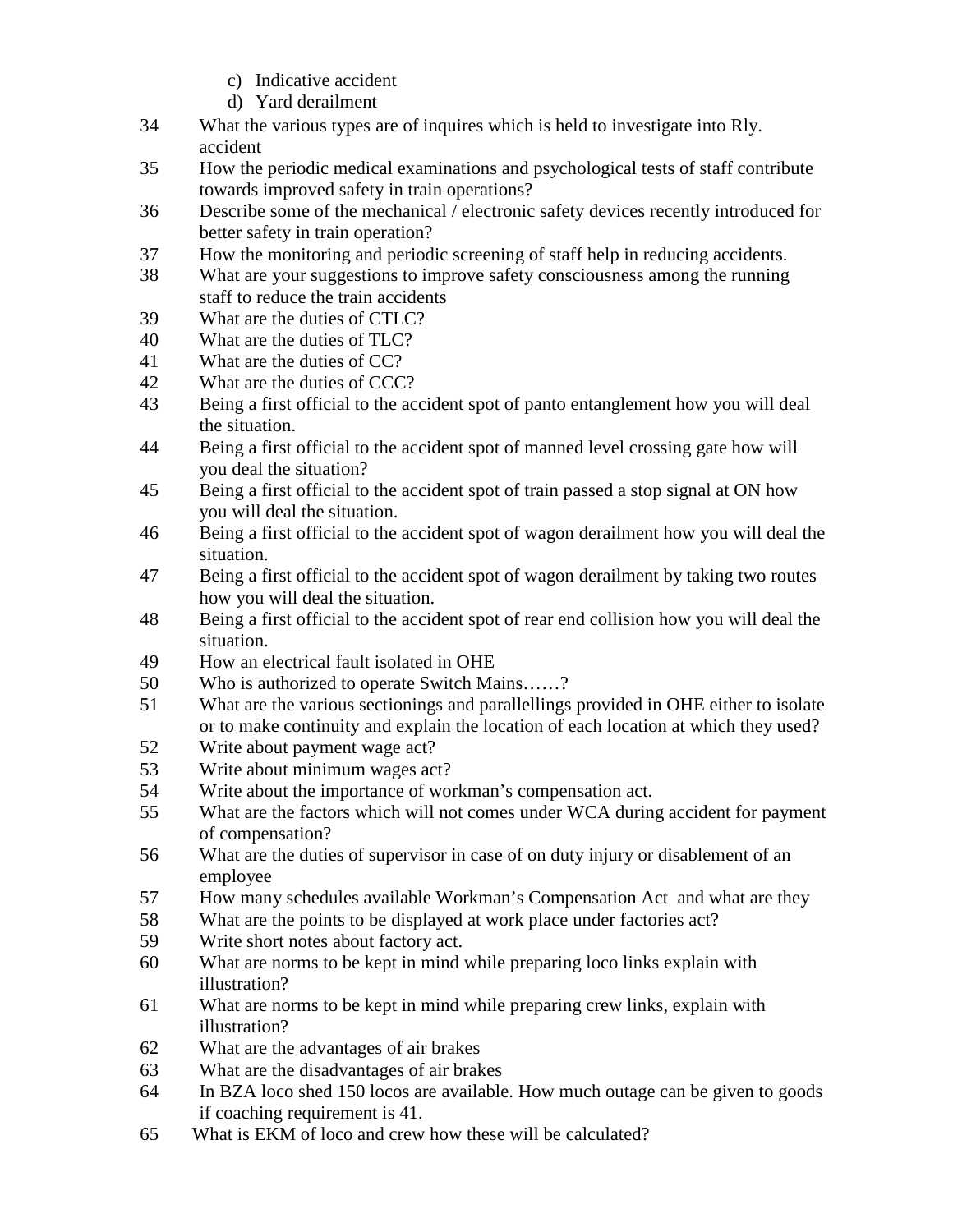c) Indicative accident
d) Yard derailment

34 What the various types are of inquires which is held to investigate into Rly. accident
35 How the periodic medical examinations and psychological tests of staff contribute towards improved safety in train operations?
36 Describe some of the mechanical / electronic safety devices recently introduced for better safety in train operation?
37 How the monitoring and periodic screening of staff help in reducing accidents.
38 What are your suggestions to improve safety consciousness among the running staff to reduce the train accidents
39 What are the duties of CTLC?
40 What are the duties of TLC?
41 What are the duties of CC?
42 What are the duties of CCC?
43 Being a first official to the accident spot of panto entanglement how you will deal the situation.
44 Being a first official to the accident spot of manned level crossing gate how will you deal the situation?
45 Being a first official to the accident spot of train passed a stop signal at ON how you will deal the situation.
46 Being a first official to the accident spot of wagon derailment how you will deal the situation.
47 Being a first official to the accident spot of wagon derailment by taking two routes how you will deal the situation.
48 Being a first official to the accident spot of rear end collision how you will deal the situation.
49 How an electrical fault isolated in OHE
50 Who is authorized to operate Switch Mains……?
51 What are the various sectionings and parallellings provided in OHE either to isolate or to make continuity and explain the location of each location at which they used?
52 Write about payment wage act?
53 Write about minimum wages act?
54 Write about the importance of workman's compensation act.
55 What are the factors which will not comes under WCA during accident for payment of compensation?
56 What are the duties of supervisor in case of on duty injury or disablement of an employee
57 How many schedules available Workman's Compensation Act and what are they
58 What are the points to be displayed at work place under factories act?
59 Write short notes about factory act.
60 What are norms to be kept in mind while preparing loco links explain with illustration?
61 What are norms to be kept in mind while preparing crew links, explain with illustration?
62 What are the advantages of air brakes
63 What are the disadvantages of air brakes
64 In BZA loco shed 150 locos are available. How much outage can be given to goods if coaching requirement is 41.
65 What is EKM of loco and crew how these will be calculated?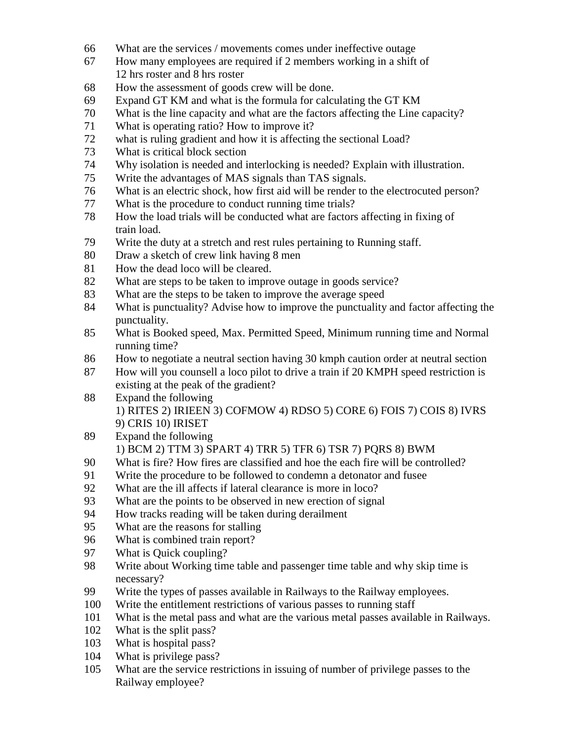66 What are the services / movements comes under ineffective outage

67 How many employees are required if 2 members working in a shift of 12 hrs roster and 8 hrs roster

68 How the assessment of goods crew will be done.

69 Expand GT KM and what is the formula for calculating the GT KM

70 What is the line capacity and what are the factors affecting the Line capacity?

71 What is operating ratio? How to improve it?

72 what is ruling gradient and how it is affecting the sectional Load?

73 What is critical block section

74 Why isolation is needed and interlocking is needed? Explain with illustration.

75 Write the advantages of MAS signals than TAS signals.

76 What is an electric shock, how first aid will be render to the electrocuted person?

77 What is the procedure to conduct running time trials?

78 How the load trials will be conducted what are factors affecting in fixing of train load.

79 Write the duty at a stretch and rest rules pertaining to Running staff.

80 Draw a sketch of crew link having 8 men

81 How the dead loco will be cleared.

82 What are steps to be taken to improve outage in goods service?

83 What are the steps to be taken to improve the average speed

84 What is punctuality? Advise how to improve the punctuality and factor affecting the punctuality.

85 What is Booked speed, Max. Permitted Speed, Minimum running time and Normal running time?

86 How to negotiate a neutral section having 30 kmph caution order at neutral section

87 How will you counsell a loco pilot to drive a train if 20 KMPH speed restriction is existing at the peak of the gradient?

88 Expand the following
1) RITES 2) IRIEEN 3) COFMOW 4) RDSO 5) CORE 6) FOIS 7) COIS 8) IVRS 9) CRIS 10) IRISET

89 Expand the following
1) BCM 2) TTM 3) SPART 4) TRR 5) TFR 6) TSR 7) PQRS 8) BWM

90 What is fire? How fires are classified and hoe the each fire will be controlled?

91 Write the procedure to be followed to condemn a detonator and fusee

92 What are the ill affects if lateral clearance is more in loco?

93 What are the points to be observed in new erection of signal

94 How tracks reading will be taken during derailment

95 What are the reasons for stalling

96 What is combined train report?

97 What is Quick coupling?

98 Write about Working time table and passenger time table and why skip time is necessary?

99 Write the types of passes available in Railways to the Railway employees.

100 Write the entitlement restrictions of various passes to running staff

101 What is the metal pass and what are the various metal passes available in Railways.

102 What is the split pass?

103 What is hospital pass?

104 What is privilege pass?

105 What are the service restrictions in issuing of number of privilege passes to the Railway employee?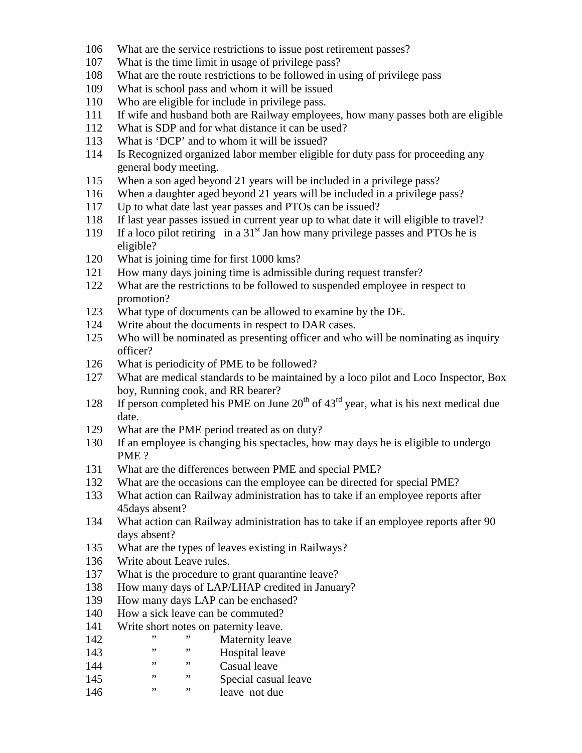106 What are the service restrictions to issue post retirement passes?
107 What is the time limit in usage of privilege pass?
108 What are the route restrictions to be followed in using of privilege pass
109 What is school pass and whom it will be issued
110 Who are eligible for include in privilege pass.
111 If wife and husband both are Railway employees, how many passes both are eligible
112 What is SDP and for what distance it can be used?
113 What is 'DCP' and to whom it will be issued?
114 Is Recognized organized labor member eligible for duty pass for proceeding any general body meeting.
115 When a son aged beyond 21 years will be included in a privilege pass?
116 When a daughter aged beyond 21 years will be included in a privilege pass?
117 Up to what date last year passes and PTOs can be issued?
118 If last year passes issued in current year up to what date it will eligible to travel?
119 If a loco pilot retiring in a 31st Jan how many privilege passes and PTOs he is eligible?
120 What is joining time for first 1000 kms?
121 How many days joining time is admissible during request transfer?
122 What are the restrictions to be followed to suspended employee in respect to promotion?
123 What type of documents can be allowed to examine by the DE.
124 Write about the documents in respect to DAR cases.
125 Who will be nominated as presenting officer and who will be nominating as inquiry officer?
126 What is periodicity of PME to be followed?
127 What are medical standards to be maintained by a loco pilot and Loco Inspector, Box boy, Running cook, and RR bearer?
128 If person completed his PME on June 20th of 43rd year, what is his next medical due date.
129 What are the PME period treated as on duty?
130 If an employee is changing his spectacles, how may days he is eligible to undergo PME ?
131 What are the differences between PME and special PME?
132 What are the occasions can the employee can be directed for special PME?
133 What action can Railway administration has to take if an employee reports after 45days absent?
134 What action can Railway administration has to take if an employee reports after 90 days absent?
135 What are the types of leaves existing in Railways?
136 Write about Leave rules.
137 What is the procedure to grant quarantine leave?
138 How many days of LAP/LHAP credited in January?
139 How many days LAP can be enchased?
140 How a sick leave can be commuted?
141 Write short notes on paternity leave.
142 " " Maternity leave
143 " " Hospital leave
144 " " Casual leave
145 " " Special casual leave
146 " " leave not due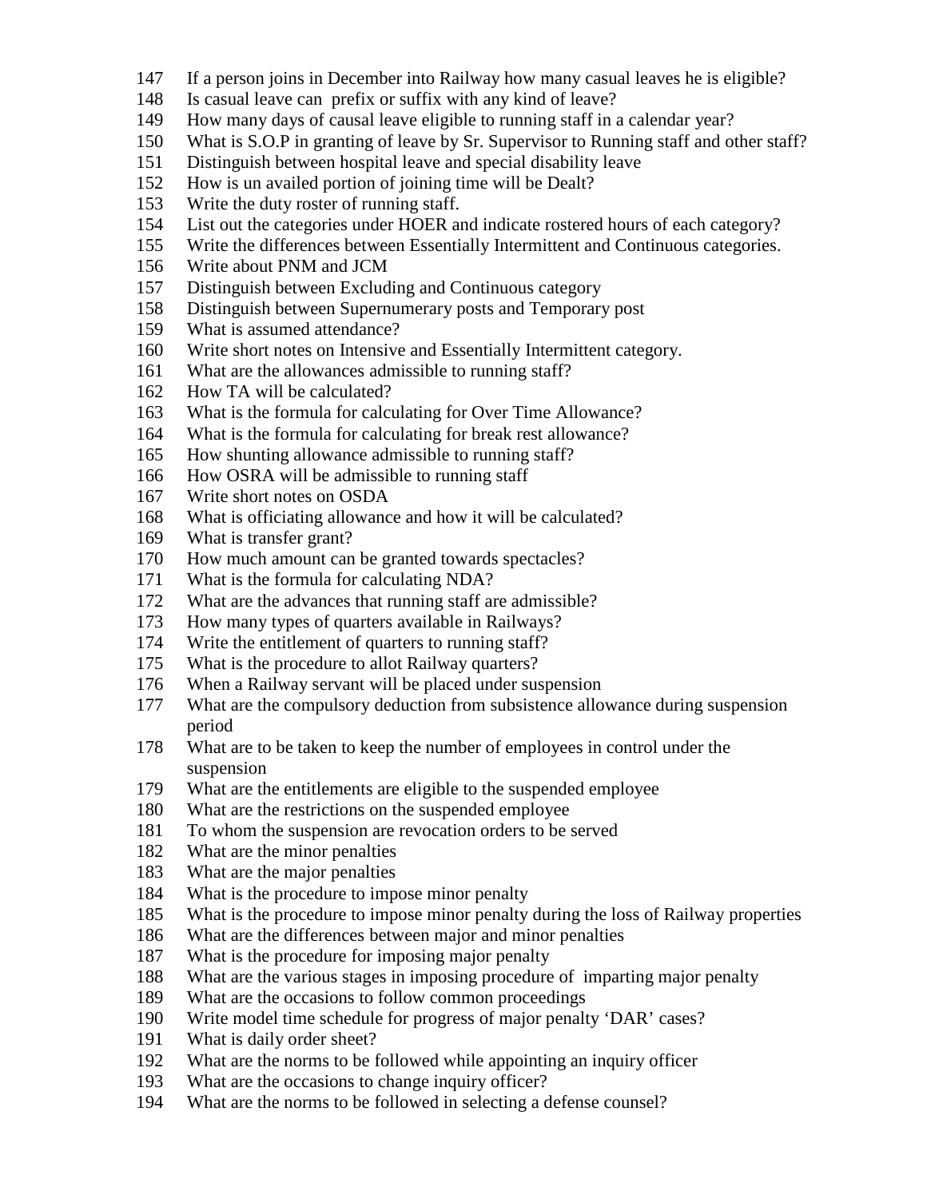147 If a person joins in December into Railway how many casual leaves he is eligible?
148 Is casual leave can prefix or suffix with any kind of leave?
149 How many days of causal leave eligible to running staff in a calendar year?
150 What is S.O.P in granting of leave by Sr. Supervisor to Running staff and other staff?
151 Distinguish between hospital leave and special disability leave
152 How is un availed portion of joining time will be Dealt?
153 Write the duty roster of running staff.
154 List out the categories under HOER and indicate rostered hours of each category?
155 Write the differences between Essentially Intermittent and Continuous categories.
156 Write about PNM and JCM
157 Distinguish between Excluding and Continuous category
158 Distinguish between Supernumerary posts and Temporary post
159 What is assumed attendance?
160 Write short notes on Intensive and Essentially Intermittent category.
161 What are the allowances admissible to running staff?
162 How TA will be calculated?
163 What is the formula for calculating for Over Time Allowance?
164 What is the formula for calculating for break rest allowance?
165 How shunting allowance admissible to running staff?
166 How OSRA will be admissible to running staff
167 Write short notes on OSDA
168 What is officiating allowance and how it will be calculated?
169 What is transfer grant?
170 How much amount can be granted towards spectacles?
171 What is the formula for calculating NDA?
172 What are the advances that running staff are admissible?
173 How many types of quarters available in Railways?
174 Write the entitlement of quarters to running staff?
175 What is the procedure to allot Railway quarters?
176 When a Railway servant will be placed under suspension
177 What are the compulsory deduction from subsistence allowance during suspension period
178 What are to be taken to keep the number of employees in control under the suspension
179 What are the entitlements are eligible to the suspended employee
180 What are the restrictions on the suspended employee
181 To whom the suspension are revocation orders to be served
182 What are the minor penalties
183 What are the major penalties
184 What is the procedure to impose minor penalty
185 What is the procedure to impose minor penalty during the loss of Railway properties
186 What are the differences between major and minor penalties
187 What is the procedure for imposing major penalty
188 What are the various stages in imposing procedure of imparting major penalty
189 What are the occasions to follow common proceedings
190 Write model time schedule for progress of major penalty 'DAR' cases?
191 What is daily order sheet?
192 What are the norms to be followed while appointing an inquiry officer
193 What are the occasions to change inquiry officer?
194 What are the norms to be followed in selecting a defense counsel?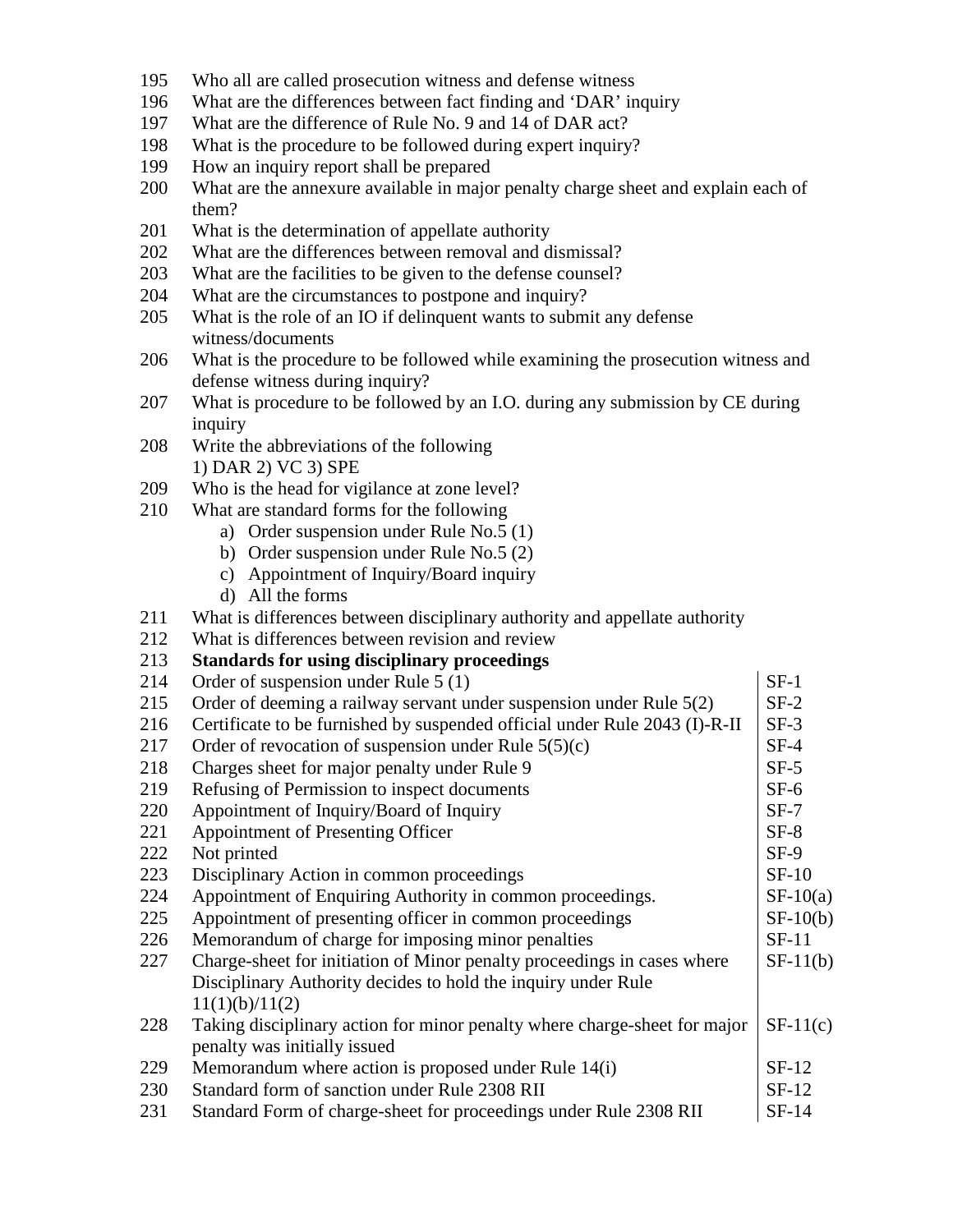195 Who all are called prosecution witness and defense witness

196 What are the differences between fact finding and 'DAR' inquiry

197 What are the difference of Rule No. 9 and 14 of DAR act?

198 What is the procedure to be followed during expert inquiry?

199 How an inquiry report shall be prepared

200 What are the annexure available in major penalty charge sheet and explain each of them?

201 What is the determination of appellate authority

202 What are the differences between removal and dismissal?

203 What are the facilities to be given to the defense counsel?

204 What are the circumstances to postpone and inquiry?

205 What is the role of an IO if delinquent wants to submit any defense witness/documents

206 What is the procedure to be followed while examining the prosecution witness and defense witness during inquiry?

207 What is procedure to be followed by an I.O. during any submission by CE during inquiry

208 Write the abbreviations of the following
1) DAR 2) VC 3) SPE

209 Who is the head for vigilance at zone level?

210 What are standard forms for the following
  a) Order suspension under Rule No.5 (1)
  b) Order suspension under Rule No.5 (2)
  c) Appointment of Inquiry/Board inquiry
  d) All the forms

211 What is differences between disciplinary authority and appellate authority

212 What is differences between revision and review

213 **Standards for using disciplinary proceedings**

| No. | Description | Form |
|---|---|---|
| 214 | Order of suspension under Rule 5 (1) | SF-1 |
| 215 | Order of deeming a railway servant under suspension under Rule 5(2) | SF-2 |
| 216 | Certificate to be furnished by suspended official under Rule 2043 (I)-R-II | SF-3 |
| 217 | Order of revocation of suspension under Rule 5(5)(c) | SF-4 |
| 218 | Charges sheet for major penalty under Rule 9 | SF-5 |
| 219 | Refusing of Permission to inspect documents | SF-6 |
| 220 | Appointment of Inquiry/Board of Inquiry | SF-7 |
| 221 | Appointment of Presenting Officer | SF-8 |
| 222 | Not printed | SF-9 |
| 223 | Disciplinary Action in common proceedings | SF-10 |
| 224 | Appointment of Enquiring Authority in common proceedings. | SF-10(a) |
| 225 | Appointment of presenting officer in common proceedings | SF-10(b) |
| 226 | Memorandum of charge for imposing minor penalties | SF-11 |
| 227 | Charge-sheet for initiation of Minor penalty proceedings in cases where Disciplinary Authority decides to hold the inquiry under Rule 11(1)(b)/11(2) | SF-11(b) |
| 228 | Taking disciplinary action for minor penalty where charge-sheet for major penalty was initially issued | SF-11(c) |
| 229 | Memorandum where action is proposed under Rule 14(i) | SF-12 |
| 230 | Standard form of sanction under Rule 2308 RII | SF-12 |
| 231 | Standard Form of charge-sheet for proceedings under Rule 2308 RII | SF-14 |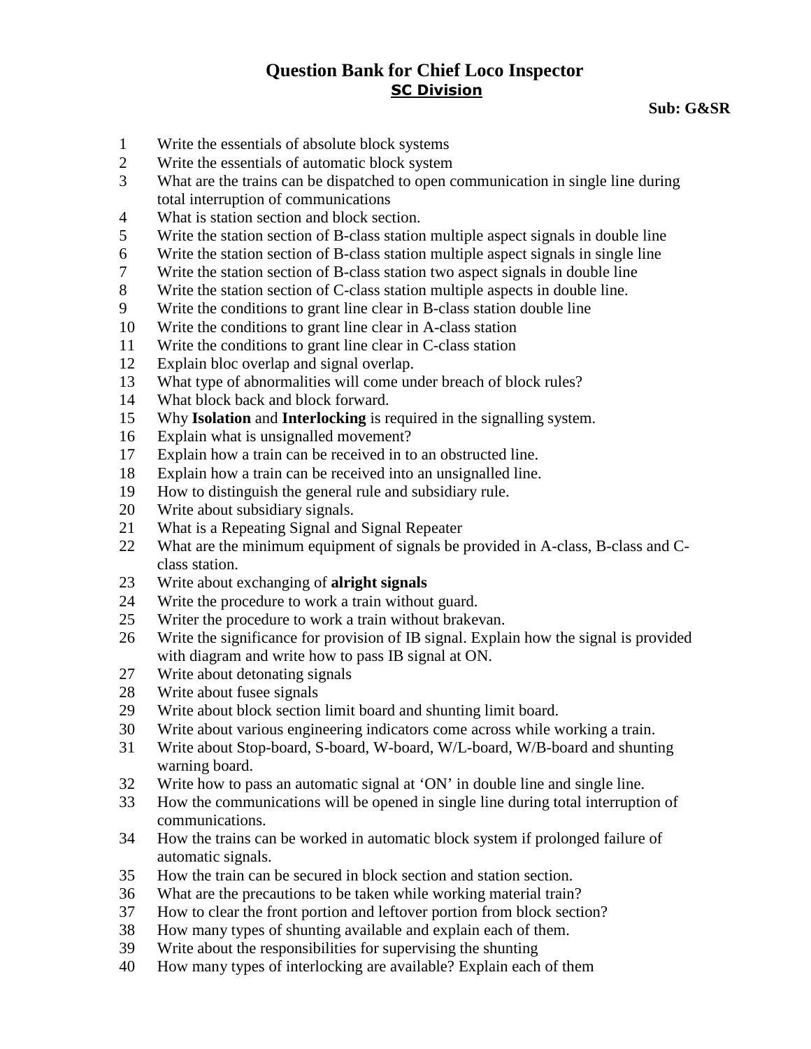# Question Bank for Chief Loco Inspector

## SC Division

**Sub: G&SR**

1. Write the essentials of absolute block systems
2. Write the essentials of automatic block system
3. What are the trains can be dispatched to open communication in single line during total interruption of communications
4. What is station section and block section.
5. Write the station section of B-class station multiple aspect signals in double line
6. Write the station section of B-class station multiple aspect signals in single line
7. Write the station section of B-class station two aspect signals in double line
8. Write the station section of C-class station multiple aspects in double line.
9. Write the conditions to grant line clear in B-class station double line
10. Write the conditions to grant line clear in A-class station
11. Write the conditions to grant line clear in C-class station
12. Explain bloc overlap and signal overlap.
13. What type of abnormalities will come under breach of block rules?
14. What block back and block forward.
15. Why **Isolation** and **Interlocking** is required in the signalling system.
16. Explain what is unsignalled movement?
17. Explain how a train can be received in to an obstructed line.
18. Explain how a train can be received into an unsignalled line.
19. How to distinguish the general rule and subsidiary rule.
20. Write about subsidiary signals.
21. What is a Repeating Signal and Signal Repeater
22. What are the minimum equipment of signals be provided in A-class, B-class and C-class station.
23. Write about exchanging of **alright signals**
24. Write the procedure to work a train without guard.
25. Writer the procedure to work a train without brakevan.
26. Write the significance for provision of IB signal. Explain how the signal is provided with diagram and write how to pass IB signal at ON.
27. Write about detonating signals
28. Write about fusee signals
29. Write about block section limit board and shunting limit board.
30. Write about various engineering indicators come across while working a train.
31. Write about Stop-board, S-board, W-board, W/L-board, W/B-board and shunting warning board.
32. Write how to pass an automatic signal at 'ON' in double line and single line.
33. How the communications will be opened in single line during total interruption of communications.
34. How the trains can be worked in automatic block system if prolonged failure of automatic signals.
35. How the train can be secured in block section and station section.
36. What are the precautions to be taken while working material train?
37. How to clear the front portion and leftover portion from block section?
38. How many types of shunting available and explain each of them.
39. Write about the responsibilities for supervising the shunting
40. How many types of interlocking are available? Explain each of them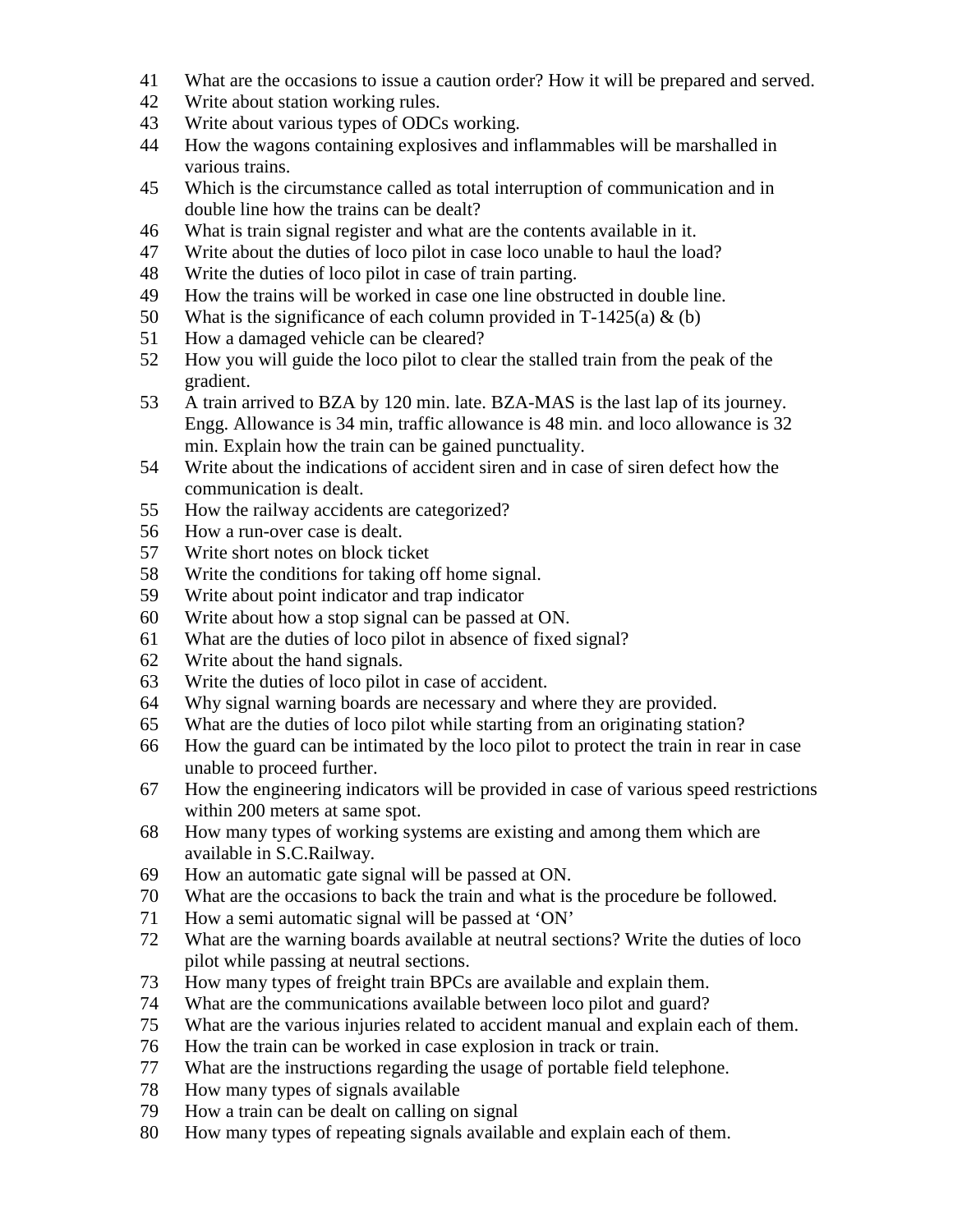41. What are the occasions to issue a caution order? How it will be prepared and served.
42. Write about station working rules.
43. Write about various types of ODCs working.
44. How the wagons containing explosives and inflammables will be marshalled in various trains.
45. Which is the circumstance called as total interruption of communication and in double line how the trains can be dealt?
46. What is train signal register and what are the contents available in it.
47. Write about the duties of loco pilot in case loco unable to haul the load?
48. Write the duties of loco pilot in case of train parting.
49. How the trains will be worked in case one line obstructed in double line.
50. What is the significance of each column provided in T-1425(a) & (b)
51. How a damaged vehicle can be cleared?
52. How you will guide the loco pilot to clear the stalled train from the peak of the gradient.
53. A train arrived to BZA by 120 min. late. BZA-MAS is the last lap of its journey. Engg. Allowance is 34 min, traffic allowance is 48 min. and loco allowance is 32 min. Explain how the train can be gained punctuality.
54. Write about the indications of accident siren and in case of siren defect how the communication is dealt.
55. How the railway accidents are categorized?
56. How a run-over case is dealt.
57. Write short notes on block ticket
58. Write the conditions for taking off home signal.
59. Write about point indicator and trap indicator
60. Write about how a stop signal can be passed at ON.
61. What are the duties of loco pilot in absence of fixed signal?
62. Write about the hand signals.
63. Write the duties of loco pilot in case of accident.
64. Why signal warning boards are necessary and where they are provided.
65. What are the duties of loco pilot while starting from an originating station?
66. How the guard can be intimated by the loco pilot to protect the train in rear in case unable to proceed further.
67. How the engineering indicators will be provided in case of various speed restrictions within 200 meters at same spot.
68. How many types of working systems are existing and among them which are available in S.C.Railway.
69. How an automatic gate signal will be passed at ON.
70. What are the occasions to back the train and what is the procedure be followed.
71. How a semi automatic signal will be passed at 'ON'
72. What are the warning boards available at neutral sections? Write the duties of loco pilot while passing at neutral sections.
73. How many types of freight train BPCs are available and explain them.
74. What are the communications available between loco pilot and guard?
75. What are the various injuries related to accident manual and explain each of them.
76. How the train can be worked in case explosion in track or train.
77. What are the instructions regarding the usage of portable field telephone.
78. How many types of signals available
79. How a train can be dealt on calling on signal
80. How many types of repeating signals available and explain each of them.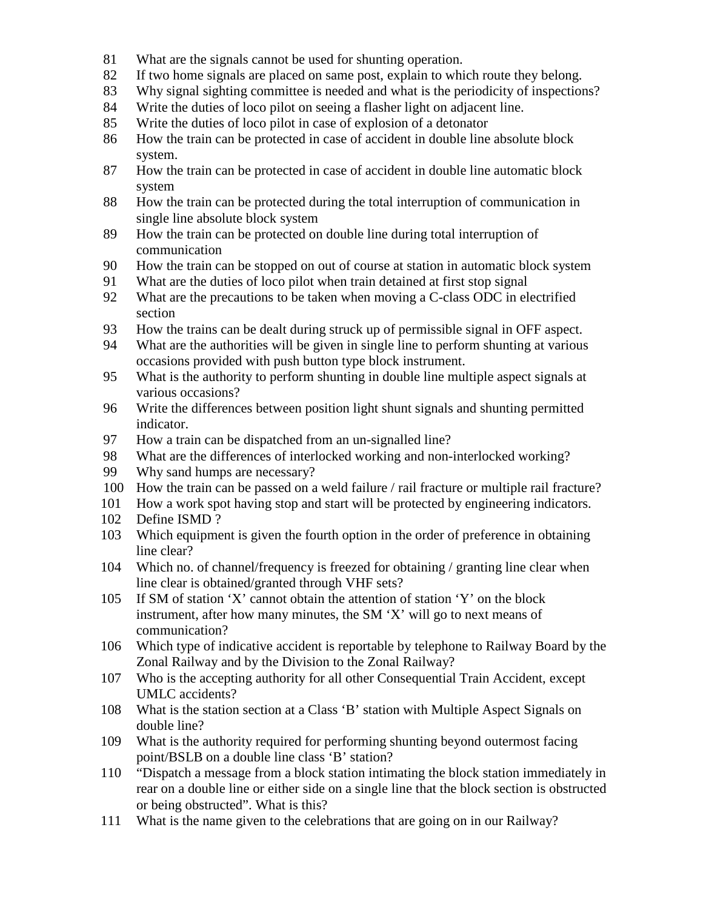81 What are the signals cannot be used for shunting operation.
82 If two home signals are placed on same post, explain to which route they belong.
83 Why signal sighting committee is needed and what is the periodicity of inspections?
84 Write the duties of loco pilot on seeing a flasher light on adjacent line.
85 Write the duties of loco pilot in case of explosion of a detonator
86 How the train can be protected in case of accident in double line absolute block system.
87 How the train can be protected in case of accident in double line automatic block system
88 How the train can be protected during the total interruption of communication in single line absolute block system
89 How the train can be protected on double line during total interruption of communication
90 How the train can be stopped on out of course at station in automatic block system
91 What are the duties of loco pilot when train detained at first stop signal
92 What are the precautions to be taken when moving a C-class ODC in electrified section
93 How the trains can be dealt during struck up of permissible signal in OFF aspect.
94 What are the authorities will be given in single line to perform shunting at various occasions provided with push button type block instrument.
95 What is the authority to perform shunting in double line multiple aspect signals at various occasions?
96 Write the differences between position light shunt signals and shunting permitted indicator.
97 How a train can be dispatched from an un-signalled line?
98 What are the differences of interlocked working and non-interlocked working?
99 Why sand humps are necessary?
100 How the train can be passed on a weld failure / rail fracture or multiple rail fracture?
101 How a work spot having stop and start will be protected by engineering indicators.
102 Define ISMD ?
103 Which equipment is given the fourth option in the order of preference in obtaining line clear?
104 Which no. of channel/frequency is freezed for obtaining / granting line clear when line clear is obtained/granted through VHF sets?
105 If SM of station 'X' cannot obtain the attention of station 'Y' on the block instrument, after how many minutes, the SM 'X' will go to next means of communication?
106 Which type of indicative accident is reportable by telephone to Railway Board by the Zonal Railway and by the Division to the Zonal Railway?
107 Who is the accepting authority for all other Consequential Train Accident, except UMLC accidents?
108 What is the station section at a Class 'B' station with Multiple Aspect Signals on double line?
109 What is the authority required for performing shunting beyond outermost facing point/BSLB on a double line class 'B' station?
110 "Dispatch a message from a block station intimating the block station immediately in rear on a double line or either side on a single line that the block section is obstructed or being obstructed". What is this?
111 What is the name given to the celebrations that are going on in our Railway?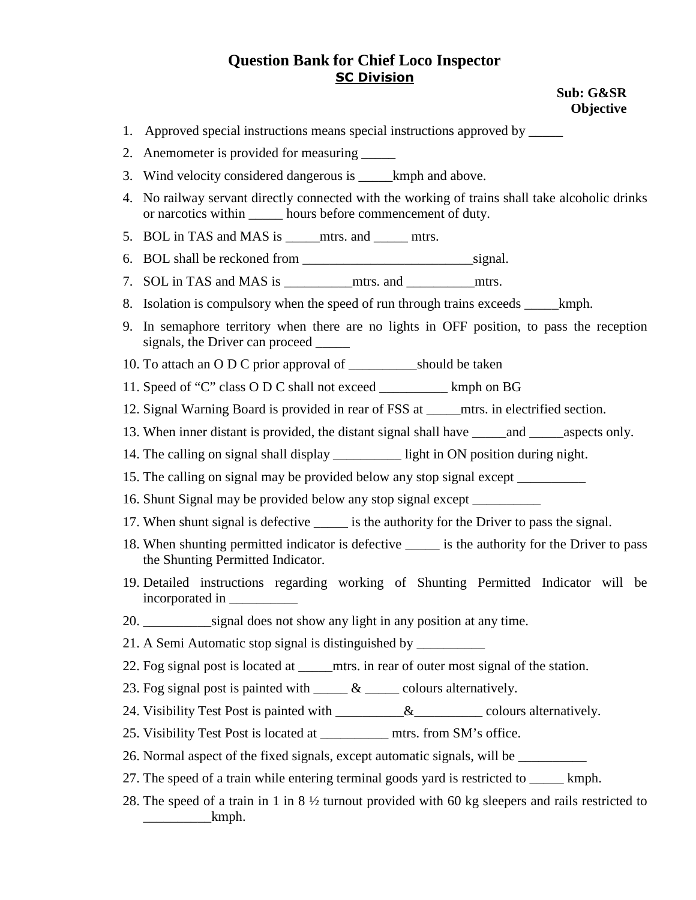# Question Bank for Chief Loco Inspector

**SC Division**

**Sub: G&SR**
**Objective**

1. Approved special instructions means special instructions approved by _____
2. Anemometer is provided for measuring _____
3. Wind velocity considered dangerous is _____kmph and above.
4. No railway servant directly connected with the working of trains shall take alcoholic drinks or narcotics within _____ hours before commencement of duty.
5. BOL in TAS and MAS is _____mtrs. and _____ mtrs.
6. BOL shall be reckoned from _________________________signal.
7. SOL in TAS and MAS is __________mtrs. and __________mtrs.
8. Isolation is compulsory when the speed of run through trains exceeds _____kmph.
9. In semaphore territory when there are no lights in OFF position, to pass the reception signals, the Driver can proceed _____
10. To attach an O D C prior approval of __________should be taken
11. Speed of "C" class O D C shall not exceed __________ kmph on BG
12. Signal Warning Board is provided in rear of FSS at _____mtrs. in electrified section.
13. When inner distant is provided, the distant signal shall have _____and _____aspects only.
14. The calling on signal shall display __________ light in ON position during night.
15. The calling on signal may be provided below any stop signal except __________
16. Shunt Signal may be provided below any stop signal except __________
17. When shunt signal is defective _____ is the authority for the Driver to pass the signal.
18. When shunting permitted indicator is defective _____ is the authority for the Driver to pass the Shunting Permitted Indicator.
19. Detailed instructions regarding working of Shunting Permitted Indicator will be incorporated in __________
20. __________signal does not show any light in any position at any time.
21. A Semi Automatic stop signal is distinguished by __________
22. Fog signal post is located at _____mtrs. in rear of outer most signal of the station.
23. Fog signal post is painted with _____ & _____ colours alternatively.
24. Visibility Test Post is painted with __________&__________ colours alternatively.
25. Visibility Test Post is located at __________ mtrs. from SM's office.
26. Normal aspect of the fixed signals, except automatic signals, will be __________
27. The speed of a train while entering terminal goods yard is restricted to _____ kmph.
28. The speed of a train in 1 in 8 ½ turnout provided with 60 kg sleepers and rails restricted to __________kmph.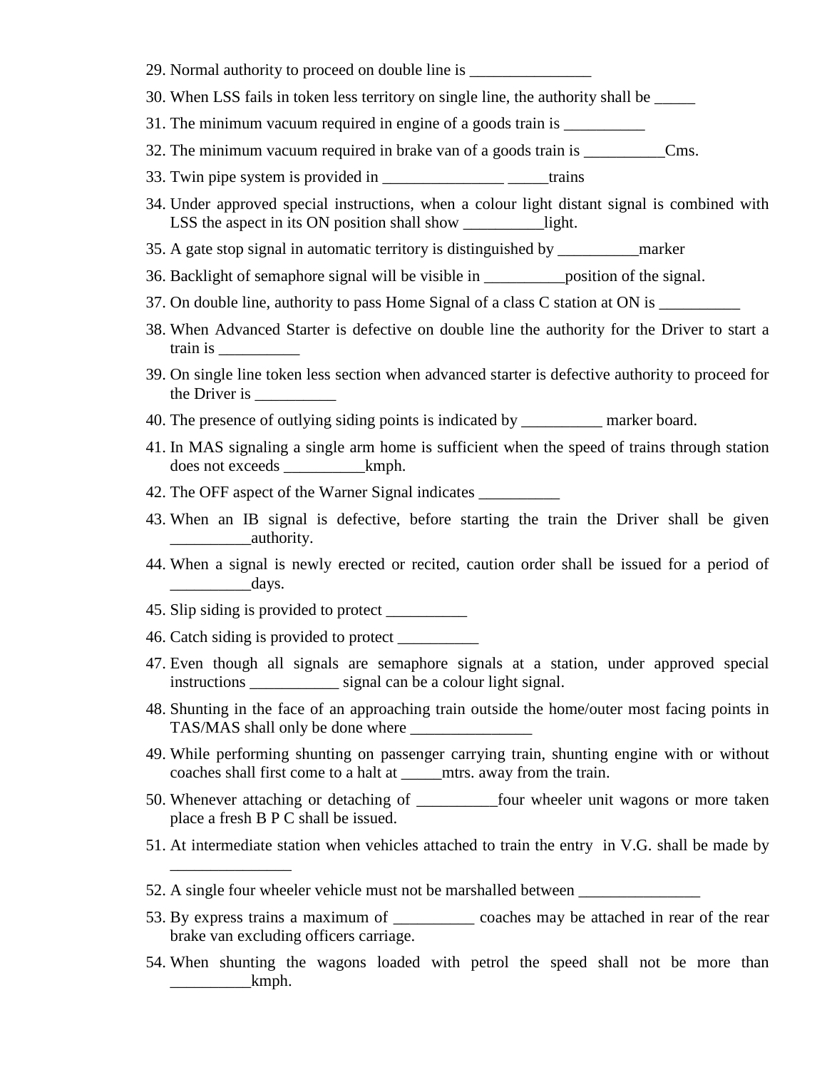29. Normal authority to proceed on double line is _______________
30. When LSS fails in token less territory on single line, the authority shall be _____
31. The minimum vacuum required in engine of a goods train is __________
32. The minimum vacuum required in brake van of a goods train is __________Cms.
33. Twin pipe system is provided in _______________ _____trains
34. Under approved special instructions, when a colour light distant signal is combined with LSS the aspect in its ON position shall show __________light.
35. A gate stop signal in automatic territory is distinguished by __________marker
36. Backlight of semaphore signal will be visible in __________position of the signal.
37. On double line, authority to pass Home Signal of a class C station at ON is __________
38. When Advanced Starter is defective on double line the authority for the Driver to start a train is __________
39. On single line token less section when advanced starter is defective authority to proceed for the Driver is __________
40. The presence of outlying siding points is indicated by __________ marker board.
41. In MAS signaling a single arm home is sufficient when the speed of trains through station does not exceeds __________kmph.
42. The OFF aspect of the Warner Signal indicates __________
43. When an IB signal is defective, before starting the train the Driver shall be given __________authority.
44. When a signal is newly erected or recited, caution order shall be issued for a period of __________days.
45. Slip siding is provided to protect __________
46. Catch siding is provided to protect __________
47. Even though all signals are semaphore signals at a station, under approved special instructions ___________ signal can be a colour light signal.
48. Shunting in the face of an approaching train outside the home/outer most facing points in TAS/MAS shall only be done where _______________
49. While performing shunting on passenger carrying train, shunting engine with or without coaches shall first come to a halt at _____mtrs. away from the train.
50. Whenever attaching or detaching of __________four wheeler unit wagons or more taken place a fresh B P C shall be issued.
51. At intermediate station when vehicles attached to train the entry in V.G. shall be made by _______________
52. A single four wheeler vehicle must not be marshalled between _______________
53. By express trains a maximum of __________ coaches may be attached in rear of the rear brake van excluding officers carriage.
54. When shunting the wagons loaded with petrol the speed shall not be more than __________kmph.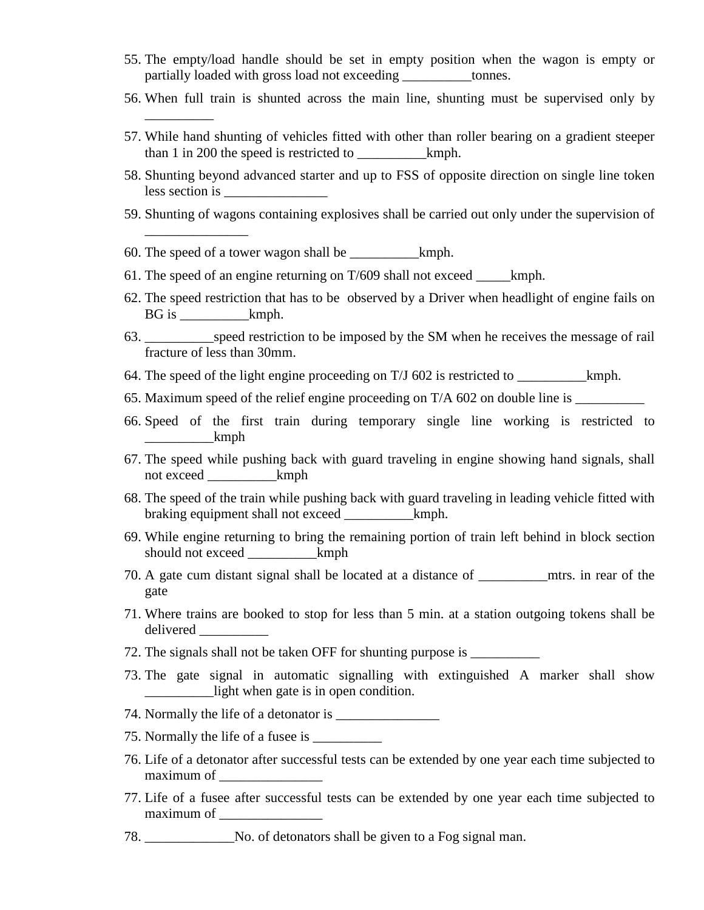55. The empty/load handle should be set in empty position when the wagon is empty or partially loaded with gross load not exceeding __________tonnes.
56. When full train is shunted across the main line, shunting must be supervised only by __________
57. While hand shunting of vehicles fitted with other than roller bearing on a gradient steeper than 1 in 200 the speed is restricted to __________kmph.
58. Shunting beyond advanced starter and up to FSS of opposite direction on single line token less section is _______________
59. Shunting of wagons containing explosives shall be carried out only under the supervision of _______________
60. The speed of a tower wagon shall be __________kmph.
61. The speed of an engine returning on T/609 shall not exceed _____kmph.
62. The speed restriction that has to be observed by a Driver when headlight of engine fails on BG is __________kmph.
63. __________speed restriction to be imposed by the SM when he receives the message of rail fracture of less than 30mm.
64. The speed of the light engine proceeding on T/J 602 is restricted to __________kmph.
65. Maximum speed of the relief engine proceeding on T/A 602 on double line is __________
66. Speed of the first train during temporary single line working is restricted to __________kmph
67. The speed while pushing back with guard traveling in engine showing hand signals, shall not exceed __________kmph
68. The speed of the train while pushing back with guard traveling in leading vehicle fitted with braking equipment shall not exceed __________kmph.
69. While engine returning to bring the remaining portion of train left behind in block section should not exceed __________kmph
70. A gate cum distant signal shall be located at a distance of __________mtrs. in rear of the gate
71. Where trains are booked to stop for less than 5 min. at a station outgoing tokens shall be delivered __________
72. The signals shall not be taken OFF for shunting purpose is __________
73. The gate signal in automatic signalling with extinguished A marker shall show __________light when gate is in open condition.
74. Normally the life of a detonator is _______________
75. Normally the life of a fusee is __________
76. Life of a detonator after successful tests can be extended by one year each time subjected to maximum of _______________
77. Life of a fusee after successful tests can be extended by one year each time subjected to maximum of _______________
78. _____________No. of detonators shall be given to a Fog signal man.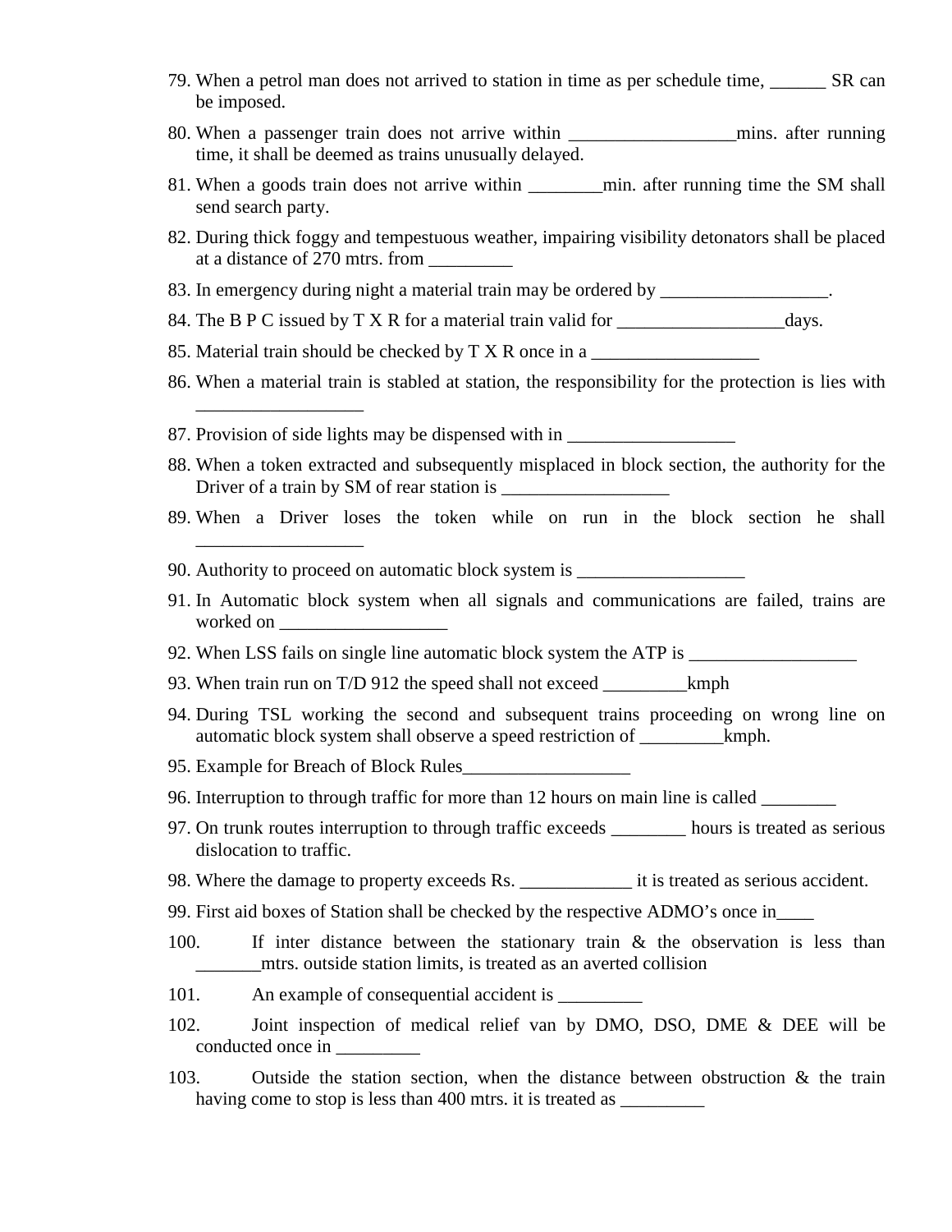79. When a petrol man does not arrived to station in time as per schedule time, ______ SR can be imposed.
80. When a passenger train does not arrive within __________________mins. after running time, it shall be deemed as trains unusually delayed.
81. When a goods train does not arrive within ________min. after running time the SM shall send search party.
82. During thick foggy and tempestuous weather, impairing visibility detonators shall be placed at a distance of 270 mtrs. from _________
83. In emergency during night a material train may be ordered by __________________.
84. The B P C issued by T X R for a material train valid for __________________days.
85. Material train should be checked by T X R once in a __________________
86. When a material train is stabled at station, the responsibility for the protection is lies with __________________
87. Provision of side lights may be dispensed with in __________________
88. When a token extracted and subsequently misplaced in block section, the authority for the Driver of a train by SM of rear station is __________________
89. When a Driver loses the token while on run in the block section he shall __________________
90. Authority to proceed on automatic block system is __________________
91. In Automatic block system when all signals and communications are failed, trains are worked on __________________
92. When LSS fails on single line automatic block system the ATP is __________________
93. When train run on T/D 912 the speed shall not exceed _________kmph
94. During TSL working the second and subsequent trains proceeding on wrong line on automatic block system shall observe a speed restriction of _________kmph.
95. Example for Breach of Block Rules__________________
96. Interruption to through traffic for more than 12 hours on main line is called ________
97. On trunk routes interruption to through traffic exceeds ________ hours is treated as serious dislocation to traffic.
98. Where the damage to property exceeds Rs. ____________ it is treated as serious accident.
99. First aid boxes of Station shall be checked by the respective ADMO's once in____
100. If inter distance between the stationary train & the observation is less than _______mtrs. outside station limits, is treated as an averted collision
101. An example of consequential accident is _________
102. Joint inspection of medical relief van by DMO, DSO, DME & DEE will be conducted once in _________
103. Outside the station section, when the distance between obstruction & the train having come to stop is less than 400 mtrs. it is treated as _________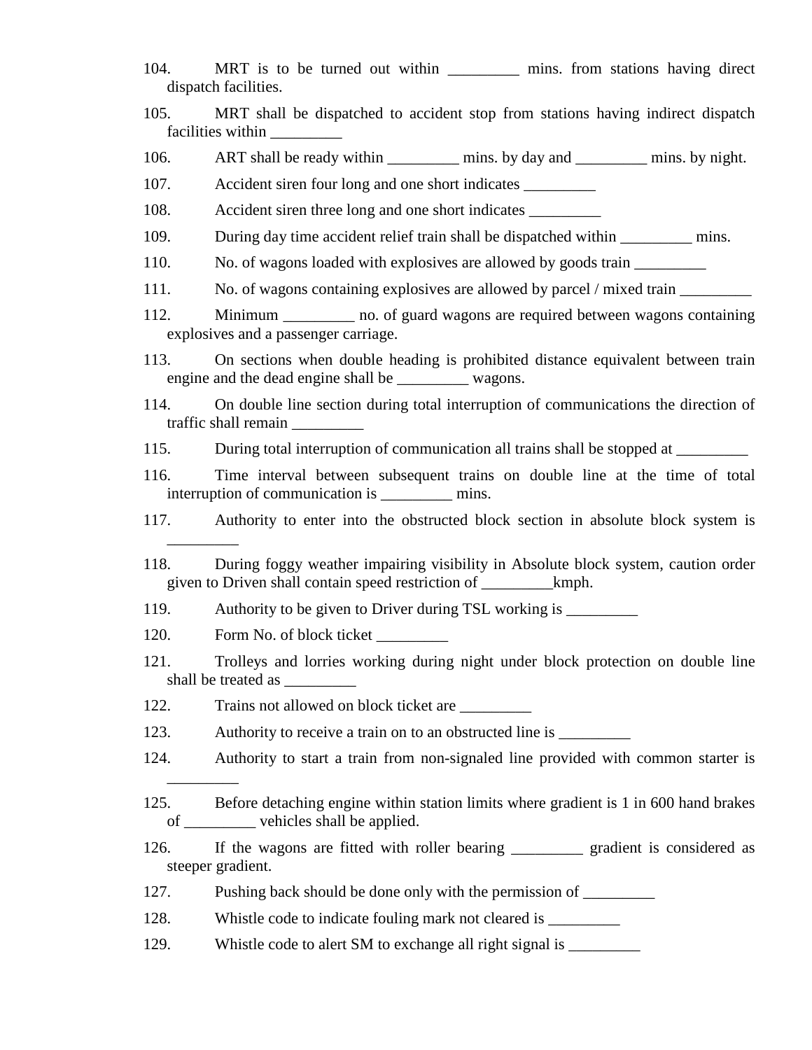104. MRT is to be turned out within _________ mins. from stations having direct dispatch facilities.

105. MRT shall be dispatched to accident stop from stations having indirect dispatch facilities within _________

106. ART shall be ready within _________ mins. by day and _________ mins. by night.

107. Accident siren four long and one short indicates _________

108. Accident siren three long and one short indicates _________

109. During day time accident relief train shall be dispatched within _________ mins.

110. No. of wagons loaded with explosives are allowed by goods train _________

111. No. of wagons containing explosives are allowed by parcel / mixed train _________

112. Minimum _________ no. of guard wagons are required between wagons containing explosives and a passenger carriage.

113. On sections when double heading is prohibited distance equivalent between train engine and the dead engine shall be _________ wagons.

114. On double line section during total interruption of communications the direction of traffic shall remain _________

115. During total interruption of communication all trains shall be stopped at _________

116. Time interval between subsequent trains on double line at the time of total interruption of communication is _________ mins.

117. Authority to enter into the obstructed block section in absolute block system is _________

118. During foggy weather impairing visibility in Absolute block system, caution order given to Driven shall contain speed restriction of _________kmph.

119. Authority to be given to Driver during TSL working is _________

120. Form No. of block ticket _________

121. Trolleys and lorries working during night under block protection on double line shall be treated as _________

122. Trains not allowed on block ticket are _________

123. Authority to receive a train on to an obstructed line is _________

124. Authority to start a train from non-signaled line provided with common starter is _________

125. Before detaching engine within station limits where gradient is 1 in 600 hand brakes of _________ vehicles shall be applied.

126. If the wagons are fitted with roller bearing _________ gradient is considered as steeper gradient.

127. Pushing back should be done only with the permission of _________

128. Whistle code to indicate fouling mark not cleared is _________

129. Whistle code to alert SM to exchange all right signal is _________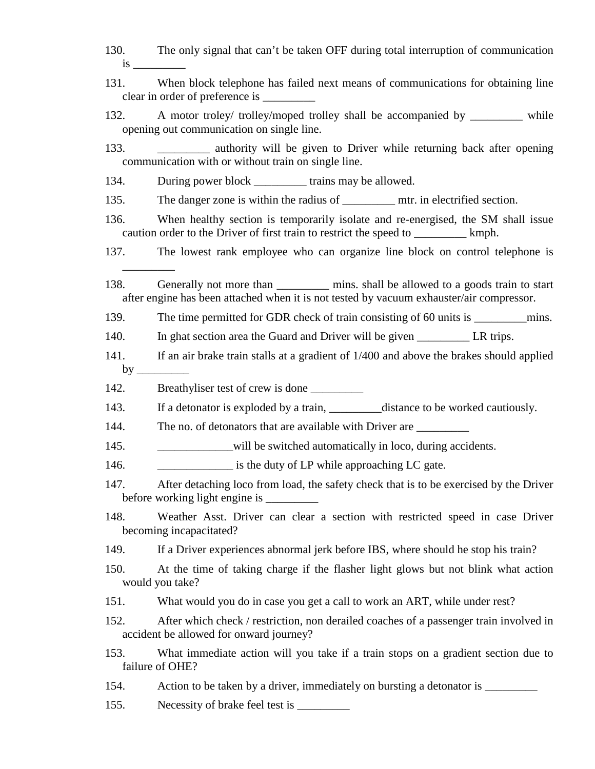130. The only signal that can't be taken OFF during total interruption of communication is _________

131. When block telephone has failed next means of communications for obtaining line clear in order of preference is _________

132. A motor troley/ trolley/moped trolley shall be accompanied by _________ while opening out communication on single line.

133. _________ authority will be given to Driver while returning back after opening communication with or without train on single line.

134. During power block _________ trains may be allowed.

135. The danger zone is within the radius of _________ mtr. in electrified section.

136. When healthy section is temporarily isolate and re-energised, the SM shall issue caution order to the Driver of first train to restrict the speed to _________ kmph.

137. The lowest rank employee who can organize line block on control telephone is _________

138. Generally not more than _________ mins. shall be allowed to a goods train to start after engine has been attached when it is not tested by vacuum exhauster/air compressor.

139. The time permitted for GDR check of train consisting of 60 units is _________mins.

140. In ghat section area the Guard and Driver will be given _________ LR trips.

141. If an air brake train stalls at a gradient of 1/400 and above the brakes should applied by _________

142. Breathyliser test of crew is done _________

143. If a detonator is exploded by a train, _________distance to be worked cautiously.

144. The no. of detonators that are available with Driver are _________

145. _____________will be switched automatically in loco, during accidents.

146. _____________ is the duty of LP while approaching LC gate.

147. After detaching loco from load, the safety check that is to be exercised by the Driver before working light engine is _________

148. Weather Asst. Driver can clear a section with restricted speed in case Driver becoming incapacitated?

149. If a Driver experiences abnormal jerk before IBS, where should he stop his train?

150. At the time of taking charge if the flasher light glows but not blink what action would you take?

151. What would you do in case you get a call to work an ART, while under rest?

152. After which check / restriction, non derailed coaches of a passenger train involved in accident be allowed for onward journey?

153. What immediate action will you take if a train stops on a gradient section due to failure of OHE?

154. Action to be taken by a driver, immediately on bursting a detonator is _________

155. Necessity of brake feel test is _________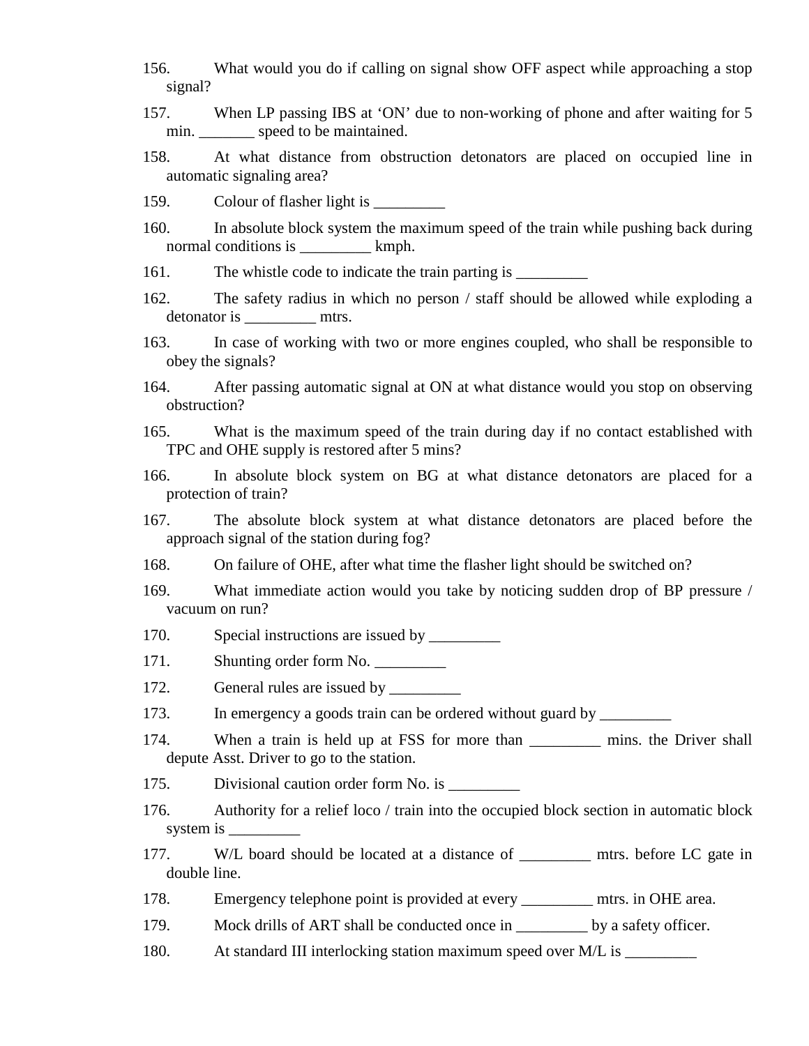156. What would you do if calling on signal show OFF aspect while approaching a stop signal?

157. When LP passing IBS at 'ON' due to non-working of phone and after waiting for 5 min. _______ speed to be maintained.

158. At what distance from obstruction detonators are placed on occupied line in automatic signaling area?

159. Colour of flasher light is _________

160. In absolute block system the maximum speed of the train while pushing back during normal conditions is _________ kmph.

161. The whistle code to indicate the train parting is _________

162. The safety radius in which no person / staff should be allowed while exploding a detonator is _________ mtrs.

163. In case of working with two or more engines coupled, who shall be responsible to obey the signals?

164. After passing automatic signal at ON at what distance would you stop on observing obstruction?

165. What is the maximum speed of the train during day if no contact established with TPC and OHE supply is restored after 5 mins?

166. In absolute block system on BG at what distance detonators are placed for a protection of train?

167. The absolute block system at what distance detonators are placed before the approach signal of the station during fog?

168. On failure of OHE, after what time the flasher light should be switched on?

169. What immediate action would you take by noticing sudden drop of BP pressure / vacuum on run?

170. Special instructions are issued by _________

171. Shunting order form No. _________

172. General rules are issued by _________

173. In emergency a goods train can be ordered without guard by _________

174. When a train is held up at FSS for more than _________ mins. the Driver shall depute Asst. Driver to go to the station.

175. Divisional caution order form No. is _________

176. Authority for a relief loco / train into the occupied block section in automatic block system is _________

177. W/L board should be located at a distance of _________ mtrs. before LC gate in double line.

178. Emergency telephone point is provided at every _________ mtrs. in OHE area.

179. Mock drills of ART shall be conducted once in _________ by a safety officer.

180. At standard III interlocking station maximum speed over M/L is _________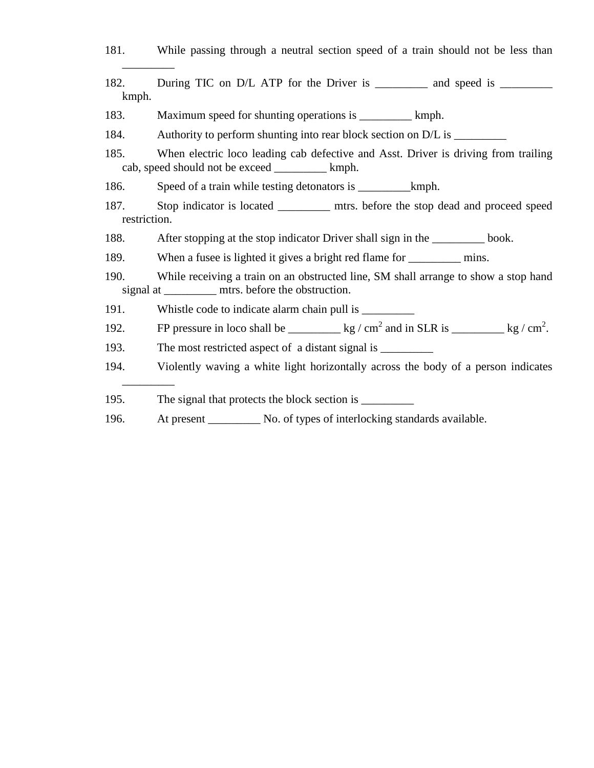181. While passing through a neutral section speed of a train should not be less than _________

182. During TIC on D/L ATP for the Driver is _________ and speed is _________ kmph.

183. Maximum speed for shunting operations is _________ kmph.

184. Authority to perform shunting into rear block section on D/L is _________

185. When electric loco leading cab defective and Asst. Driver is driving from trailing cab, speed should not be exceed _________ kmph.

186. Speed of a train while testing detonators is _________kmph.

187. Stop indicator is located _________ mtrs. before the stop dead and proceed speed restriction.

188. After stopping at the stop indicator Driver shall sign in the _________ book.

189. When a fusee is lighted it gives a bright red flame for _________ mins.

190. While receiving a train on an obstructed line, SM shall arrange to show a stop hand signal at _________ mtrs. before the obstruction.

191. Whistle code to indicate alarm chain pull is _________

192. FP pressure in loco shall be _________ kg / $cm^2$ and in SLR is _________ kg / $cm^2$.

193. The most restricted aspect of a distant signal is _________

194. Violently waving a white light horizontally across the body of a person indicates _________

195. The signal that protects the block section is _________

196. At present _________ No. of types of interlocking standards available.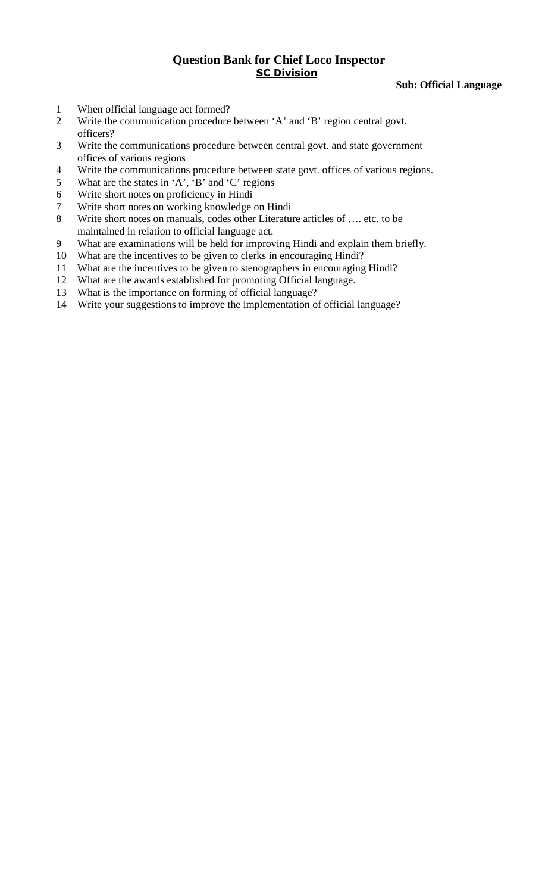# Question Bank for Chief Loco Inspector

## SC Division

**Sub: Official Language**

1. When official language act formed?
2. Write the communication procedure between 'A' and 'B' region central govt. officers?
3. Write the communications procedure between central govt. and state government offices of various regions
4. Write the communications procedure between state govt. offices of various regions.
5. What are the states in 'A', 'B' and 'C' regions
6. Write short notes on proficiency in Hindi
7. Write short notes on working knowledge on Hindi
8. Write short notes on manuals, codes other Literature articles of …. etc. to be maintained in relation to official language act.
9. What are examinations will be held for improving Hindi and explain them briefly.
10. What are the incentives to be given to clerks in encouraging Hindi?
11. What are the incentives to be given to stenographers in encouraging Hindi?
12. What are the awards established for promoting Official language.
13. What is the importance on forming of official language?
14. Write your suggestions to improve the implementation of official language?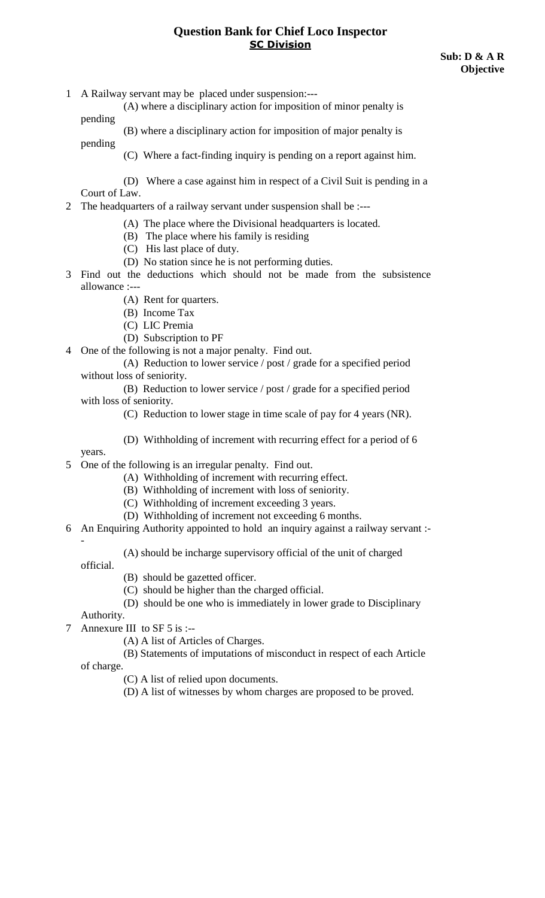# Question Bank for Chief Loco Inspector

## SC Division

**Sub: D & A R**
**Objective**

1. A Railway servant may be placed under suspension:---
   - (A) where a disciplinary action for imposition of minor penalty is pending
   - (B) where a disciplinary action for imposition of major penalty is pending
   - (C) Where a fact-finding inquiry is pending on a report against him.
   - (D) Where a case against him in respect of a Civil Suit is pending in a Court of Law.
2. The headquarters of a railway servant under suspension shall be :---
   - (A) The place where the Divisional headquarters is located.
   - (B) The place where his family is residing
   - (C) His last place of duty.
   - (D) No station since he is not performing duties.
3. Find out the deductions which should not be made from the subsistence allowance :---
   - (A) Rent for quarters.
   - (B) Income Tax
   - (C) LIC Premia
   - (D) Subscription to PF
4. One of the following is not a major penalty. Find out.
   - (A) Reduction to lower service / post / grade for a specified period without loss of seniority.
   - (B) Reduction to lower service / post / grade for a specified period with loss of seniority.
   - (C) Reduction to lower stage in time scale of pay for 4 years (NR).
   - (D) Withholding of increment with recurring effect for a period of 6 years.
5. One of the following is an irregular penalty. Find out.
   - (A) Withholding of increment with recurring effect.
   - (B) Withholding of increment with loss of seniority.
   - (C) Withholding of increment exceeding 3 years.
   - (D) Withholding of increment not exceeding 6 months.
6. An Enquiring Authority appointed to hold an inquiry against a railway servant :--
   - (A) should be incharge supervisory official of the unit of charged official.
   - (B) should be gazetted officer.
   - (C) should be higher than the charged official.
   - (D) should be one who is immediately in lower grade to Disciplinary Authority.
7. Annexure III to SF 5 is :--
   - (A) A list of Articles of Charges.
   - (B) Statements of imputations of misconduct in respect of each Article of charge.
   - (C) A list of relied upon documents.
   - (D) A list of witnesses by whom charges are proposed to be proved.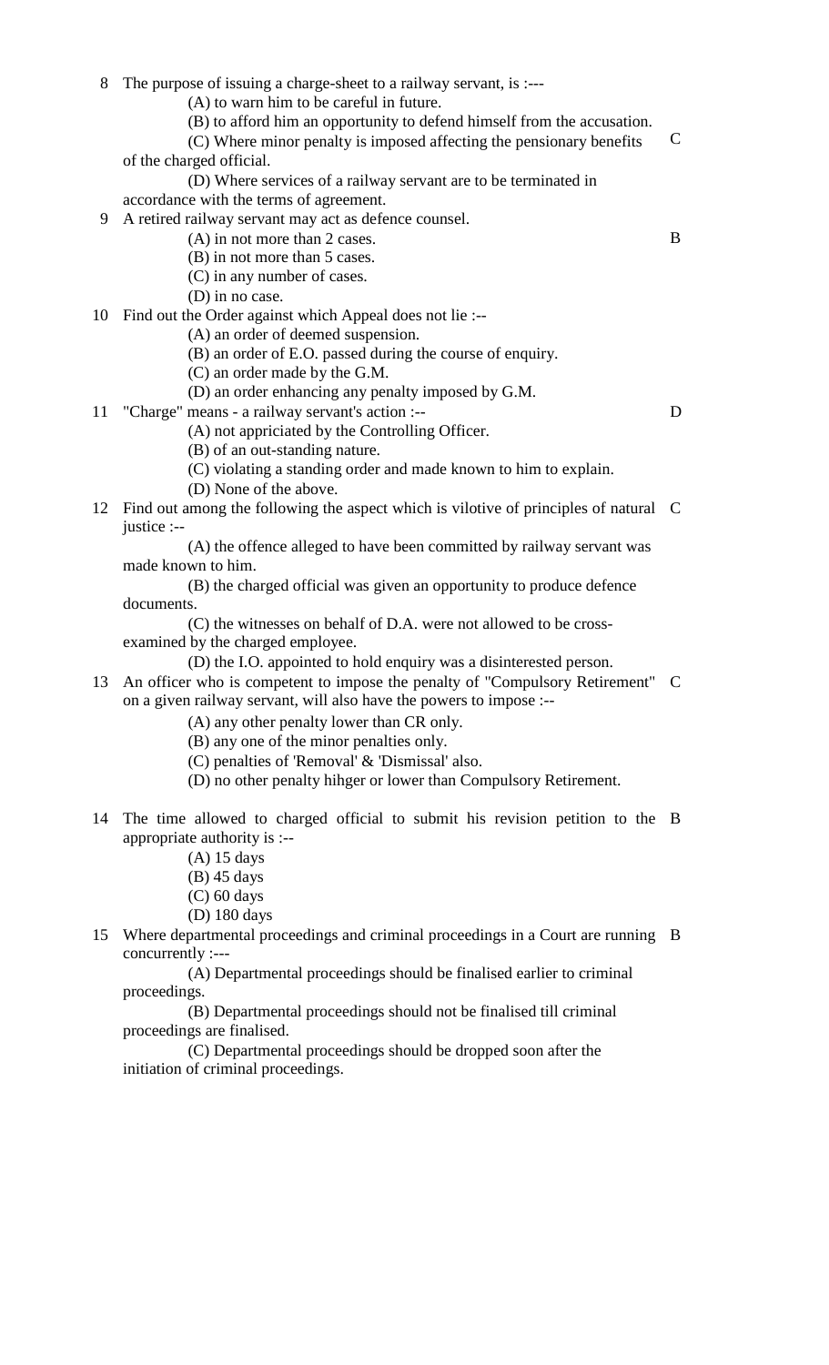8 The purpose of issuing a charge-sheet to a railway servant, is :---

(A) to warn him to be careful in future.

(B) to afford him an opportunity to defend himself from the accusation.

(C) Where minor penalty is imposed affecting the pensionary benefits of the charged official. — C

(D) Where services of a railway servant are to be terminated in accordance with the terms of agreement.

9 A retired railway servant may act as defence counsel.

(A) in not more than 2 cases. — B

(B) in not more than 5 cases.

(C) in any number of cases.

(D) in no case.

10 Find out the Order against which Appeal does not lie :--

(A) an order of deemed suspension.

(B) an order of E.O. passed during the course of enquiry.

(C) an order made by the G.M.

(D) an order enhancing any penalty imposed by G.M.

11 "Charge" means - a railway servant's action :-- — D

(A) not appriciated by the Controlling Officer.

(B) of an out-standing nature.

(C) violating a standing order and made known to him to explain.

(D) None of the above.

12 Find out among the following the aspect which is vilotive of principles of natural justice :-- — C

(A) the offence alleged to have been committed by railway servant was made known to him.

(B) the charged official was given an opportunity to produce defence documents.

(C) the witnesses on behalf of D.A. were not allowed to be cross-examined by the charged employee.

(D) the I.O. appointed to hold enquiry was a disinterested person.

13 An officer who is competent to impose the penalty of "Compulsory Retirement" on a given railway servant, will also have the powers to impose :-- — C

(A) any other penalty lower than CR only.

(B) any one of the minor penalties only.

(C) penalties of 'Removal' & 'Dismissal' also.

(D) no other penalty hihger or lower than Compulsory Retirement.

14 The time allowed to charged official to submit his revision petition to the appropriate authority is :-- — B

(A) 15 days

(B) 45 days

(C) 60 days

(D) 180 days

15 Where departmental proceedings and criminal proceedings in a Court are running concurrently :--- — B

(A) Departmental proceedings should be finalised earlier to criminal proceedings.

(B) Departmental proceedings should not be finalised till criminal proceedings are finalised.

(C) Departmental proceedings should be dropped soon after the initiation of criminal proceedings.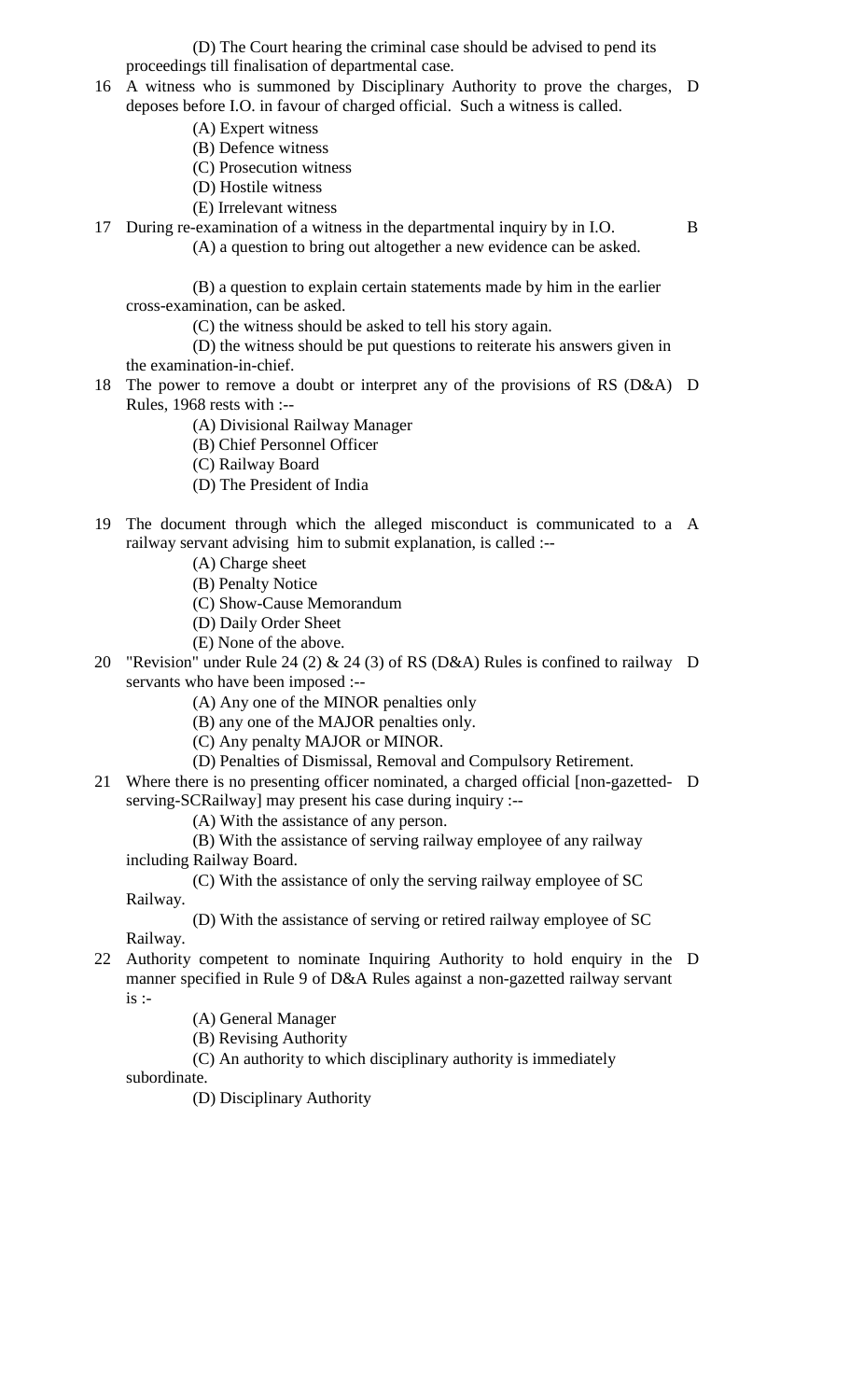(D) The Court hearing the criminal case should be advised to pend its proceedings till finalisation of departmental case.

16 A witness who is summoned by Disciplinary Authority to prove the charges, deposes before I.O. in favour of charged official. Such a witness is called. D

(A) Expert witness
(B) Defence witness
(C) Prosecution witness
(D) Hostile witness
(E) Irrelevant witness

17 During re-examination of a witness in the departmental inquiry by in I.O. B

(A) a question to bring out altogether a new evidence can be asked.

(B) a question to explain certain statements made by him in the earlier cross-examination, can be asked.

(C) the witness should be asked to tell his story again.

(D) the witness should be put questions to reiterate his answers given in the examination-in-chief.

18 The power to remove a doubt or interpret any of the provisions of RS (D&A) Rules, 1968 rests with :-- D

(A) Divisional Railway Manager
(B) Chief Personnel Officer
(C) Railway Board
(D) The President of India

19 The document through which the alleged misconduct is communicated to a railway servant advising him to submit explanation, is called :-- A

(A) Charge sheet
(B) Penalty Notice
(C) Show-Cause Memorandum
(D) Daily Order Sheet
(E) None of the above.

20 "Revision" under Rule 24 (2) & 24 (3) of RS (D&A) Rules is confined to railway servants who have been imposed :-- D

(A) Any one of the MINOR penalties only
(B) any one of the MAJOR penalties only.
(C) Any penalty MAJOR or MINOR.
(D) Penalties of Dismissal, Removal and Compulsory Retirement.

21 Where there is no presenting officer nominated, a charged official [non-gazetted-serving-SCRailway] may present his case during inquiry :-- D

(A) With the assistance of any person.

(B) With the assistance of serving railway employee of any railway including Railway Board.

(C) With the assistance of only the serving railway employee of SC Railway.

(D) With the assistance of serving or retired railway employee of SC Railway.

22 Authority competent to nominate Inquiring Authority to hold enquiry in the manner specified in Rule 9 of D&A Rules against a non-gazetted railway servant is :- D

(A) General Manager
(B) Revising Authority
(C) An authority to which disciplinary authority is immediately subordinate.
(D) Disciplinary Authority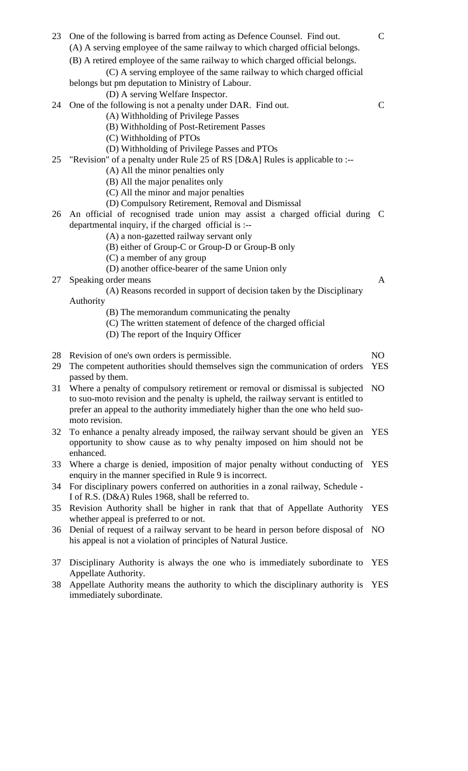23 One of the following is barred from acting as Defence Counsel. Find out. C

(A) A serving employee of the same railway to which charged official belongs.

(B) A retired employee of the same railway to which charged official belongs.

(C) A serving employee of the same railway to which charged official belongs but pm deputation to Ministry of Labour.

(D) A serving Welfare Inspector.

24 One of the following is not a penalty under DAR. Find out. C

(A) Withholding of Privilege Passes

(B) Withholding of Post-Retirement Passes

(C) Withholding of PTOs

(D) Withholding of Privilege Passes and PTOs

25 "Revision" of a penalty under Rule 25 of RS [D&A] Rules is applicable to :--

(A) All the minor penalties only

(B) All the major penalites only

(C) All the minor and major penalties

(D) Compulsory Retirement, Removal and Dismissal

26 An official of recognised trade union may assist a charged official during departmental inquiry, if the charged official is :-- C

(A) a non-gazetted railway servant only

(B) either of Group-C or Group-D or Group-B only

(C) a member of any group

(D) another office-bearer of the same Union only

27 Speaking order means A

(A) Reasons recorded in support of decision taken by the Disciplinary Authority

(B) The memorandum communicating the penalty

(C) The written statement of defence of the charged official

(D) The report of the Inquiry Officer

| | | |
|---|---|---|
| 28 | Revision of one's own orders is permissible. | NO |
| 29 | The competent authorities should themselves sign the communication of orders passed by them. | YES |
| 31 | Where a penalty of compulsory retirement or removal or dismissal is subjected to suo-moto revision and the penalty is upheld, the railway servant is entitled to prefer an appeal to the authority immediately higher than the one who held suo-moto revision. | NO |
| 32 | To enhance a penalty already imposed, the railway servant should be given an opportunity to show cause as to why penalty imposed on him should not be enhanced. | YES |
| 33 | Where a charge is denied, imposition of major penalty without conducting of enquiry in the manner specified in Rule 9 is incorrect. | YES |
| 34 | For disciplinary powers conferred on authorities in a zonal railway, Schedule - I of R.S. (D&A) Rules 1968, shall be referred to. | |
| 35 | Revision Authority shall be higher in rank that that of Appellate Authority whether appeal is preferred to or not. | YES |
| 36 | Denial of request of a railway servant to be heard in person before disposal of his appeal is not a violation of principles of Natural Justice. | NO |
| 37 | Disciplinary Authority is always the one who is immediately subordinate to Appellate Authority. | YES |
| 38 | Appellate Authority means the authority to which the disciplinary authority is immediately subordinate. | YES |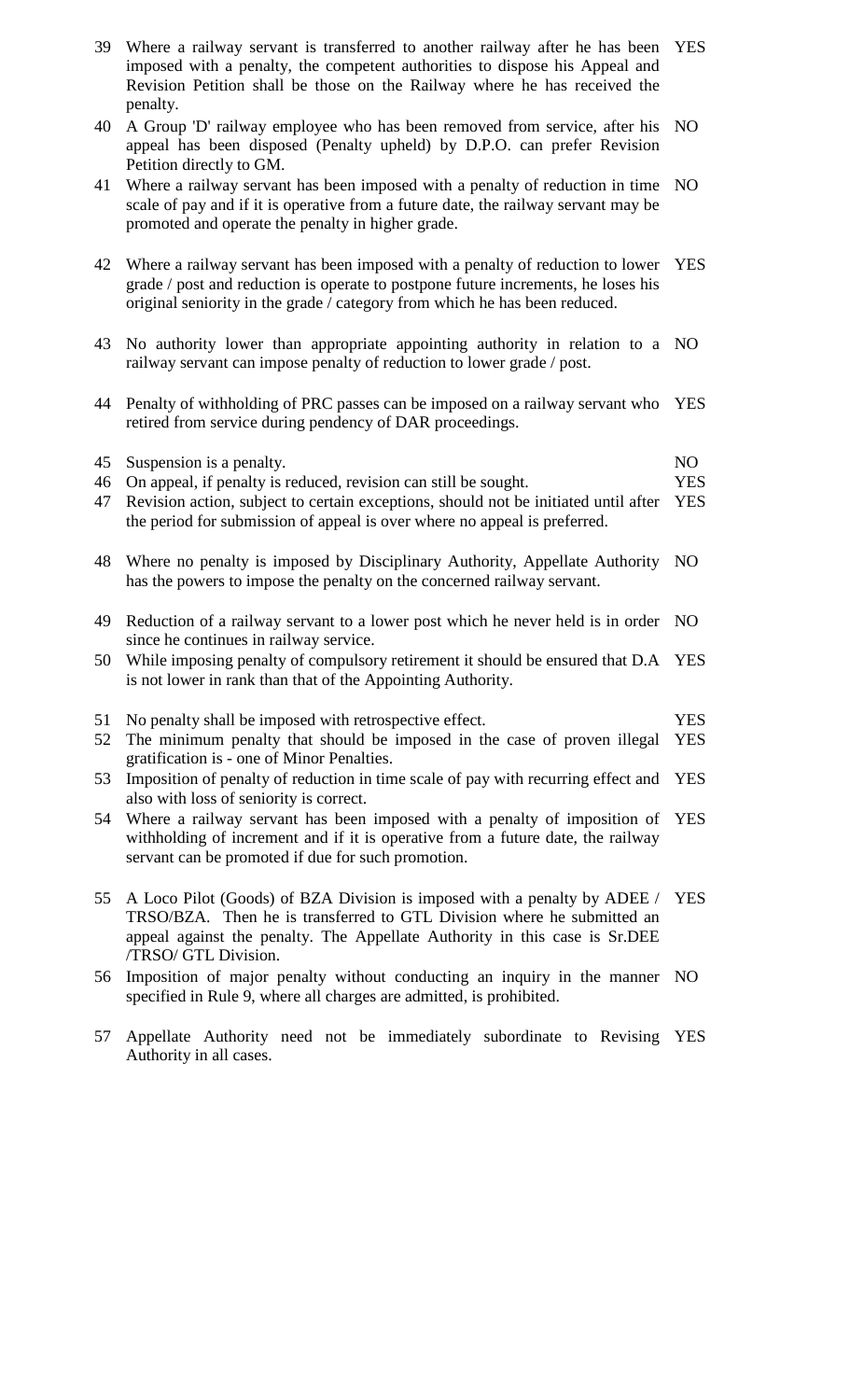| | | |
|---|---|---|
| 39 | Where a railway servant is transferred to another railway after he has been imposed with a penalty, the competent authorities to dispose his Appeal and Revision Petition shall be those on the Railway where he has received the penalty. | YES |
| 40 | A Group 'D' railway employee who has been removed from service, after his appeal has been disposed (Penalty upheld) by D.P.O. can prefer Revision Petition directly to GM. | NO |
| 41 | Where a railway servant has been imposed with a penalty of reduction in time scale of pay and if it is operative from a future date, the railway servant may be promoted and operate the penalty in higher grade. | NO |
| 42 | Where a railway servant has been imposed with a penalty of reduction to lower grade / post and reduction is operate to postpone future increments, he loses his original seniority in the grade / category from which he has been reduced. | YES |
| 43 | No authority lower than appropriate appointing authority in relation to a railway servant can impose penalty of reduction to lower grade / post. | NO |
| 44 | Penalty of withholding of PRC passes can be imposed on a railway servant who retired from service during pendency of DAR proceedings. | YES |
| 45 | Suspension is a penalty. | NO |
| 46 | On appeal, if penalty is reduced, revision can still be sought. | YES |
| 47 | Revision action, subject to certain exceptions, should not be initiated until after the period for submission of appeal is over where no appeal is preferred. | YES |
| 48 | Where no penalty is imposed by Disciplinary Authority, Appellate Authority has the powers to impose the penalty on the concerned railway servant. | NO |
| 49 | Reduction of a railway servant to a lower post which he never held is in order since he continues in railway service. | NO |
| 50 | While imposing penalty of compulsory retirement it should be ensured that D.A is not lower in rank than that of the Appointing Authority. | YES |
| 51 | No penalty shall be imposed with retrospective effect. | YES |
| 52 | The minimum penalty that should be imposed in the case of proven illegal gratification is - one of Minor Penalties. | YES |
| 53 | Imposition of penalty of reduction in time scale of pay with recurring effect and also with loss of seniority is correct. | YES |
| 54 | Where a railway servant has been imposed with a penalty of imposition of withholding of increment and if it is operative from a future date, the railway servant can be promoted if due for such promotion. | YES |
| 55 | A Loco Pilot (Goods) of BZA Division is imposed with a penalty by ADEE / TRSO/BZA. Then he is transferred to GTL Division where he submitted an appeal against the penalty. The Appellate Authority in this case is Sr.DEE /TRSO/ GTL Division. | YES |
| 56 | Imposition of major penalty without conducting an inquiry in the manner specified in Rule 9, where all charges are admitted, is prohibited. | NO |
| 57 | Appellate Authority need not be immediately subordinate to Revising Authority in all cases. | YES |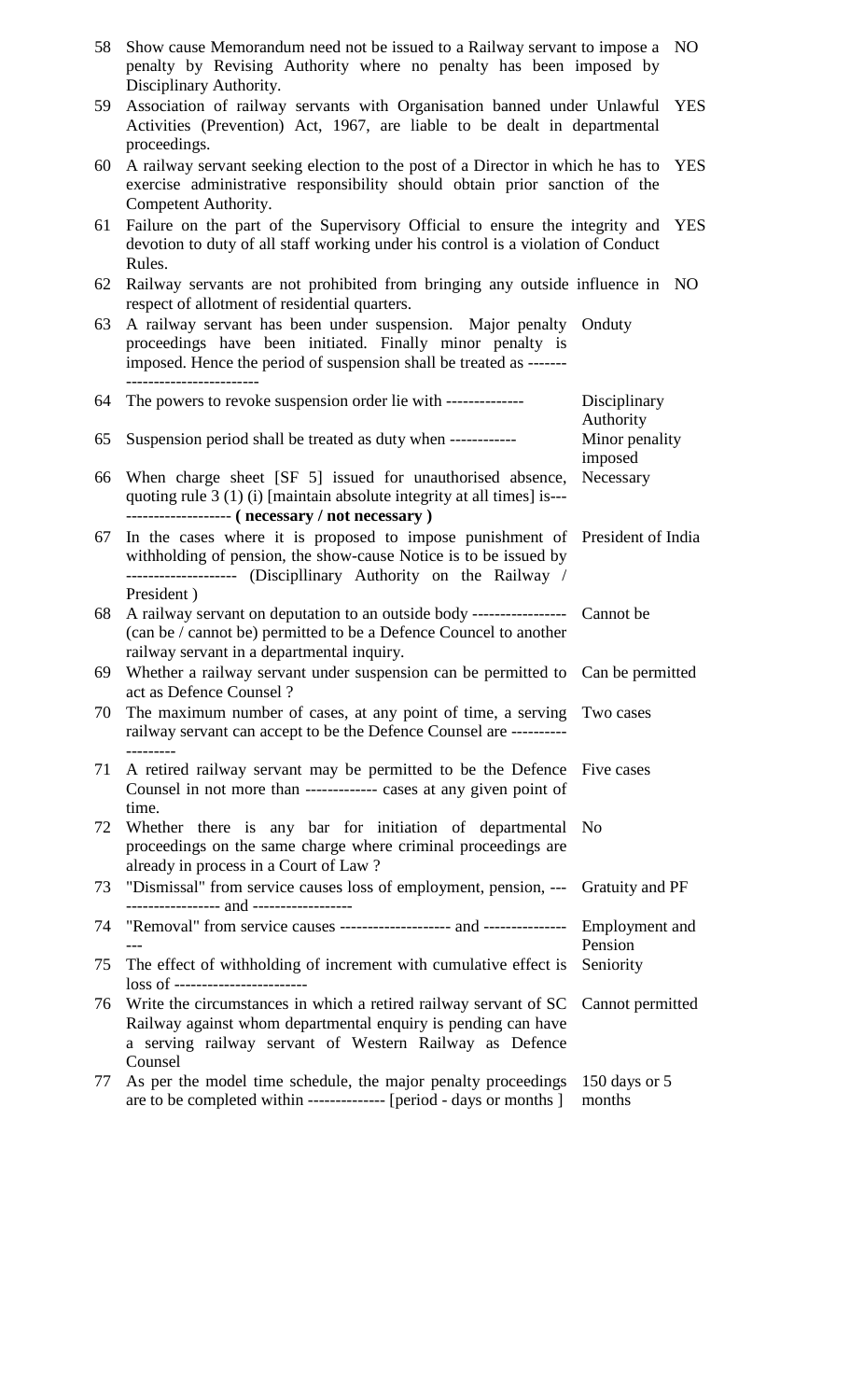| | | |
|---|---|---|
| 58 | Show cause Memorandum need not be issued to a Railway servant to impose a penalty by Revising Authority where no penalty has been imposed by Disciplinary Authority. | NO |
| 59 | Association of railway servants with Organisation banned under Unlawful Activities (Prevention) Act, 1967, are liable to be dealt in departmental proceedings. | YES |
| 60 | A railway servant seeking election to the post of a Director in which he has to exercise administrative responsibility should obtain prior sanction of the Competent Authority. | YES |
| 61 | Failure on the part of the Supervisory Official to ensure the integrity and devotion to duty of all staff working under his control is a violation of Conduct Rules. | YES |
| 62 | Railway servants are not prohibited from bringing any outside influence in respect of allotment of residential quarters. | NO |
| 63 | A railway servant has been under suspension. Major penalty proceedings have been initiated. Finally minor penalty is imposed. Hence the period of suspension shall be treated as ------------------------------ | Onduty |
| 64 | The powers to revoke suspension order lie with -------------- | Disciplinary Authority |
| 65 | Suspension period shall be treated as duty when ------------ | Minor penality imposed |
| 66 | When charge sheet [SF 5] issued for unauthorised absence, quoting rule 3 (1) (i) [maintain absolute integrity at all times] is--------------------- **( necessary / not necessary )** | Necessary |
| 67 | In the cases where it is proposed to impose punishment of withholding of pension, the show-cause Notice is to be issued by ------------------- (Discipllinary Authority on the Railway / President ) | President of India |
| 68 | A railway servant on deputation to an outside body ----------------- (can be / cannot be) permitted to be a Defence Council to another railway servant in a departmental inquiry. | Cannot be |
| 69 | Whether a railway servant under suspension can be permitted to act as Defence Counsel ? | Can be permitted |
| 70 | The maximum number of cases, at any point of time, a serving railway servant can accept to be the Defence Counsel are ------------------- | Two cases |
| 71 | A retired railway servant may be permitted to be the Defence Counsel in not more than ------------ cases at any given point of time. | Five cases |
| 72 | Whether there is any bar for initiation of departmental proceedings on the same charge where criminal proceedings are already in process in a Court of Law ? | No |
| 73 | "Dismissal" from service causes loss of employment, pension, -------------------- and ------------------ | Gratuity and PF |
| 74 | "Removal" from service causes -------------------- and ------------------ | Employment and Pension |
| 75 | The effect of withholding of increment with cumulative effect is loss of ----------------------- | Seniority |
| 76 | Write the circumstances in which a retired railway servant of SC Railway against whom departmental enquiry is pending can have a serving railway servant of Western Railway as Defence Counsel | Cannot permitted |
| 77 | As per the model time schedule, the major penalty proceedings are to be completed within -------------- [period - days or months ] | 150 days or 5 months |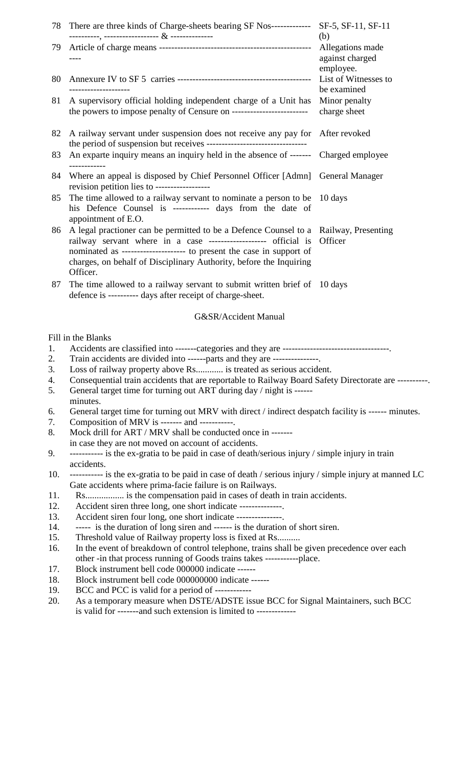| | | |
|---|---|---|
| 78 | There are three kinds of Charge-sheets bearing SF Nos------------- ----------, ------------------ & -------------- | SF-5, SF-11, SF-11 (b) |
| 79 | Article of charge means -------------------------------------------------- ---- | Allegations made against charged employee. |
| 80 | Annexure IV to SF 5 carries ------------------------------------------- -------------------- | List of Witnesses to be examined |
| 81 | A supervisory official holding independent charge of a Unit has the powers to impose penalty of Censure on ------------------------ | Minor penalty charge sheet |
| 82 | A railway servant under suspension does not receive any pay for the period of suspension but receives -------------------------------- | After revoked |
| 83 | An exparte inquiry means an inquiry held in the absence of ------- ------------ | Charged employee |
| 84 | Where an appeal is disposed by Chief Personnel Officer [Admn] revision petition lies to ------------------ | General Manager |
| 85 | The time allowed to a railway servant to nominate a person to be his Defence Counsel is ----------- days from the date of appointment of E.O. | 10 days |
| 86 | A legal practioner can be permitted to be a Defence Counsel to a railway servant where in a case ------------------- official is nominated as -------------------- to present the case in support of charges, on behalf of Disciplinary Authority, before the Inquiring Officer. | Railway, Presenting Officer |
| 87 | The time allowed to a railway servant to submit written brief of defence is ---------- days after receipt of charge-sheet. | 10 days |

## G&SR/Accident Manual

Fill in the Blanks

1. Accidents are classified into -------categories and they are -----------------------------------.
2. Train accidents are divided into ------parts and they are ---------------.
3. Loss of railway property above Rs............ is treated as serious accident.
4. Consequential train accidents that are reportable to Railway Board Safety Directorate are ----------.
5. General target time for turning out ART during day / night is ------ minutes.
6. General target time for turning out MRV with direct / indirect despatch facility is ------ minutes.
7. Composition of MRV is ------- and -----------.
8. Mock drill for ART / MRV shall be conducted once in ------- in case they are not moved on account of accidents.
9. ----------- is the ex-gratia to be paid in case of death/serious injury / simple injury in train accidents.
10. ----------- is the ex-gratia to be paid in case of death / serious injury / simple injury at manned LC Gate accidents where prima-facie failure is on Railways.
11. Rs................. is the compensation paid in cases of death in train accidents.
12. Accident siren three long, one short indicate --------------.
13. Accident siren four long, one short indicate ---------------.
14. ----- is the duration of long siren and ------ is the duration of short siren.
15. Threshold value of Railway property loss is fixed at Rs..........
16. In the event of breakdown of control telephone, trains shall be given precedence over each other -in that process running of Goods trains takes -----------place.
17. Block instrument bell code 000000 indicate ------
18. Block instrument bell code 000000000 indicate ------
19. BCC and PCC is valid for a period of ------------
20. As a temporary measure when DSTE/ADSTE issue BCC for Signal Maintainers, such BCC is valid for -------and such extension is limited to -------------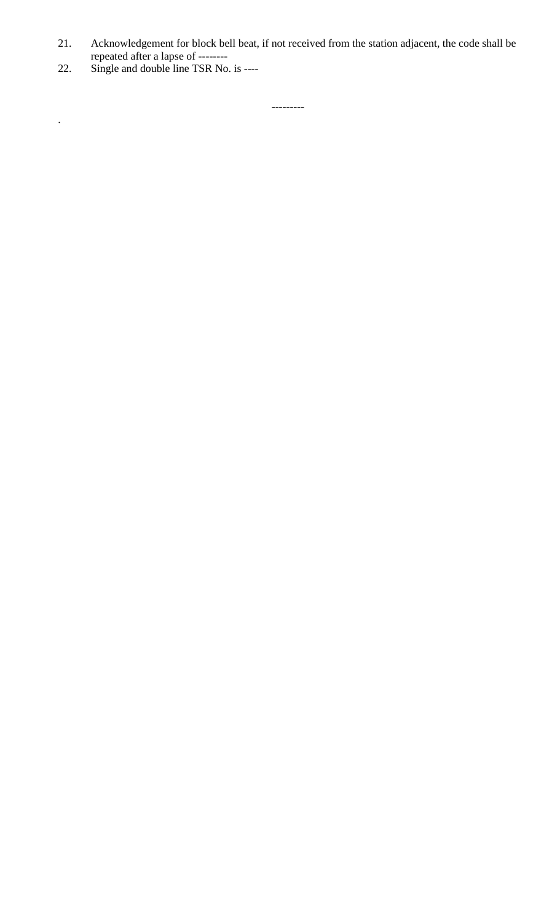21. Acknowledgement for block bell beat, if not received from the station adjacent, the code shall be repeated after a lapse of --------
22. Single and double line TSR No. is ----

---------

.